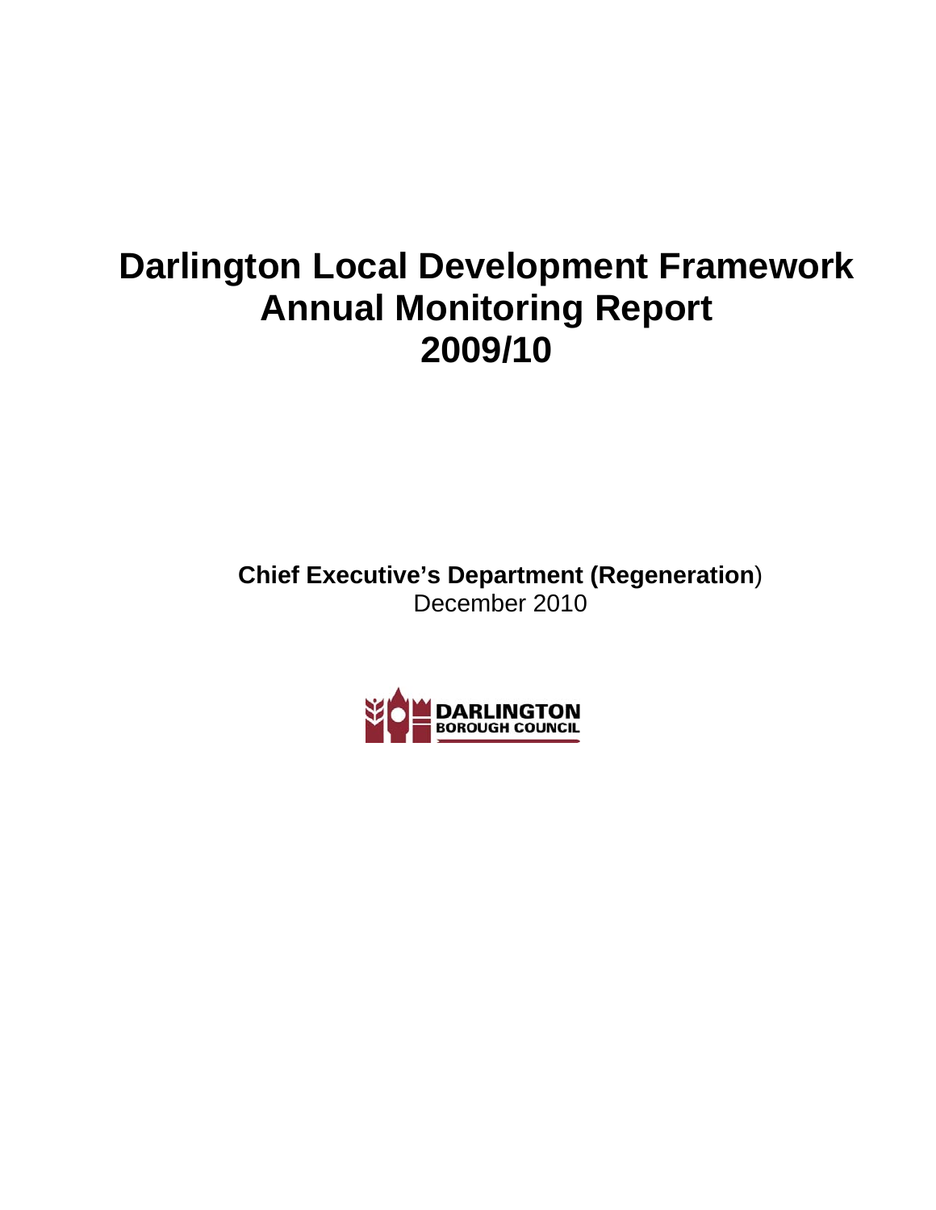# Darlington Local Development Framework
# Annual Monitoring Report
# 2009/10

**Chief Executive's Department (Regeneration**)
December 2010

DARLINGTON
BOROUGH COUNCIL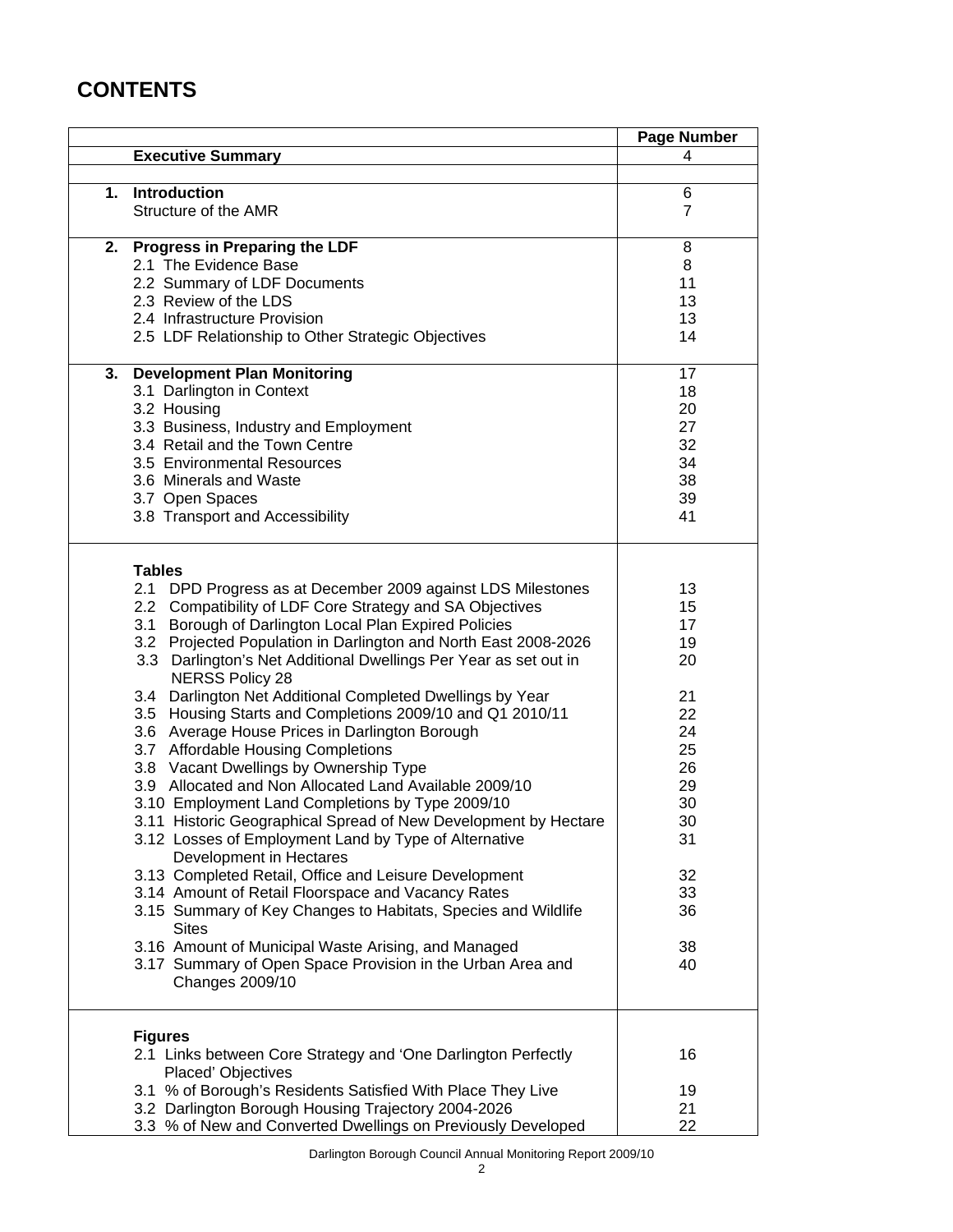# CONTENTS

| | | Page Number |
|---|---|---|
| | **Executive Summary** | 4 |
| | | |
| **1.** | **Introduction** | 6 |
| | Structure of the AMR | 7 |
| **2.** | **Progress in Preparing the LDF** | 8 |
| | 2.1 The Evidence Base | 8 |
| | 2.2 Summary of LDF Documents | 11 |
| | 2.3 Review of the LDS | 13 |
| | 2.4 Infrastructure Provision | 13 |
| | 2.5 LDF Relationship to Other Strategic Objectives | 14 |
| **3.** | **Development Plan Monitoring** | 17 |
| | 3.1 Darlington in Context | 18 |
| | 3.2 Housing | 20 |
| | 3.3 Business, Industry and Employment | 27 |
| | 3.4 Retail and the Town Centre | 32 |
| | 3.5 Environmental Resources | 34 |
| | 3.6 Minerals and Waste | 38 |
| | 3.7 Open Spaces | 39 |
| | 3.8 Transport and Accessibility | 41 |
| | **Tables** | |
| | 2.1 DPD Progress as at December 2009 against LDS Milestones | 13 |
| | 2.2 Compatibility of LDF Core Strategy and SA Objectives | 15 |
| | 3.1 Borough of Darlington Local Plan Expired Policies | 17 |
| | 3.2 Projected Population in Darlington and North East 2008-2026 | 19 |
| | 3.3 Darlington's Net Additional Dwellings Per Year as set out in NERSS Policy 28 | 20 |
| | 3.4 Darlington Net Additional Completed Dwellings by Year | 21 |
| | 3.5 Housing Starts and Completions 2009/10 and Q1 2010/11 | 22 |
| | 3.6 Average House Prices in Darlington Borough | 24 |
| | 3.7 Affordable Housing Completions | 25 |
| | 3.8 Vacant Dwellings by Ownership Type | 26 |
| | 3.9 Allocated and Non Allocated Land Available 2009/10 | 29 |
| | 3.10 Employment Land Completions by Type 2009/10 | 30 |
| | 3.11 Historic Geographical Spread of New Development by Hectare | 30 |
| | 3.12 Losses of Employment Land by Type of Alternative Development in Hectares | 31 |
| | 3.13 Completed Retail, Office and Leisure Development | 32 |
| | 3.14 Amount of Retail Floorspace and Vacancy Rates | 33 |
| | 3.15 Summary of Key Changes to Habitats, Species and Wildlife Sites | 36 |
| | 3.16 Amount of Municipal Waste Arising, and Managed | 38 |
| | 3.17 Summary of Open Space Provision in the Urban Area and Changes 2009/10 | 40 |
| | **Figures** | |
| | 2.1 Links between Core Strategy and 'One Darlington Perfectly Placed' Objectives | 16 |
| | 3.1 % of Borough's Residents Satisfied With Place They Live | 19 |
| | 3.2 Darlington Borough Housing Trajectory 2004-2026 | 21 |
| | 3.3 % of New and Converted Dwellings on Previously Developed | 22 |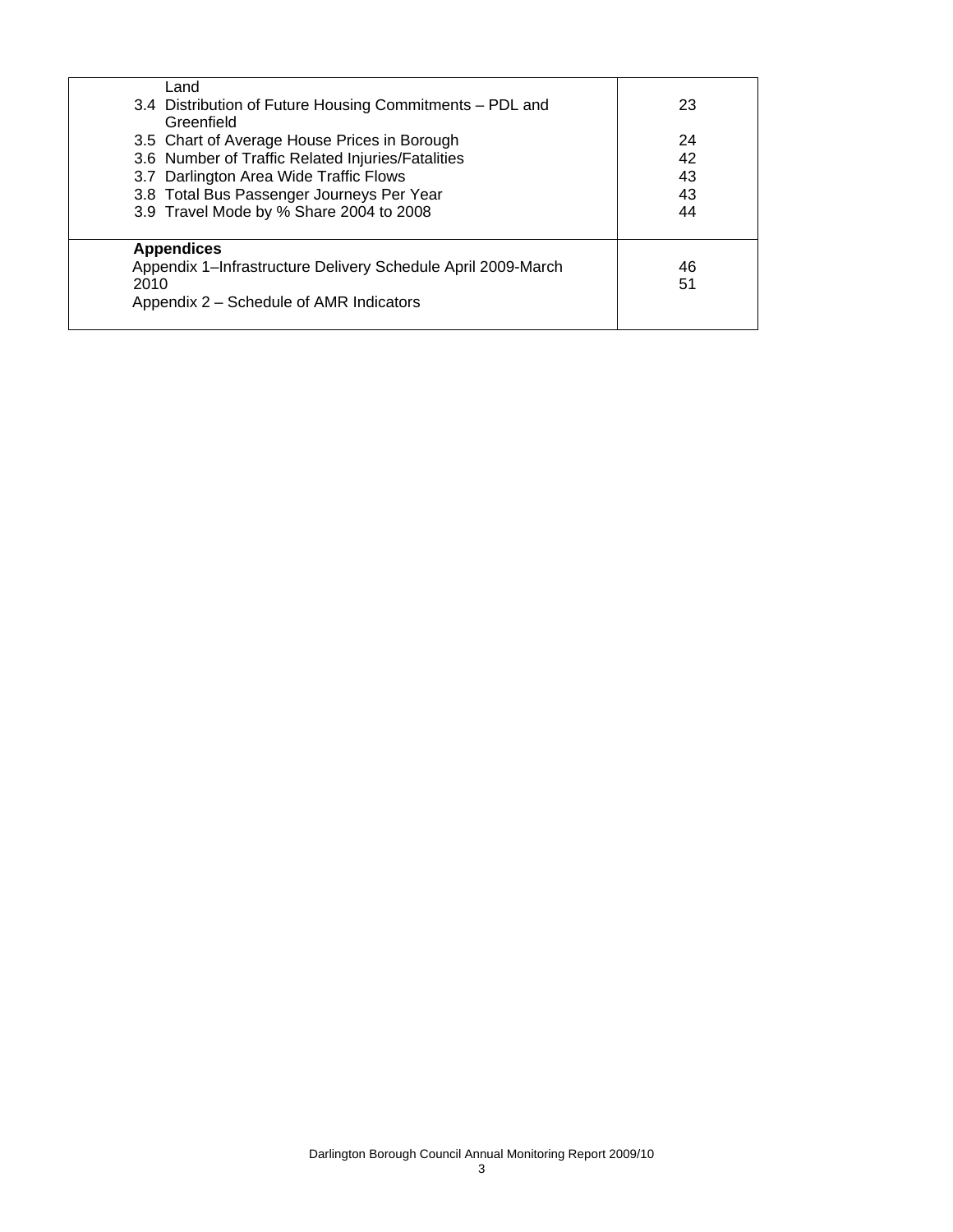| | |
|---|---|
| Land | |
| 3.4 Distribution of Future Housing Commitments – PDL and Greenfield | 23 |
| 3.5 Chart of Average House Prices in Borough | 24 |
| 3.6 Number of Traffic Related Injuries/Fatalities | 42 |
| 3.7 Darlington Area Wide Traffic Flows | 43 |
| 3.8 Total Bus Passenger Journeys Per Year | 43 |
| 3.9 Travel Mode by % Share 2004 to 2008 | 44 |
| **Appendices** | |
| Appendix 1–Infrastructure Delivery Schedule April 2009-March 2010 | 46 |
| Appendix 2 – Schedule of AMR Indicators | 51 |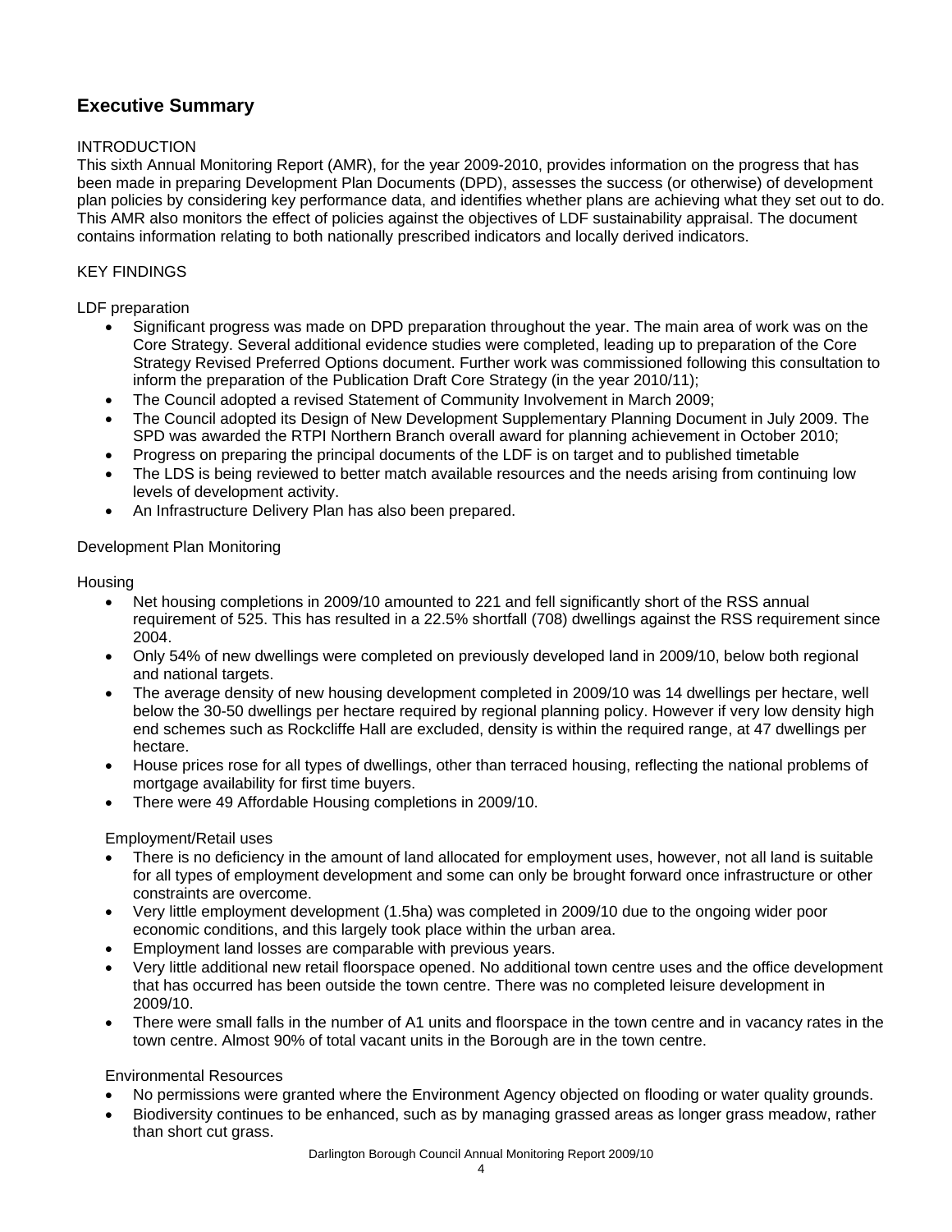## Executive Summary

INTRODUCTION

This sixth Annual Monitoring Report (AMR), for the year 2009-2010, provides information on the progress that has been made in preparing Development Plan Documents (DPD), assesses the success (or otherwise) of development plan policies by considering key performance data, and identifies whether plans are achieving what they set out to do. This AMR also monitors the effect of policies against the objectives of LDF sustainability appraisal. The document contains information relating to both nationally prescribed indicators and locally derived indicators.

KEY FINDINGS

LDF preparation

- Significant progress was made on DPD preparation throughout the year. The main area of work was on the Core Strategy. Several additional evidence studies were completed, leading up to preparation of the Core Strategy Revised Preferred Options document. Further work was commissioned following this consultation to inform the preparation of the Publication Draft Core Strategy (in the year 2010/11);
- The Council adopted a revised Statement of Community Involvement in March 2009;
- The Council adopted its Design of New Development Supplementary Planning Document in July 2009. The SPD was awarded the RTPI Northern Branch overall award for planning achievement in October 2010;
- Progress on preparing the principal documents of the LDF is on target and to published timetable
- The LDS is being reviewed to better match available resources and the needs arising from continuing low levels of development activity.
- An Infrastructure Delivery Plan has also been prepared.

Development Plan Monitoring

Housing

- Net housing completions in 2009/10 amounted to 221 and fell significantly short of the RSS annual requirement of 525. This has resulted in a 22.5% shortfall (708) dwellings against the RSS requirement since 2004.
- Only 54% of new dwellings were completed on previously developed land in 2009/10, below both regional and national targets.
- The average density of new housing development completed in 2009/10 was 14 dwellings per hectare, well below the 30-50 dwellings per hectare required by regional planning policy. However if very low density high end schemes such as Rockcliffe Hall are excluded, density is within the required range, at 47 dwellings per hectare.
- House prices rose for all types of dwellings, other than terraced housing, reflecting the national problems of mortgage availability for first time buyers.
- There were 49 Affordable Housing completions in 2009/10.

Employment/Retail uses

- There is no deficiency in the amount of land allocated for employment uses, however, not all land is suitable for all types of employment development and some can only be brought forward once infrastructure or other constraints are overcome.
- Very little employment development (1.5ha) was completed in 2009/10 due to the ongoing wider poor economic conditions, and this largely took place within the urban area.
- Employment land losses are comparable with previous years.
- Very little additional new retail floorspace opened. No additional town centre uses and the office development that has occurred has been outside the town centre. There was no completed leisure development in 2009/10.
- There were small falls in the number of A1 units and floorspace in the town centre and in vacancy rates in the town centre. Almost 90% of total vacant units in the Borough are in the town centre.

Environmental Resources

- No permissions were granted where the Environment Agency objected on flooding or water quality grounds.
- Biodiversity continues to be enhanced, such as by managing grassed areas as longer grass meadow, rather than short cut grass.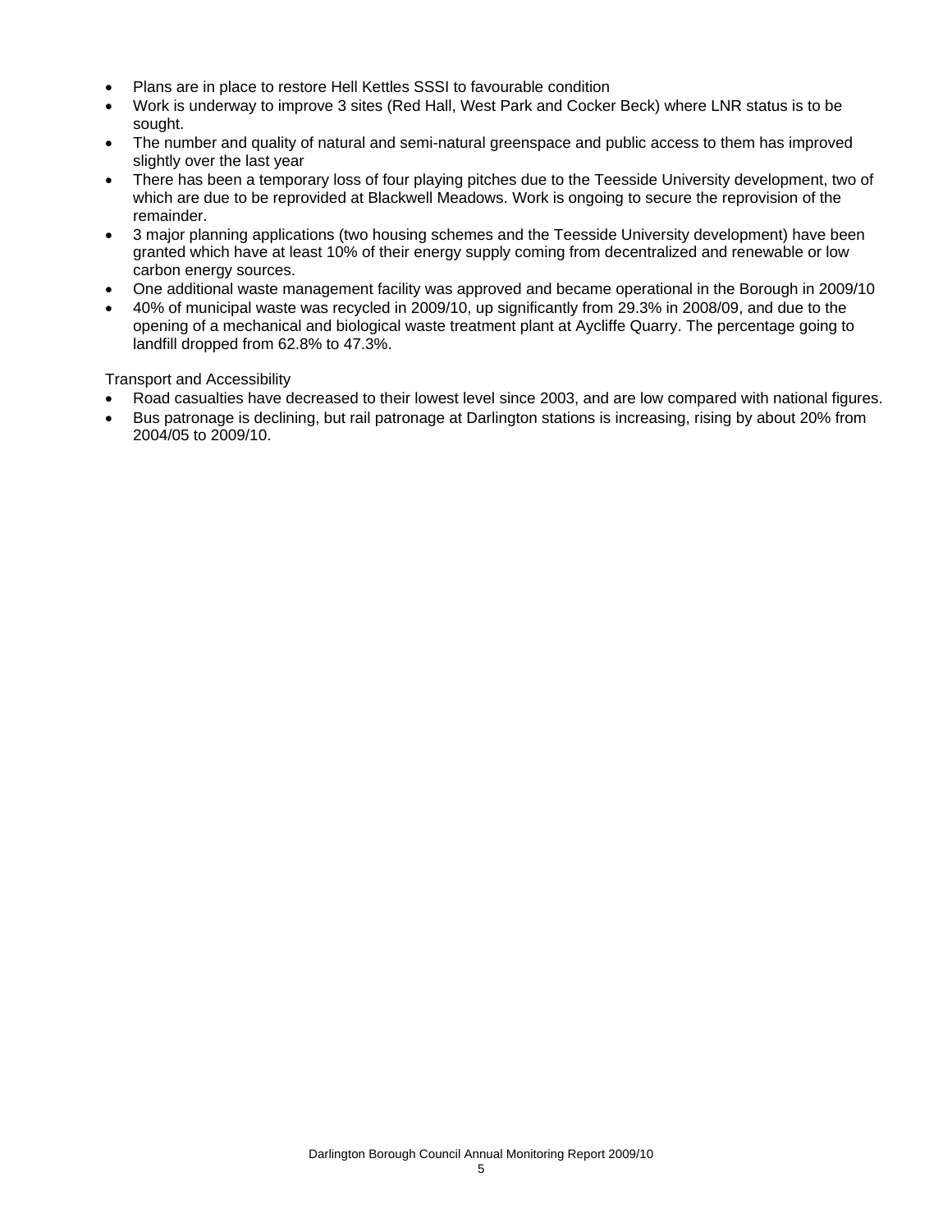- Plans are in place to restore Hell Kettles SSSI to favourable condition
- Work is underway to improve 3 sites (Red Hall, West Park and Cocker Beck) where LNR status is to be sought.
- The number and quality of natural and semi-natural greenspace and public access to them has improved slightly over the last year
- There has been a temporary loss of four playing pitches due to the Teesside University development, two of which are due to be reprovided at Blackwell Meadows. Work is ongoing to secure the reprovision of the remainder.
- 3 major planning applications (two housing schemes and the Teesside University development) have been granted which have at least 10% of their energy supply coming from decentralized and renewable or low carbon energy sources.
- One additional waste management facility was approved and became operational in the Borough in 2009/10
- 40% of municipal waste was recycled in 2009/10, up significantly from 29.3% in 2008/09, and due to the opening of a mechanical and biological waste treatment plant at Aycliffe Quarry. The percentage going to landfill dropped from 62.8% to 47.3%.

Transport and Accessibility

- Road casualties have decreased to their lowest level since 2003, and are low compared with national figures.
- Bus patronage is declining, but rail patronage at Darlington stations is increasing, rising by about 20% from 2004/05 to 2009/10.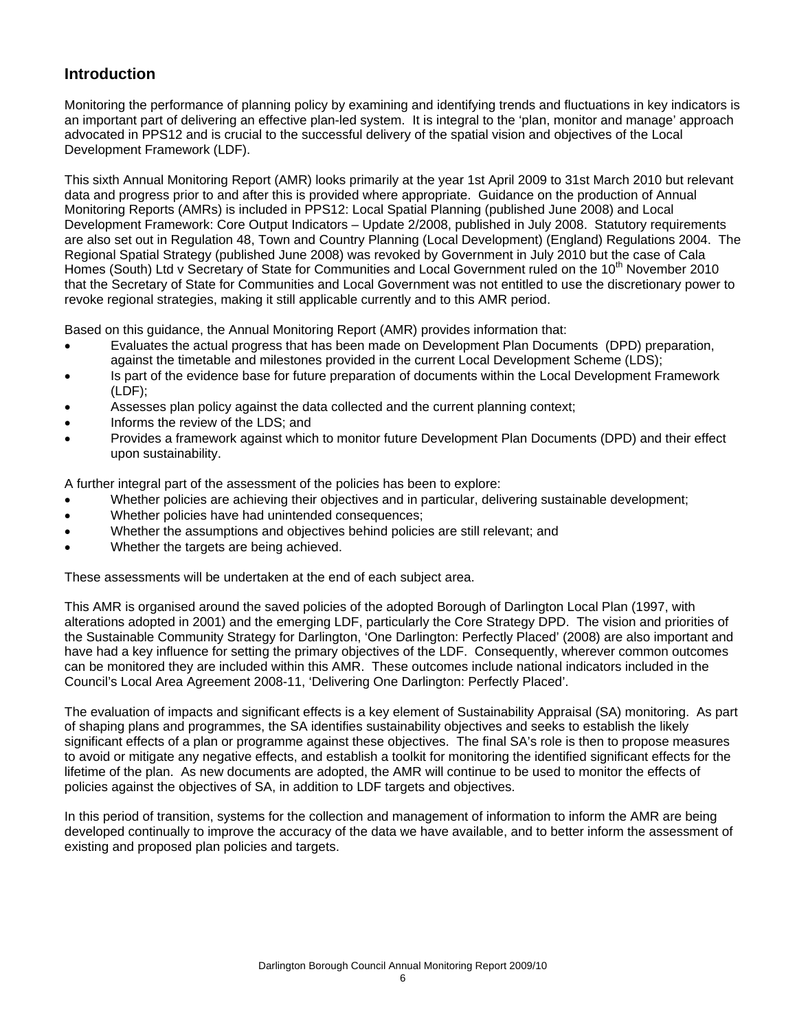## Introduction

Monitoring the performance of planning policy by examining and identifying trends and fluctuations in key indicators is an important part of delivering an effective plan-led system. It is integral to the 'plan, monitor and manage' approach advocated in PPS12 and is crucial to the successful delivery of the spatial vision and objectives of the Local Development Framework (LDF).

This sixth Annual Monitoring Report (AMR) looks primarily at the year 1st April 2009 to 31st March 2010 but relevant data and progress prior to and after this is provided where appropriate. Guidance on the production of Annual Monitoring Reports (AMRs) is included in PPS12: Local Spatial Planning (published June 2008) and Local Development Framework: Core Output Indicators – Update 2/2008, published in July 2008. Statutory requirements are also set out in Regulation 48, Town and Country Planning (Local Development) (England) Regulations 2004. The Regional Spatial Strategy (published June 2008) was revoked by Government in July 2010 but the case of Cala Homes (South) Ltd v Secretary of State for Communities and Local Government ruled on the 10th November 2010 that the Secretary of State for Communities and Local Government was not entitled to use the discretionary power to revoke regional strategies, making it still applicable currently and to this AMR period.

Based on this guidance, the Annual Monitoring Report (AMR) provides information that:

- Evaluates the actual progress that has been made on Development Plan Documents (DPD) preparation, against the timetable and milestones provided in the current Local Development Scheme (LDS);
- Is part of the evidence base for future preparation of documents within the Local Development Framework (LDF);
- Assesses plan policy against the data collected and the current planning context;
- Informs the review of the LDS; and
- Provides a framework against which to monitor future Development Plan Documents (DPD) and their effect upon sustainability.

A further integral part of the assessment of the policies has been to explore:

- Whether policies are achieving their objectives and in particular, delivering sustainable development;
- Whether policies have had unintended consequences;
- Whether the assumptions and objectives behind policies are still relevant; and
- Whether the targets are being achieved.

These assessments will be undertaken at the end of each subject area.

This AMR is organised around the saved policies of the adopted Borough of Darlington Local Plan (1997, with alterations adopted in 2001) and the emerging LDF, particularly the Core Strategy DPD. The vision and priorities of the Sustainable Community Strategy for Darlington, 'One Darlington: Perfectly Placed' (2008) are also important and have had a key influence for setting the primary objectives of the LDF. Consequently, wherever common outcomes can be monitored they are included within this AMR. These outcomes include national indicators included in the Council's Local Area Agreement 2008-11, 'Delivering One Darlington: Perfectly Placed'.

The evaluation of impacts and significant effects is a key element of Sustainability Appraisal (SA) monitoring. As part of shaping plans and programmes, the SA identifies sustainability objectives and seeks to establish the likely significant effects of a plan or programme against these objectives. The final SA's role is then to propose measures to avoid or mitigate any negative effects, and establish a toolkit for monitoring the identified significant effects for the lifetime of the plan. As new documents are adopted, the AMR will continue to be used to monitor the effects of policies against the objectives of SA, in addition to LDF targets and objectives.

In this period of transition, systems for the collection and management of information to inform the AMR are being developed continually to improve the accuracy of the data we have available, and to better inform the assessment of existing and proposed plan policies and targets.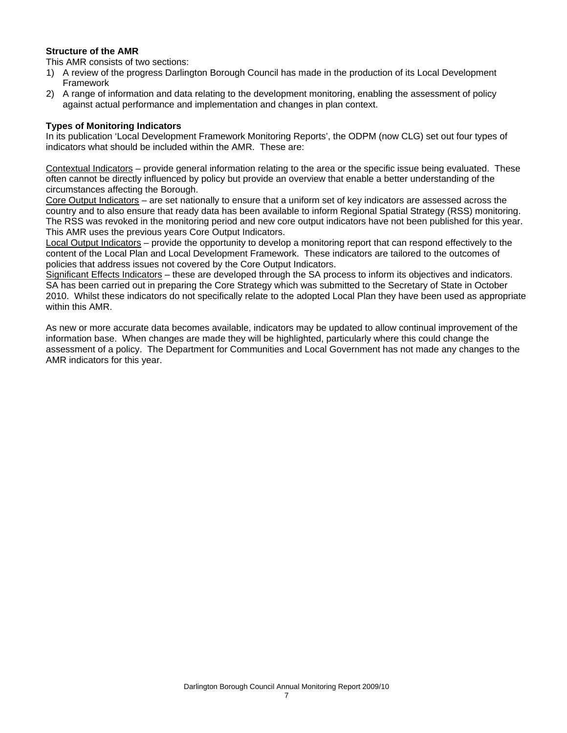**Structure of the AMR**

This AMR consists of two sections:

1) A review of the progress Darlington Borough Council has made in the production of its Local Development Framework
2) A range of information and data relating to the development monitoring, enabling the assessment of policy against actual performance and implementation and changes in plan context.

**Types of Monitoring Indicators**

In its publication 'Local Development Framework Monitoring Reports', the ODPM (now CLG) set out four types of indicators what should be included within the AMR. These are:

<u>Contextual Indicators</u> – provide general information relating to the area or the specific issue being evaluated. These often cannot be directly influenced by policy but provide an overview that enable a better understanding of the circumstances affecting the Borough.

<u>Core Output Indicators</u> – are set nationally to ensure that a uniform set of key indicators are assessed across the country and to also ensure that ready data has been available to inform Regional Spatial Strategy (RSS) monitoring. The RSS was revoked in the monitoring period and new core output indicators have not been published for this year. This AMR uses the previous years Core Output Indicators.

<u>Local Output Indicators</u> – provide the opportunity to develop a monitoring report that can respond effectively to the content of the Local Plan and Local Development Framework. These indicators are tailored to the outcomes of policies that address issues not covered by the Core Output Indicators.

<u>Significant Effects Indicators</u> – these are developed through the SA process to inform its objectives and indicators. SA has been carried out in preparing the Core Strategy which was submitted to the Secretary of State in October 2010. Whilst these indicators do not specifically relate to the adopted Local Plan they have been used as appropriate within this AMR.

As new or more accurate data becomes available, indicators may be updated to allow continual improvement of the information base. When changes are made they will be highlighted, particularly where this could change the assessment of a policy. The Department for Communities and Local Government has not made any changes to the AMR indicators for this year.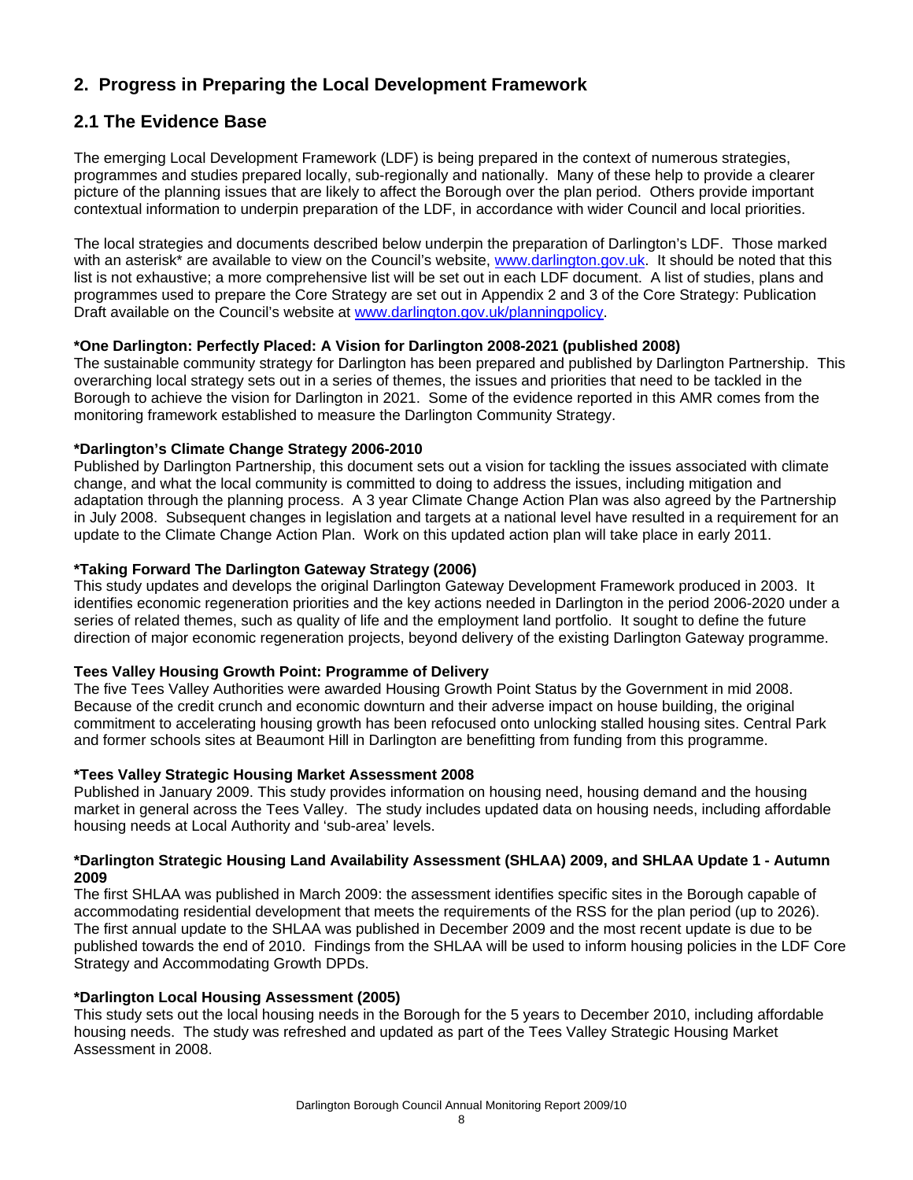## 2. Progress in Preparing the Local Development Framework

## 2.1 The Evidence Base

The emerging Local Development Framework (LDF) is being prepared in the context of numerous strategies, programmes and studies prepared locally, sub-regionally and nationally. Many of these help to provide a clearer picture of the planning issues that are likely to affect the Borough over the plan period. Others provide important contextual information to underpin preparation of the LDF, in accordance with wider Council and local priorities.

The local strategies and documents described below underpin the preparation of Darlington's LDF. Those marked with an asterisk* are available to view on the Council's website, www.darlington.gov.uk. It should be noted that this list is not exhaustive; a more comprehensive list will be set out in each LDF document. A list of studies, plans and programmes used to prepare the Core Strategy are set out in Appendix 2 and 3 of the Core Strategy: Publication Draft available on the Council's website at www.darlington.gov.uk/planningpolicy.

**\*One Darlington: Perfectly Placed: A Vision for Darlington 2008-2021 (published 2008)**
The sustainable community strategy for Darlington has been prepared and published by Darlington Partnership. This overarching local strategy sets out in a series of themes, the issues and priorities that need to be tackled in the Borough to achieve the vision for Darlington in 2021. Some of the evidence reported in this AMR comes from the monitoring framework established to measure the Darlington Community Strategy.

**\*Darlington's Climate Change Strategy 2006-2010**
Published by Darlington Partnership, this document sets out a vision for tackling the issues associated with climate change, and what the local community is committed to doing to address the issues, including mitigation and adaptation through the planning process. A 3 year Climate Change Action Plan was also agreed by the Partnership in July 2008. Subsequent changes in legislation and targets at a national level have resulted in a requirement for an update to the Climate Change Action Plan. Work on this updated action plan will take place in early 2011.

**\*Taking Forward The Darlington Gateway Strategy (2006)**
This study updates and develops the original Darlington Gateway Development Framework produced in 2003. It identifies economic regeneration priorities and the key actions needed in Darlington in the period 2006-2020 under a series of related themes, such as quality of life and the employment land portfolio. It sought to define the future direction of major economic regeneration projects, beyond delivery of the existing Darlington Gateway programme.

**Tees Valley Housing Growth Point: Programme of Delivery**
The five Tees Valley Authorities were awarded Housing Growth Point Status by the Government in mid 2008. Because of the credit crunch and economic downturn and their adverse impact on house building, the original commitment to accelerating housing growth has been refocused onto unlocking stalled housing sites. Central Park and former schools sites at Beaumont Hill in Darlington are benefitting from funding from this programme.

**\*Tees Valley Strategic Housing Market Assessment 2008**
Published in January 2009. This study provides information on housing need, housing demand and the housing market in general across the Tees Valley. The study includes updated data on housing needs, including affordable housing needs at Local Authority and 'sub-area' levels.

**\*Darlington Strategic Housing Land Availability Assessment (SHLAA) 2009, and SHLAA Update 1 - Autumn 2009**
The first SHLAA was published in March 2009: the assessment identifies specific sites in the Borough capable of accommodating residential development that meets the requirements of the RSS for the plan period (up to 2026). The first annual update to the SHLAA was published in December 2009 and the most recent update is due to be published towards the end of 2010. Findings from the SHLAA will be used to inform housing policies in the LDF Core Strategy and Accommodating Growth DPDs.

**\*Darlington Local Housing Assessment (2005)**
This study sets out the local housing needs in the Borough for the 5 years to December 2010, including affordable housing needs. The study was refreshed and updated as part of the Tees Valley Strategic Housing Market Assessment in 2008.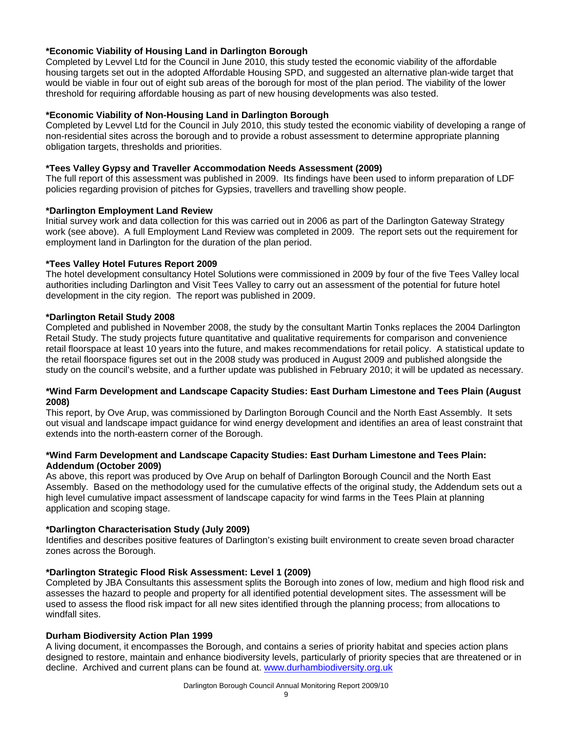**\*Economic Viability of Housing Land in Darlington Borough**
Completed by Levvel Ltd for the Council in June 2010, this study tested the economic viability of the affordable housing targets set out in the adopted Affordable Housing SPD, and suggested an alternative plan-wide target that would be viable in four out of eight sub areas of the borough for most of the plan period. The viability of the lower threshold for requiring affordable housing as part of new housing developments was also tested.

**\*Economic Viability of Non-Housing Land in Darlington Borough**
Completed by Levvel Ltd for the Council in July 2010, this study tested the economic viability of developing a range of non-residential sites across the borough and to provide a robust assessment to determine appropriate planning obligation targets, thresholds and priorities.

**\*Tees Valley Gypsy and Traveller Accommodation Needs Assessment (2009)**
The full report of this assessment was published in 2009. Its findings have been used to inform preparation of LDF policies regarding provision of pitches for Gypsies, travellers and travelling show people.

**\*Darlington Employment Land Review**
Initial survey work and data collection for this was carried out in 2006 as part of the Darlington Gateway Strategy work (see above). A full Employment Land Review was completed in 2009. The report sets out the requirement for employment land in Darlington for the duration of the plan period.

**\*Tees Valley Hotel Futures Report 2009**
The hotel development consultancy Hotel Solutions were commissioned in 2009 by four of the five Tees Valley local authorities including Darlington and Visit Tees Valley to carry out an assessment of the potential for future hotel development in the city region. The report was published in 2009.

**\*Darlington Retail Study 2008**
Completed and published in November 2008, the study by the consultant Martin Tonks replaces the 2004 Darlington Retail Study. The study projects future quantitative and qualitative requirements for comparison and convenience retail floorspace at least 10 years into the future, and makes recommendations for retail policy. A statistical update to the retail floorspace figures set out in the 2008 study was produced in August 2009 and published alongside the study on the council's website, and a further update was published in February 2010; it will be updated as necessary.

**\*Wind Farm Development and Landscape Capacity Studies: East Durham Limestone and Tees Plain (August 2008)**
This report, by Ove Arup, was commissioned by Darlington Borough Council and the North East Assembly. It sets out visual and landscape impact guidance for wind energy development and identifies an area of least constraint that extends into the north-eastern corner of the Borough.

**\*Wind Farm Development and Landscape Capacity Studies: East Durham Limestone and Tees Plain: Addendum (October 2009)**
As above, this report was produced by Ove Arup on behalf of Darlington Borough Council and the North East Assembly. Based on the methodology used for the cumulative effects of the original study, the Addendum sets out a high level cumulative impact assessment of landscape capacity for wind farms in the Tees Plain at planning application and scoping stage.

**\*Darlington Characterisation Study (July 2009)**
Identifies and describes positive features of Darlington's existing built environment to create seven broad character zones across the Borough.

**\*Darlington Strategic Flood Risk Assessment: Level 1 (2009)**
Completed by JBA Consultants this assessment splits the Borough into zones of low, medium and high flood risk and assesses the hazard to people and property for all identified potential development sites. The assessment will be used to assess the flood risk impact for all new sites identified through the planning process; from allocations to windfall sites.

**Durham Biodiversity Action Plan 1999**
A living document, it encompasses the Borough, and contains a series of priority habitat and species action plans designed to restore, maintain and enhance biodiversity levels, particularly of priority species that are threatened or in decline. Archived and current plans can be found at. www.durhambiodiversity.org.uk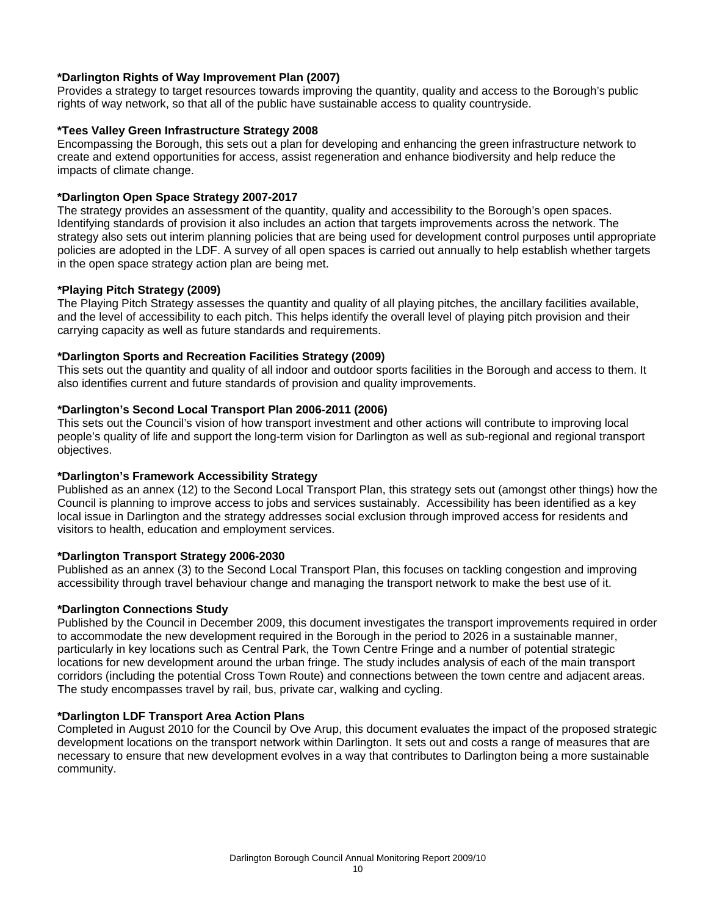**\*Darlington Rights of Way Improvement Plan (2007)**
Provides a strategy to target resources towards improving the quantity, quality and access to the Borough's public rights of way network, so that all of the public have sustainable access to quality countryside.

**\*Tees Valley Green Infrastructure Strategy 2008**
Encompassing the Borough, this sets out a plan for developing and enhancing the green infrastructure network to create and extend opportunities for access, assist regeneration and enhance biodiversity and help reduce the impacts of climate change.

**\*Darlington Open Space Strategy 2007-2017**
The strategy provides an assessment of the quantity, quality and accessibility to the Borough's open spaces. Identifying standards of provision it also includes an action that targets improvements across the network. The strategy also sets out interim planning policies that are being used for development control purposes until appropriate policies are adopted in the LDF. A survey of all open spaces is carried out annually to help establish whether targets in the open space strategy action plan are being met.

**\*Playing Pitch Strategy (2009)**
The Playing Pitch Strategy assesses the quantity and quality of all playing pitches, the ancillary facilities available, and the level of accessibility to each pitch. This helps identify the overall level of playing pitch provision and their carrying capacity as well as future standards and requirements.

**\*Darlington Sports and Recreation Facilities Strategy (2009)**
This sets out the quantity and quality of all indoor and outdoor sports facilities in the Borough and access to them. It also identifies current and future standards of provision and quality improvements.

**\*Darlington's Second Local Transport Plan 2006-2011 (2006)**
This sets out the Council's vision of how transport investment and other actions will contribute to improving local people's quality of life and support the long-term vision for Darlington as well as sub-regional and regional transport objectives.

**\*Darlington's Framework Accessibility Strategy**
Published as an annex (12) to the Second Local Transport Plan, this strategy sets out (amongst other things) how the Council is planning to improve access to jobs and services sustainably. Accessibility has been identified as a key local issue in Darlington and the strategy addresses social exclusion through improved access for residents and visitors to health, education and employment services.

**\*Darlington Transport Strategy 2006-2030**
Published as an annex (3) to the Second Local Transport Plan, this focuses on tackling congestion and improving accessibility through travel behaviour change and managing the transport network to make the best use of it.

**\*Darlington Connections Study**
Published by the Council in December 2009, this document investigates the transport improvements required in order to accommodate the new development required in the Borough in the period to 2026 in a sustainable manner, particularly in key locations such as Central Park, the Town Centre Fringe and a number of potential strategic locations for new development around the urban fringe. The study includes analysis of each of the main transport corridors (including the potential Cross Town Route) and connections between the town centre and adjacent areas. The study encompasses travel by rail, bus, private car, walking and cycling.

**\*Darlington LDF Transport Area Action Plans**
Completed in August 2010 for the Council by Ove Arup, this document evaluates the impact of the proposed strategic development locations on the transport network within Darlington. It sets out and costs a range of measures that are necessary to ensure that new development evolves in a way that contributes to Darlington being a more sustainable community.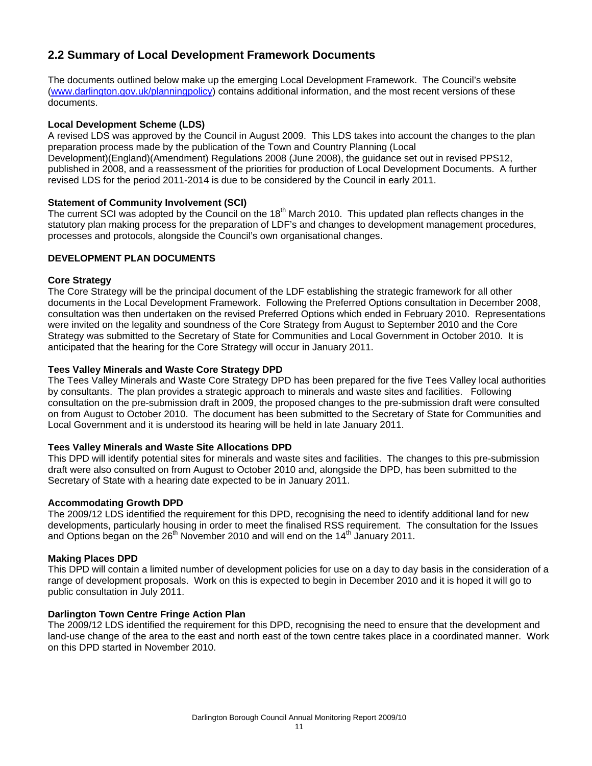## 2.2 Summary of Local Development Framework Documents

The documents outlined below make up the emerging Local Development Framework. The Council's website (www.darlington.gov.uk/planningpolicy) contains additional information, and the most recent versions of these documents.

**Local Development Scheme (LDS)**
A revised LDS was approved by the Council in August 2009. This LDS takes into account the changes to the plan preparation process made by the publication of the Town and Country Planning (Local Development)(England)(Amendment) Regulations 2008 (June 2008), the guidance set out in revised PPS12, published in 2008, and a reassessment of the priorities for production of Local Development Documents. A further revised LDS for the period 2011-2014 is due to be considered by the Council in early 2011.

**Statement of Community Involvement (SCI)**
The current SCI was adopted by the Council on the 18th March 2010. This updated plan reflects changes in the statutory plan making process for the preparation of LDF's and changes to development management procedures, processes and protocols, alongside the Council's own organisational changes.

**DEVELOPMENT PLAN DOCUMENTS**

**Core Strategy**
The Core Strategy will be the principal document of the LDF establishing the strategic framework for all other documents in the Local Development Framework. Following the Preferred Options consultation in December 2008, consultation was then undertaken on the revised Preferred Options which ended in February 2010. Representations were invited on the legality and soundness of the Core Strategy from August to September 2010 and the Core Strategy was submitted to the Secretary of State for Communities and Local Government in October 2010. It is anticipated that the hearing for the Core Strategy will occur in January 2011.

**Tees Valley Minerals and Waste Core Strategy DPD**
The Tees Valley Minerals and Waste Core Strategy DPD has been prepared for the five Tees Valley local authorities by consultants. The plan provides a strategic approach to minerals and waste sites and facilities. Following consultation on the pre-submission draft in 2009, the proposed changes to the pre-submission draft were consulted on from August to October 2010. The document has been submitted to the Secretary of State for Communities and Local Government and it is understood its hearing will be held in late January 2011.

**Tees Valley Minerals and Waste Site Allocations DPD**
This DPD will identify potential sites for minerals and waste sites and facilities. The changes to this pre-submission draft were also consulted on from August to October 2010 and, alongside the DPD, has been submitted to the Secretary of State with a hearing date expected to be in January 2011.

**Accommodating Growth DPD**
The 2009/12 LDS identified the requirement for this DPD, recognising the need to identify additional land for new developments, particularly housing in order to meet the finalised RSS requirement. The consultation for the Issues and Options began on the 26th November 2010 and will end on the 14th January 2011.

**Making Places DPD**
This DPD will contain a limited number of development policies for use on a day to day basis in the consideration of a range of development proposals. Work on this is expected to begin in December 2010 and it is hoped it will go to public consultation in July 2011.

**Darlington Town Centre Fringe Action Plan**
The 2009/12 LDS identified the requirement for this DPD, recognising the need to ensure that the development and land-use change of the area to the east and north east of the town centre takes place in a coordinated manner. Work on this DPD started in November 2010.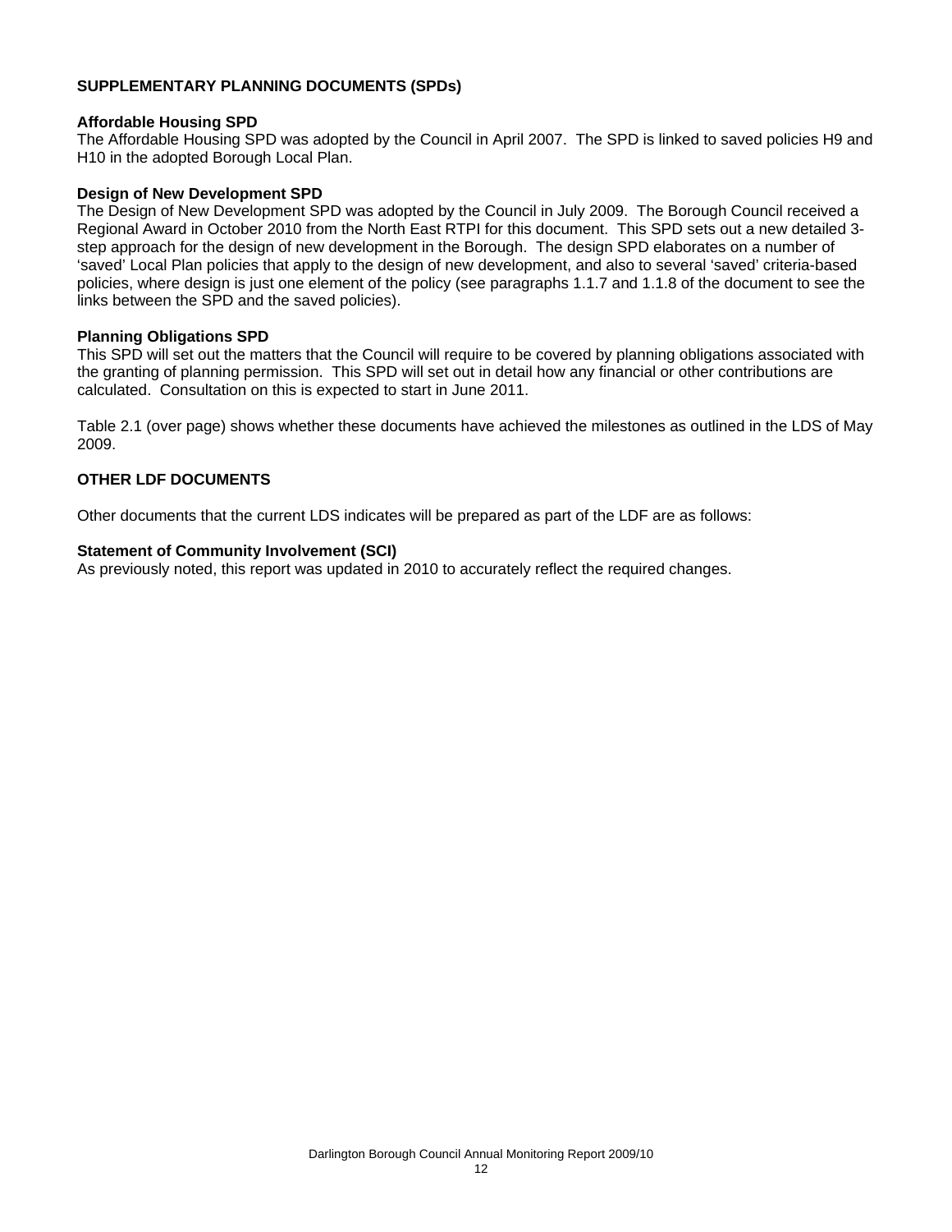## SUPPLEMENTARY PLANNING DOCUMENTS (SPDs)

### Affordable Housing SPD

The Affordable Housing SPD was adopted by the Council in April 2007. The SPD is linked to saved policies H9 and H10 in the adopted Borough Local Plan.

### Design of New Development SPD

The Design of New Development SPD was adopted by the Council in July 2009. The Borough Council received a Regional Award in October 2010 from the North East RTPI for this document. This SPD sets out a new detailed 3-step approach for the design of new development in the Borough. The design SPD elaborates on a number of 'saved' Local Plan policies that apply to the design of new development, and also to several 'saved' criteria-based policies, where design is just one element of the policy (see paragraphs 1.1.7 and 1.1.8 of the document to see the links between the SPD and the saved policies).

### Planning Obligations SPD

This SPD will set out the matters that the Council will require to be covered by planning obligations associated with the granting of planning permission. This SPD will set out in detail how any financial or other contributions are calculated. Consultation on this is expected to start in June 2011.

Table 2.1 (over page) shows whether these documents have achieved the milestones as outlined in the LDS of May 2009.

## OTHER LDF DOCUMENTS

Other documents that the current LDS indicates will be prepared as part of the LDF are as follows:

### Statement of Community Involvement (SCI)

As previously noted, this report was updated in 2010 to accurately reflect the required changes.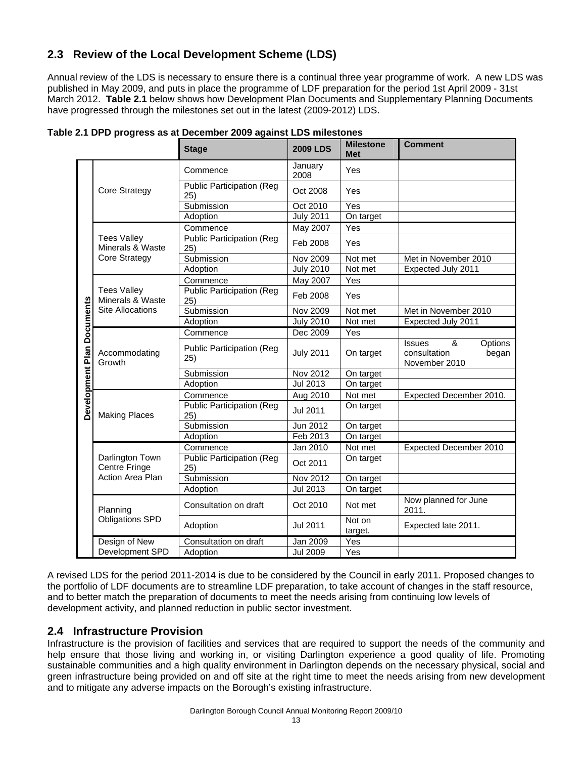## 2.3 Review of the Local Development Scheme (LDS)

Annual review of the LDS is necessary to ensure there is a continual three year programme of work. A new LDS was published in May 2009, and puts in place the programme of LDF preparation for the period 1st April 2009 - 31st March 2012. **Table 2.1** below shows how Development Plan Documents and Supplementary Planning Documents have progressed through the milestones set out in the latest (2009-2012) LDS.

**Table 2.1 DPD progress as at December 2009 against LDS milestones**

| | | Stage | 2009 LDS | Milestone Met | Comment |
|---|---|---|---|---|---|
| Development Plan Documents | Core Strategy | Commence | January 2008 | Yes | |
| | | Public Participation (Reg 25) | Oct 2008 | Yes | |
| | | Submission | Oct 2010 | Yes | |
| | | Adoption | July 2011 | On target | |
| | Tees Valley Minerals & Waste Core Strategy | Commence | May 2007 | Yes | |
| | | Public Participation (Reg 25) | Feb 2008 | Yes | |
| | | Submission | Nov 2009 | Not met | Met in November 2010 |
| | | Adoption | July 2010 | Not met | Expected July 2011 |
| | Tees Valley Minerals & Waste Site Allocations | Commence | May 2007 | Yes | |
| | | Public Participation (Reg 25) | Feb 2008 | Yes | |
| | | Submission | Nov 2009 | Not met | Met in November 2010 |
| | | Adoption | July 2010 | Not met | Expected July 2011 |
| | Accommodating Growth | Commence | Dec 2009 | Yes | |
| | | Public Participation (Reg 25) | July 2011 | On target | Issues & Options consultation began November 2010 |
| | | Submission | Nov 2012 | On target | |
| | | Adoption | Jul 2013 | On target | |
| | Making Places | Commence | Aug 2010 | Not met | Expected December 2010. |
| | | Public Participation (Reg 25) | Jul 2011 | On target | |
| | | Submission | Jun 2012 | On target | |
| | | Adoption | Feb 2013 | On target | |
| | Darlington Town Centre Fringe Action Area Plan | Commence | Jan 2010 | Not met | Expected December 2010 |
| | | Public Participation (Reg 25) | Oct 2011 | On target | |
| | | Submission | Nov 2012 | On target | |
| | | Adoption | Jul 2013 | On target | |
| | Planning Obligations SPD | Consultation on draft | Oct 2010 | Not met | Now planned for June 2011. |
| | | Adoption | Jul 2011 | Not on target. | Expected late 2011. |
| | Design of New Development SPD | Consultation on draft | Jan 2009 | Yes | |
| | | Adoption | Jul 2009 | Yes | |

A revised LDS for the period 2011-2014 is due to be considered by the Council in early 2011. Proposed changes to the portfolio of LDF documents are to streamline LDF preparation, to take account of changes in the staff resource, and to better match the preparation of documents to meet the needs arising from continuing low levels of development activity, and planned reduction in public sector investment.

## 2.4 Infrastructure Provision

Infrastructure is the provision of facilities and services that are required to support the needs of the community and help ensure that those living and working in, or visiting Darlington experience a good quality of life. Promoting sustainable communities and a high quality environment in Darlington depends on the necessary physical, social and green infrastructure being provided on and off site at the right time to meet the needs arising from new development and to mitigate any adverse impacts on the Borough's existing infrastructure.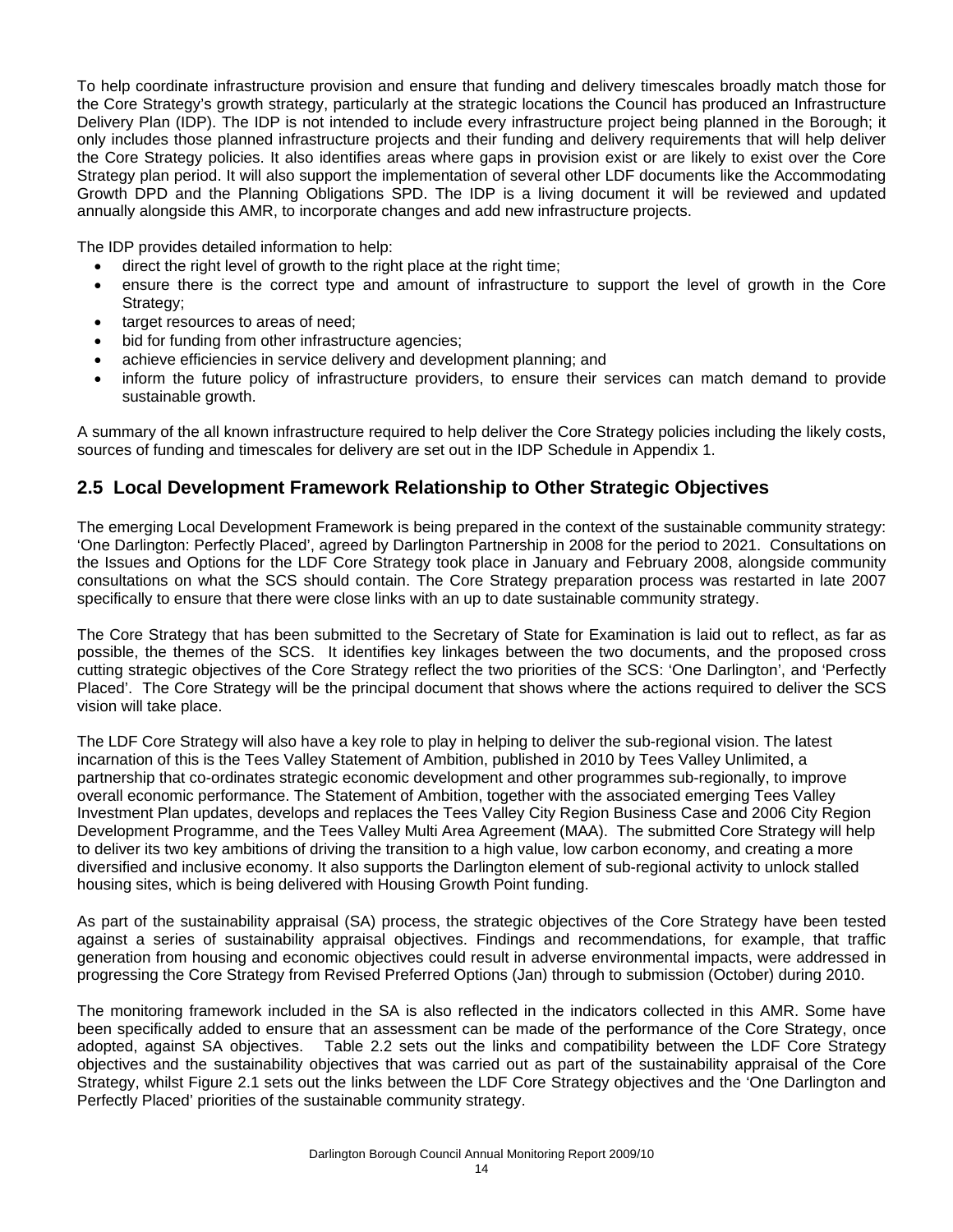To help coordinate infrastructure provision and ensure that funding and delivery timescales broadly match those for the Core Strategy's growth strategy, particularly at the strategic locations the Council has produced an Infrastructure Delivery Plan (IDP). The IDP is not intended to include every infrastructure project being planned in the Borough; it only includes those planned infrastructure projects and their funding and delivery requirements that will help deliver the Core Strategy policies. It also identifies areas where gaps in provision exist or are likely to exist over the Core Strategy plan period. It will also support the implementation of several other LDF documents like the Accommodating Growth DPD and the Planning Obligations SPD. The IDP is a living document it will be reviewed and updated annually alongside this AMR, to incorporate changes and add new infrastructure projects.

The IDP provides detailed information to help:

- direct the right level of growth to the right place at the right time;
- ensure there is the correct type and amount of infrastructure to support the level of growth in the Core Strategy;
- target resources to areas of need;
- bid for funding from other infrastructure agencies;
- achieve efficiencies in service delivery and development planning; and
- inform the future policy of infrastructure providers, to ensure their services can match demand to provide sustainable growth.

A summary of the all known infrastructure required to help deliver the Core Strategy policies including the likely costs, sources of funding and timescales for delivery are set out in the IDP Schedule in Appendix 1.

## 2.5 Local Development Framework Relationship to Other Strategic Objectives

The emerging Local Development Framework is being prepared in the context of the sustainable community strategy: 'One Darlington: Perfectly Placed', agreed by Darlington Partnership in 2008 for the period to 2021. Consultations on the Issues and Options for the LDF Core Strategy took place in January and February 2008, alongside community consultations on what the SCS should contain. The Core Strategy preparation process was restarted in late 2007 specifically to ensure that there were close links with an up to date sustainable community strategy.

The Core Strategy that has been submitted to the Secretary of State for Examination is laid out to reflect, as far as possible, the themes of the SCS. It identifies key linkages between the two documents, and the proposed cross cutting strategic objectives of the Core Strategy reflect the two priorities of the SCS: 'One Darlington', and 'Perfectly Placed'. The Core Strategy will be the principal document that shows where the actions required to deliver the SCS vision will take place.

The LDF Core Strategy will also have a key role to play in helping to deliver the sub-regional vision. The latest incarnation of this is the Tees Valley Statement of Ambition, published in 2010 by Tees Valley Unlimited, a partnership that co-ordinates strategic economic development and other programmes sub-regionally, to improve overall economic performance. The Statement of Ambition, together with the associated emerging Tees Valley Investment Plan updates, develops and replaces the Tees Valley City Region Business Case and 2006 City Region Development Programme, and the Tees Valley Multi Area Agreement (MAA). The submitted Core Strategy will help to deliver its two key ambitions of driving the transition to a high value, low carbon economy, and creating a more diversified and inclusive economy. It also supports the Darlington element of sub-regional activity to unlock stalled housing sites, which is being delivered with Housing Growth Point funding.

As part of the sustainability appraisal (SA) process, the strategic objectives of the Core Strategy have been tested against a series of sustainability appraisal objectives. Findings and recommendations, for example, that traffic generation from housing and economic objectives could result in adverse environmental impacts, were addressed in progressing the Core Strategy from Revised Preferred Options (Jan) through to submission (October) during 2010.

The monitoring framework included in the SA is also reflected in the indicators collected in this AMR. Some have been specifically added to ensure that an assessment can be made of the performance of the Core Strategy, once adopted, against SA objectives. Table 2.2 sets out the links and compatibility between the LDF Core Strategy objectives and the sustainability objectives that was carried out as part of the sustainability appraisal of the Core Strategy, whilst Figure 2.1 sets out the links between the LDF Core Strategy objectives and the 'One Darlington and Perfectly Placed' priorities of the sustainable community strategy.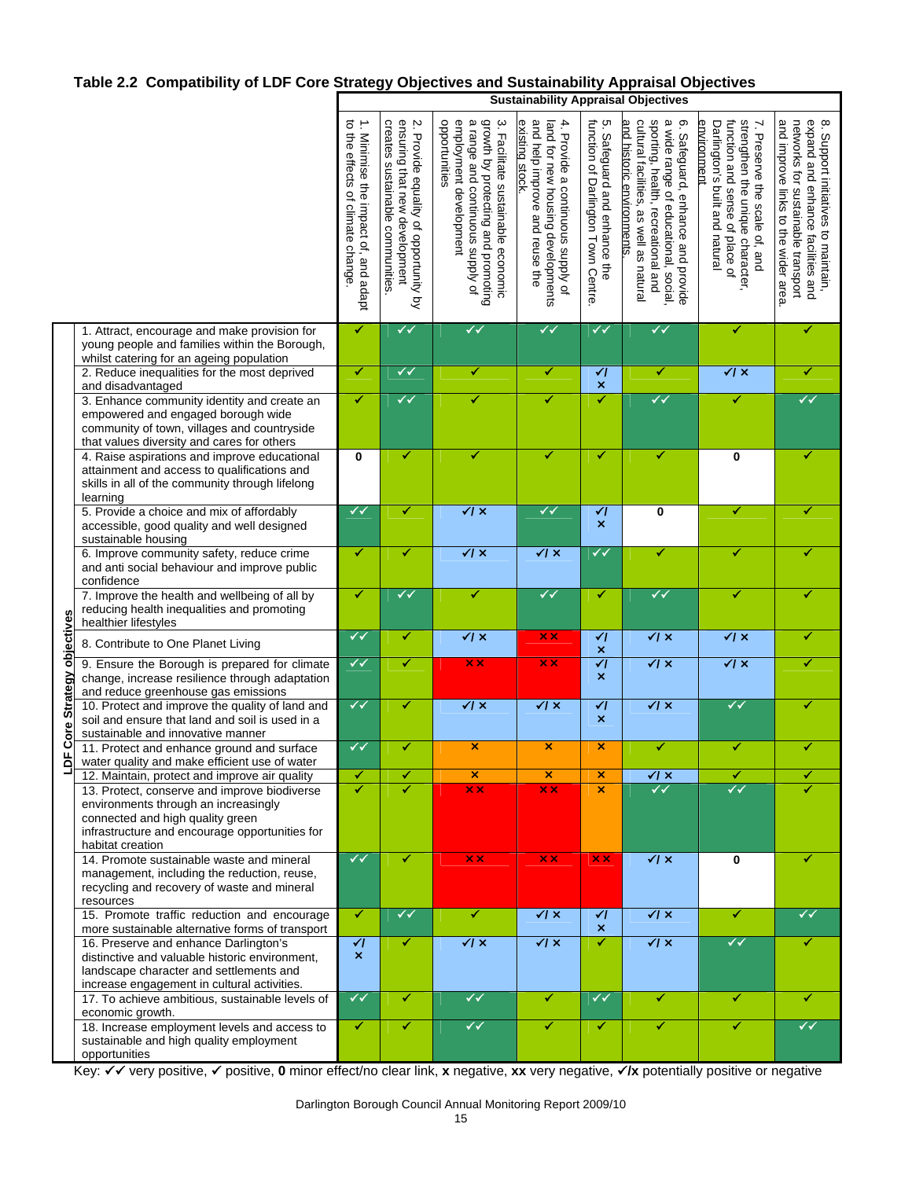## Table 2.2 Compatibility of LDF Core Strategy Objectives and Sustainability Appraisal Objectives

| LDF Core Strategy objectives | 1. Minimise the impact of, and adapt to the effects of climate change. | 2. Provide equality of opportunity by ensuring that new development creates sustainable communities. | 3. Facilitate sustainable economic growth by protecting and promoting a range and continuous supply of employment development opportunities | 4. Provide a continuous supply of land for new housing developments and help improve and reuse the existing stock. | 5. Safeguard and enhance the function of Darlington Town Centre. | 6. Safeguard, enhance and provide a wide range of educational, social, sporting, health, recreational and cultural facilities, as well as natural and historic environments. | 7. Preserve the scale of, and strengthen the unique character, function and sense of place of Darlington's built and natural environment | 8. Support initiatives to maintain, expand and enhance facilities and networks for sustainable transport and improve links to the wider area. |
|---|---|---|---|---|---|---|---|---|
| 1. Attract, encourage and make provision for young people and families within the Borough, whilst catering for an ageing population | ✓ | ✓✓ | ✓✓ | ✓✓ | ✓✓ | ✓✓ | ✓ | ✓ |
| 2. Reduce inequalities for the most deprived and disadvantaged | ✓ | ✓✓ | ✓ | ✓ | ✓/ × | ✓ | ✓/ × | ✓ |
| 3. Enhance community identity and create an empowered and engaged borough wide community of town, villages and countryside that values diversity and cares for others | ✓ | ✓✓ | ✓ | ✓ | ✓ | ✓✓ | ✓ | ✓✓ |
| 4. Raise aspirations and improve educational attainment and access to qualifications and skills in all of the community through lifelong learning | 0 | ✓ | ✓ | ✓ | ✓ | ✓ | 0 | ✓ |
| 5. Provide a choice and mix of affordably accessible, good quality and well designed sustainable housing | ✓✓ | ✓ | ✓/ × | ✓✓ | ✓/ × | 0 | ✓ | ✓ |
| 6. Improve community safety, reduce crime and anti social behaviour and improve public confidence | ✓ | ✓ | ✓/ × | ✓/ × | ✓✓ | ✓ | ✓ | ✓ |
| 7. Improve the health and wellbeing of all by reducing health inequalities and promoting healthier lifestyles | ✓ | ✓✓ | ✓ | ✓✓ | ✓ | ✓✓ | ✓ | ✓ |
| 8. Contribute to One Planet Living | ✓✓ | ✓ | ✓/ × | ×× | ✓/ × | ✓/ × | ✓/ × | ✓ |
| 9. Ensure the Borough is prepared for climate change, increase resilience through adaptation and reduce greenhouse gas emissions | ✓✓ | ✓ | ×× | ×× | ✓/ × | ✓/ × | ✓/ × | ✓ |
| 10. Protect and improve the quality of land and soil and ensure that land and soil is used in a sustainable and innovative manner | ✓✓ | ✓ | ✓/ × | ✓/ × | ✓/ × | ✓/ × | ✓✓ | ✓ |
| 11. Protect and enhance ground and surface water quality and make efficient use of water | ✓✓ | ✓ | × | × | × | ✓ | ✓ | ✓ |
| 12. Maintain, protect and improve air quality | ✓ | ✓ | × | × | × | ✓/ × | ✓ | ✓ |
| 13. Protect, conserve and improve biodiverse environments through an increasingly connected and high quality green infrastructure and encourage opportunities for habitat creation | ✓ | ✓ | ×× | ×× | × | ✓✓ | ✓✓ | ✓ |
| 14. Promote sustainable waste and mineral management, including the reduction, reuse, recycling and recovery of waste and mineral resources | ✓✓ | ✓ | ×× | ×× | ×× | ✓/ × | 0 | ✓ |
| 15. Promote traffic reduction and encourage more sustainable alternative forms of transport | ✓ | ✓✓ | ✓ | ✓/ × | ✓/ × | ✓/ × | ✓ | ✓✓ |
| 16. Preserve and enhance Darlington's distinctive and valuable historic environment, landscape character and settlements and increase engagement in cultural activities. | ✓/ × | ✓ | ✓/ × | ✓/ × | ✓ | ✓/ × | ✓✓ | ✓ |
| 17. To achieve ambitious, sustainable levels of economic growth. | ✓✓ | ✓ | ✓✓ | ✓ | ✓✓ | ✓ | ✓ | ✓ |
| 18. Increase employment levels and access to sustainable and high quality employment opportunities | ✓ | ✓ | ✓✓ | ✓ | ✓ | ✓ | ✓ | ✓✓ |

Key: ✓✓ very positive, ✓ positive, **0** minor effect/no clear link, **x** negative, **xx** very negative, **✓/x** potentially positive or negative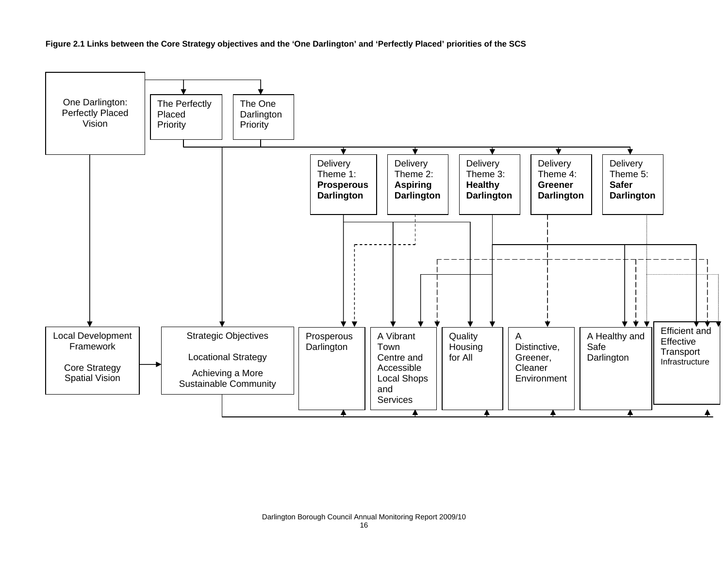**Figure 2.1 Links between the Core Strategy objectives and the 'One Darlington' and 'Perfectly Placed' priorities of the SCS**

One Darlington: Perfectly Placed Vision

The Perfectly Placed Priority

The One Darlington Priority

Delivery Theme 1: **Prosperous Darlington**

Delivery Theme 2: **Aspiring Darlington**

Delivery Theme 3: **Healthy Darlington**

Delivery Theme 4: **Greener Darlington**

Delivery Theme 5: **Safer Darlington**

Local Development Framework

Core Strategy Spatial Vision

Strategic Objectives

Locational Strategy

Achieving a More Sustainable Community

Prosperous Darlington

A Vibrant Town Centre and Accessible Local Shops and Services

Quality Housing for All

A Distinctive, Greener, Cleaner Environment

A Healthy and Safe Darlington

Efficient and Effective Transport Infrastructure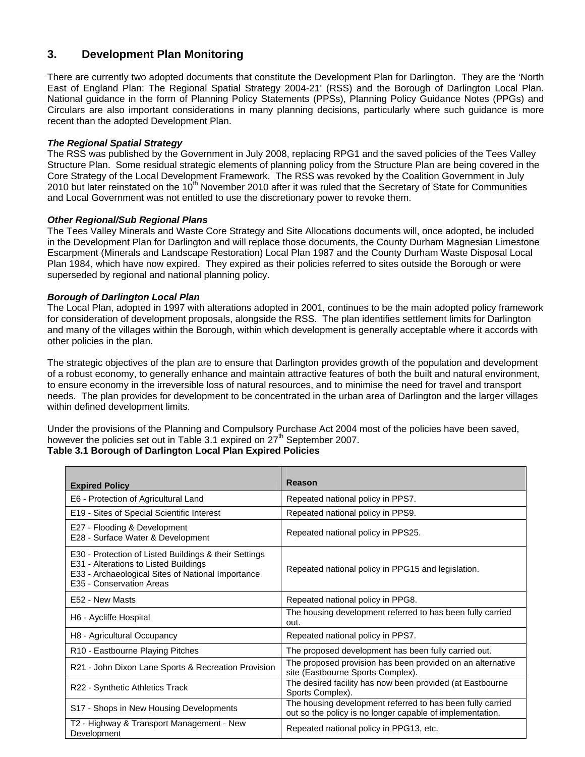## 3. Development Plan Monitoring

There are currently two adopted documents that constitute the Development Plan for Darlington. They are the 'North East of England Plan: The Regional Spatial Strategy 2004-21' (RSS) and the Borough of Darlington Local Plan. National guidance in the form of Planning Policy Statements (PPSs), Planning Policy Guidance Notes (PPGs) and Circulars are also important considerations in many planning decisions, particularly where such guidance is more recent than the adopted Development Plan.

***The Regional Spatial Strategy***

The RSS was published by the Government in July 2008, replacing RPG1 and the saved policies of the Tees Valley Structure Plan. Some residual strategic elements of planning policy from the Structure Plan are being covered in the Core Strategy of the Local Development Framework. The RSS was revoked by the Coalition Government in July 2010 but later reinstated on the 10th November 2010 after it was ruled that the Secretary of State for Communities and Local Government was not entitled to use the discretionary power to revoke them.

***Other Regional/Sub Regional Plans***

The Tees Valley Minerals and Waste Core Strategy and Site Allocations documents will, once adopted, be included in the Development Plan for Darlington and will replace those documents, the County Durham Magnesian Limestone Escarpment (Minerals and Landscape Restoration) Local Plan 1987 and the County Durham Waste Disposal Local Plan 1984, which have now expired. They expired as their policies referred to sites outside the Borough or were superseded by regional and national planning policy.

***Borough of Darlington Local Plan***

The Local Plan, adopted in 1997 with alterations adopted in 2001, continues to be the main adopted policy framework for consideration of development proposals, alongside the RSS. The plan identifies settlement limits for Darlington and many of the villages within the Borough, within which development is generally acceptable where it accords with other policies in the plan.

The strategic objectives of the plan are to ensure that Darlington provides growth of the population and development of a robust economy, to generally enhance and maintain attractive features of both the built and natural environment, to ensure economy in the irreversible loss of natural resources, and to minimise the need for travel and transport needs. The plan provides for development to be concentrated in the urban area of Darlington and the larger villages within defined development limits.

Under the provisions of the Planning and Compulsory Purchase Act 2004 most of the policies have been saved, however the policies set out in Table 3.1 expired on 27th September 2007.

**Table 3.1 Borough of Darlington Local Plan Expired Policies**

| Expired Policy | Reason |
|---|---|
| E6 - Protection of Agricultural Land | Repeated national policy in PPS7. |
| E19 - Sites of Special Scientific Interest | Repeated national policy in PPS9. |
| E27 - Flooding & Development<br>E28 - Surface Water & Development | Repeated national policy in PPS25. |
| E30 - Protection of Listed Buildings & their Settings<br>E31 - Alterations to Listed Buildings<br>E33 - Archaeological Sites of National Importance<br>E35 - Conservation Areas | Repeated national policy in PPG15 and legislation. |
| E52 - New Masts | Repeated national policy in PPG8. |
| H6 - Aycliffe Hospital | The housing development referred to has been fully carried out. |
| H8 - Agricultural Occupancy | Repeated national policy in PPS7. |
| R10 - Eastbourne Playing Pitches | The proposed development has been fully carried out. |
| R21 - John Dixon Lane Sports & Recreation Provision | The proposed provision has been provided on an alternative site (Eastbourne Sports Complex). |
| R22 - Synthetic Athletics Track | The desired facility has now been provided (at Eastbourne Sports Complex). |
| S17 - Shops in New Housing Developments | The housing development referred to has been fully carried out so the policy is no longer capable of implementation. |
| T2 - Highway & Transport Management - New Development | Repeated national policy in PPG13, etc. |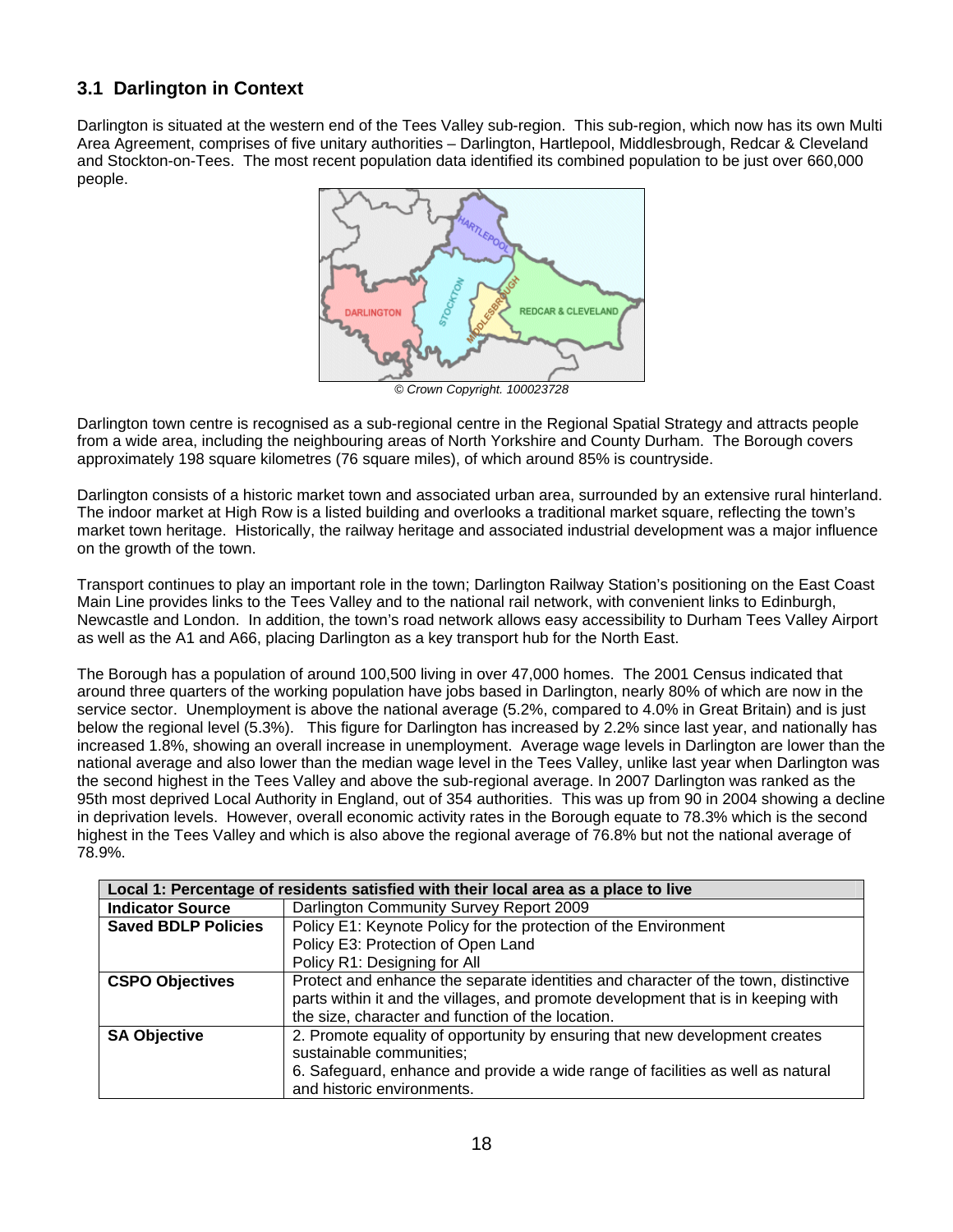## 3.1 Darlington in Context

Darlington is situated at the western end of the Tees Valley sub-region. This sub-region, which now has its own Multi Area Agreement, comprises of five unitary authorities – Darlington, Hartlepool, Middlesbrough, Redcar & Cleveland and Stockton-on-Tees. The most recent population data identified its combined population to be just over 660,000 people.

*© Crown Copyright. 100023728*

Darlington town centre is recognised as a sub-regional centre in the Regional Spatial Strategy and attracts people from a wide area, including the neighbouring areas of North Yorkshire and County Durham. The Borough covers approximately 198 square kilometres (76 square miles), of which around 85% is countryside.

Darlington consists of a historic market town and associated urban area, surrounded by an extensive rural hinterland. The indoor market at High Row is a listed building and overlooks a traditional market square, reflecting the town's market town heritage. Historically, the railway heritage and associated industrial development was a major influence on the growth of the town.

Transport continues to play an important role in the town; Darlington Railway Station's positioning on the East Coast Main Line provides links to the Tees Valley and to the national rail network, with convenient links to Edinburgh, Newcastle and London. In addition, the town's road network allows easy accessibility to Durham Tees Valley Airport as well as the A1 and A66, placing Darlington as a key transport hub for the North East.

The Borough has a population of around 100,500 living in over 47,000 homes. The 2001 Census indicated that around three quarters of the working population have jobs based in Darlington, nearly 80% of which are now in the service sector. Unemployment is above the national average (5.2%, compared to 4.0% in Great Britain) and is just below the regional level (5.3%). This figure for Darlington has increased by 2.2% since last year, and nationally has increased 1.8%, showing an overall increase in unemployment. Average wage levels in Darlington are lower than the national average and also lower than the median wage level in the Tees Valley, unlike last year when Darlington was the second highest in the Tees Valley and above the sub-regional average. In 2007 Darlington was ranked as the 95th most deprived Local Authority in England, out of 354 authorities. This was up from 90 in 2004 showing a decline in deprivation levels. However, overall economic activity rates in the Borough equate to 78.3% which is the second highest in the Tees Valley and which is also above the regional average of 76.8% but not the national average of 78.9%.

| Local 1: Percentage of residents satisfied with their local area as a place to live | |
|---|---|
| **Indicator Source** | Darlington Community Survey Report 2009 |
| **Saved BDLP Policies** | Policy E1: Keynote Policy for the protection of the Environment<br>Policy E3: Protection of Open Land<br>Policy R1: Designing for All |
| **CSPO Objectives** | Protect and enhance the separate identities and character of the town, distinctive parts within it and the villages, and promote development that is in keeping with the size, character and function of the location. |
| **SA Objective** | 2. Promote equality of opportunity by ensuring that new development creates sustainable communities;<br>6. Safeguard, enhance and provide a wide range of facilities as well as natural and historic environments. |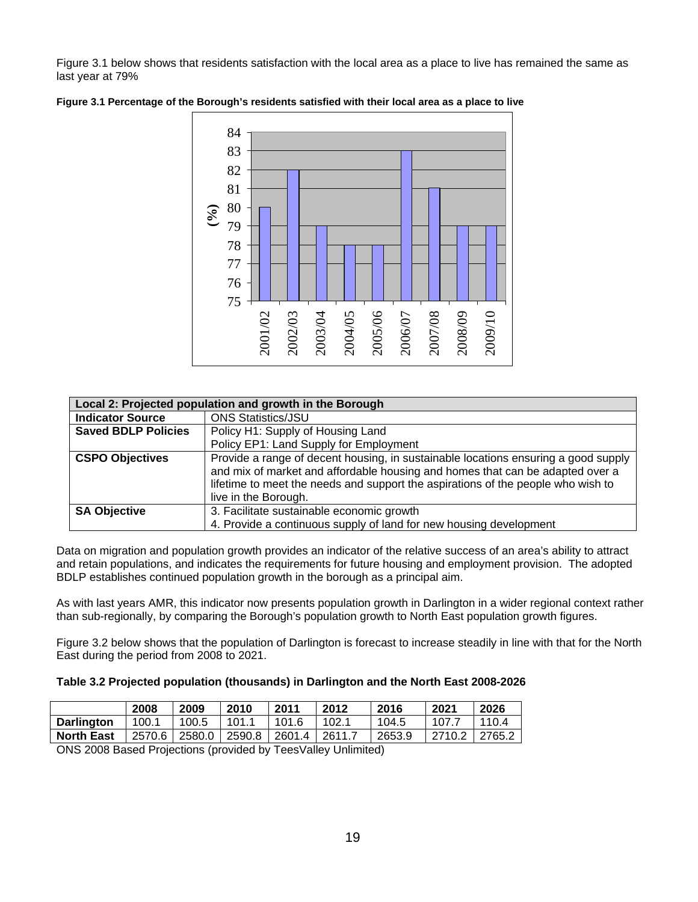Figure 3.1 below shows that residents satisfaction with the local area as a place to live has remained the same as last year at 79%

**Figure 3.1 Percentage of the Borough's residents satisfied with their local area as a place to live**

| Local 2: Projected population and growth in the Borough | |
|---|---|
| **Indicator Source** | ONS Statistics/JSU |
| **Saved BDLP Policies** | Policy H1: Supply of Housing Land<br>Policy EP1: Land Supply for Employment |
| **CSPO Objectives** | Provide a range of decent housing, in sustainable locations ensuring a good supply and mix of market and affordable housing and homes that can be adapted over a lifetime to meet the needs and support the aspirations of the people who wish to live in the Borough. |
| **SA Objective** | 3. Facilitate sustainable economic growth<br>4. Provide a continuous supply of land for new housing development |

Data on migration and population growth provides an indicator of the relative success of an area's ability to attract and retain populations, and indicates the requirements for future housing and employment provision. The adopted BDLP establishes continued population growth in the borough as a principal aim.

As with last years AMR, this indicator now presents population growth in Darlington in a wider regional context rather than sub-regionally, by comparing the Borough's population growth to North East population growth figures.

Figure 3.2 below shows that the population of Darlington is forecast to increase steadily in line with that for the North East during the period from 2008 to 2021.

**Table 3.2 Projected population (thousands) in Darlington and the North East 2008-2026**

| | 2008 | 2009 | 2010 | 2011 | 2012 | 2016 | 2021 | 2026 |
|---|---|---|---|---|---|---|---|---|
| **Darlington** | 100.1 | 100.5 | 101.1 | 101.6 | 102.1 | 104.5 | 107.7 | 110.4 |
| **North East** | 2570.6 | 2580.0 | 2590.8 | 2601.4 | 2611.7 | 2653.9 | 2710.2 | 2765.2 |

ONS 2008 Based Projections (provided by TeesValley Unlimited)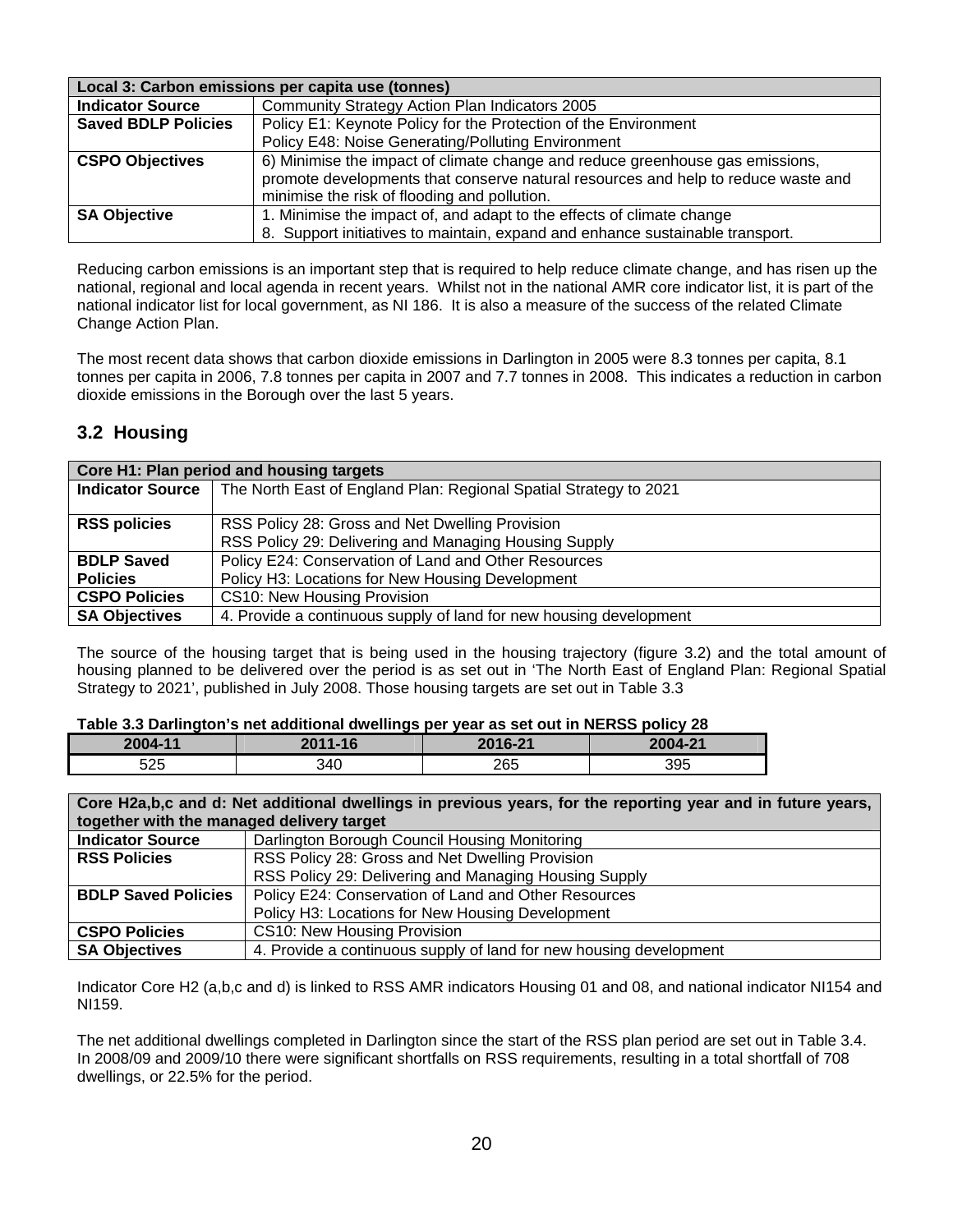| Local 3: Carbon emissions per capita use (tonnes) | |
|---|---|
| **Indicator Source** | Community Strategy Action Plan Indicators 2005 |
| **Saved BDLP Policies** | Policy E1: Keynote Policy for the Protection of the Environment<br>Policy E48: Noise Generating/Polluting Environment |
| **CSPO Objectives** | 6) Minimise the impact of climate change and reduce greenhouse gas emissions, promote developments that conserve natural resources and help to reduce waste and minimise the risk of flooding and pollution. |
| **SA Objective** | 1. Minimise the impact of, and adapt to the effects of climate change<br>8. Support initiatives to maintain, expand and enhance sustainable transport. |

Reducing carbon emissions is an important step that is required to help reduce climate change, and has risen up the national, regional and local agenda in recent years. Whilst not in the national AMR core indicator list, it is part of the national indicator list for local government, as NI 186. It is also a measure of the success of the related Climate Change Action Plan.

The most recent data shows that carbon dioxide emissions in Darlington in 2005 were 8.3 tonnes per capita, 8.1 tonnes per capita in 2006, 7.8 tonnes per capita in 2007 and 7.7 tonnes in 2008. This indicates a reduction in carbon dioxide emissions in the Borough over the last 5 years.

## 3.2 Housing

| Core H1: Plan period and housing targets | |
|---|---|
| **Indicator Source** | The North East of England Plan: Regional Spatial Strategy to 2021 |
| **RSS policies** | RSS Policy 28: Gross and Net Dwelling Provision<br>RSS Policy 29: Delivering and Managing Housing Supply |
| **BDLP Saved Policies** | Policy E24: Conservation of Land and Other Resources<br>Policy H3: Locations for New Housing Development |
| **CSPO Policies** | CS10: New Housing Provision |
| **SA Objectives** | 4. Provide a continuous supply of land for new housing development |

The source of the housing target that is being used in the housing trajectory (figure 3.2) and the total amount of housing planned to be delivered over the period is as set out in 'The North East of England Plan: Regional Spatial Strategy to 2021', published in July 2008. Those housing targets are set out in Table 3.3

**Table 3.3 Darlington's net additional dwellings per year as set out in NERSS policy 28**

| 2004-11 | 2011-16 | 2016-21 | 2004-21 |
|---|---|---|---|
| 525 | 340 | 265 | 395 |

| Core H2a,b,c and d: Net additional dwellings in previous years, for the reporting year and in future years, together with the managed delivery target | |
|---|---|
| **Indicator Source** | Darlington Borough Council Housing Monitoring |
| **RSS Policies** | RSS Policy 28: Gross and Net Dwelling Provision<br>RSS Policy 29: Delivering and Managing Housing Supply |
| **BDLP Saved Policies** | Policy E24: Conservation of Land and Other Resources<br>Policy H3: Locations for New Housing Development |
| **CSPO Policies** | CS10: New Housing Provision |
| **SA Objectives** | 4. Provide a continuous supply of land for new housing development |

Indicator Core H2 (a,b,c and d) is linked to RSS AMR indicators Housing 01 and 08, and national indicator NI154 and NI159.

The net additional dwellings completed in Darlington since the start of the RSS plan period are set out in Table 3.4. In 2008/09 and 2009/10 there were significant shortfalls on RSS requirements, resulting in a total shortfall of 708 dwellings, or 22.5% for the period.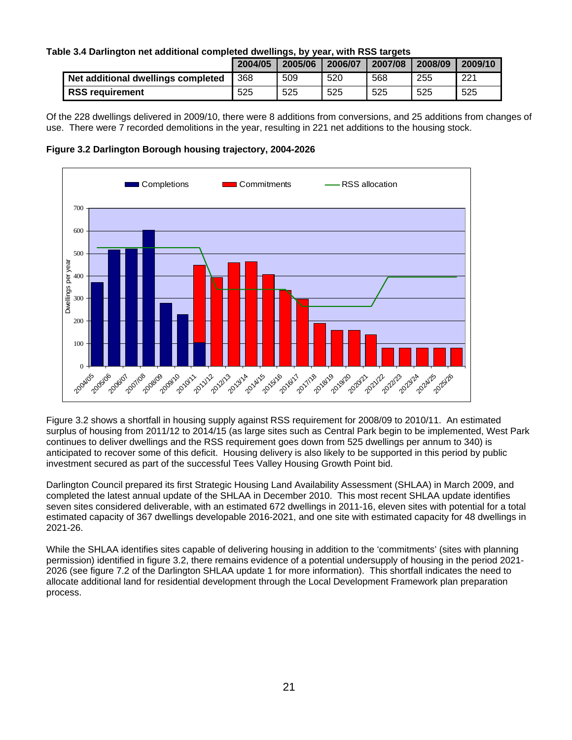**Table 3.4 Darlington net additional completed dwellings, by year, with RSS targets**

| | 2004/05 | 2005/06 | 2006/07 | 2007/08 | 2008/09 | 2009/10 |
|---|---|---|---|---|---|---|
| **Net additional dwellings completed** | 368 | 509 | 520 | 568 | 255 | 221 |
| **RSS requirement** | 525 | 525 | 525 | 525 | 525 | 525 |

Of the 228 dwellings delivered in 2009/10, there were 8 additions from conversions, and 25 additions from changes of use. There were 7 recorded demolitions in the year, resulting in 221 net additions to the housing stock.

**Figure 3.2 Darlington Borough housing trajectory, 2004-2026**

Figure 3.2 shows a shortfall in housing supply against RSS requirement for 2008/09 to 2010/11. An estimated surplus of housing from 2011/12 to 2014/15 (as large sites such as Central Park begin to be implemented, West Park continues to deliver dwellings and the RSS requirement goes down from 525 dwellings per annum to 340) is anticipated to recover some of this deficit. Housing delivery is also likely to be supported in this period by public investment secured as part of the successful Tees Valley Housing Growth Point bid.

Darlington Council prepared its first Strategic Housing Land Availability Assessment (SHLAA) in March 2009, and completed the latest annual update of the SHLAA in December 2010. This most recent SHLAA update identifies seven sites considered deliverable, with an estimated 672 dwellings in 2011-16, eleven sites with potential for a total estimated capacity of 367 dwellings developable 2016-2021, and one site with estimated capacity for 48 dwellings in 2021-26.

While the SHLAA identifies sites capable of delivering housing in addition to the 'commitments' (sites with planning permission) identified in figure 3.2, there remains evidence of a potential undersupply of housing in the period 2021-2026 (see figure 7.2 of the Darlington SHLAA update 1 for more information). This shortfall indicates the need to allocate additional land for residential development through the Local Development Framework plan preparation process.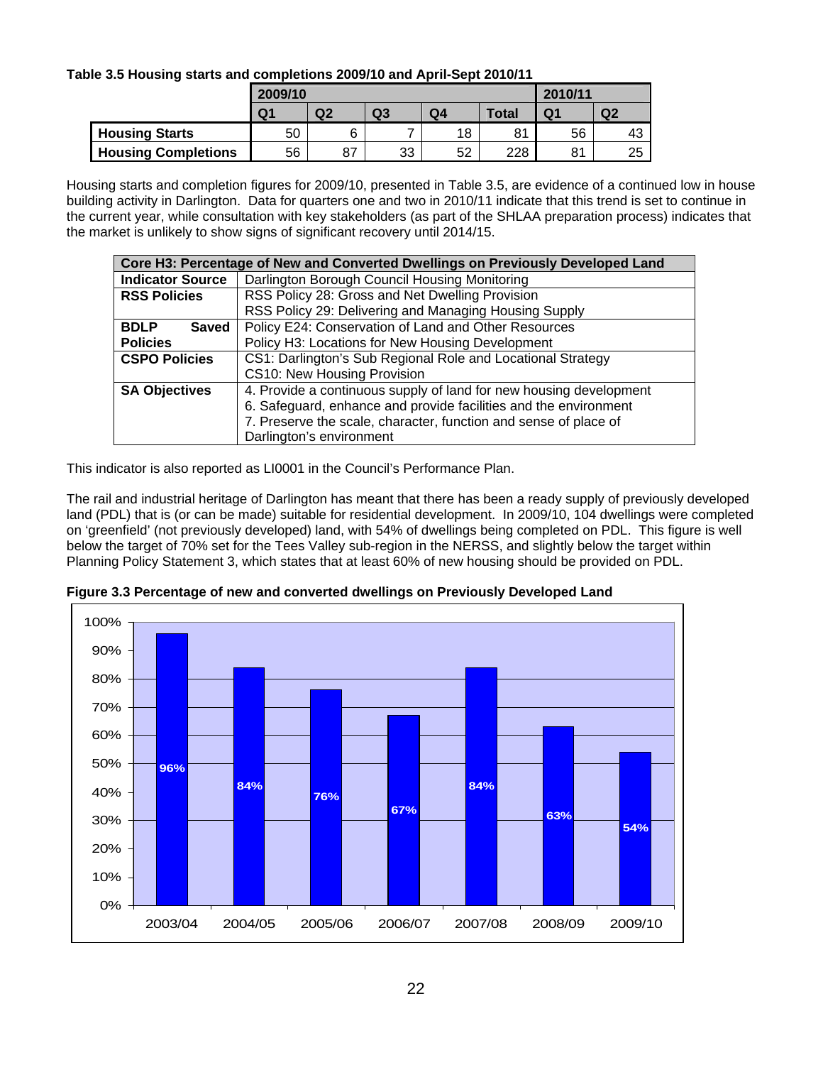**Table 3.5 Housing starts and completions 2009/10 and April-Sept 2010/11**

| | 2009/10 | | | | | 2010/11 | |
|---|---|---|---|---|---|---|---|
| | Q1 | Q2 | Q3 | Q4 | Total | Q1 | Q2 |
| **Housing Starts** | 50 | 6 | 7 | 18 | 81 | 56 | 43 |
| **Housing Completions** | 56 | 87 | 33 | 52 | 228 | 81 | 25 |

Housing starts and completion figures for 2009/10, presented in Table 3.5, are evidence of a continued low in house building activity in Darlington. Data for quarters one and two in 2010/11 indicate that this trend is set to continue in the current year, while consultation with key stakeholders (as part of the SHLAA preparation process) indicates that the market is unlikely to show signs of significant recovery until 2014/15.

| **Core H3: Percentage of New and Converted Dwellings on Previously Developed Land** | |
|---|---|
| **Indicator Source** | Darlington Borough Council Housing Monitoring |
| **RSS Policies** | RSS Policy 28: Gross and Net Dwelling Provision<br>RSS Policy 29: Delivering and Managing Housing Supply |
| **BDLP Saved Policies** | Policy E24: Conservation of Land and Other Resources<br>Policy H3: Locations for New Housing Development |
| **CSPO Policies** | CS1: Darlington's Sub Regional Role and Locational Strategy<br>CS10: New Housing Provision |
| **SA Objectives** | 4. Provide a continuous supply of land for new housing development<br>6. Safeguard, enhance and provide facilities and the environment<br>7. Preserve the scale, character, function and sense of place of Darlington's environment |

This indicator is also reported as LI0001 in the Council's Performance Plan.

The rail and industrial heritage of Darlington has meant that there has been a ready supply of previously developed land (PDL) that is (or can be made) suitable for residential development. In 2009/10, 104 dwellings were completed on 'greenfield' (not previously developed) land, with 54% of dwellings being completed on PDL. This figure is well below the target of 70% set for the Tees Valley sub-region in the NERSS, and slightly below the target within Planning Policy Statement 3, which states that at least 60% of new housing should be provided on PDL.

**Figure 3.3 Percentage of new and converted dwellings on Previously Developed Land**

| Year | Percentage |
|---|---|
| 2003/04 | 96% |
| 2004/05 | 84% |
| 2005/06 | 76% |
| 2006/07 | 67% |
| 2007/08 | 84% |
| 2008/09 | 63% |
| 2009/10 | 54% |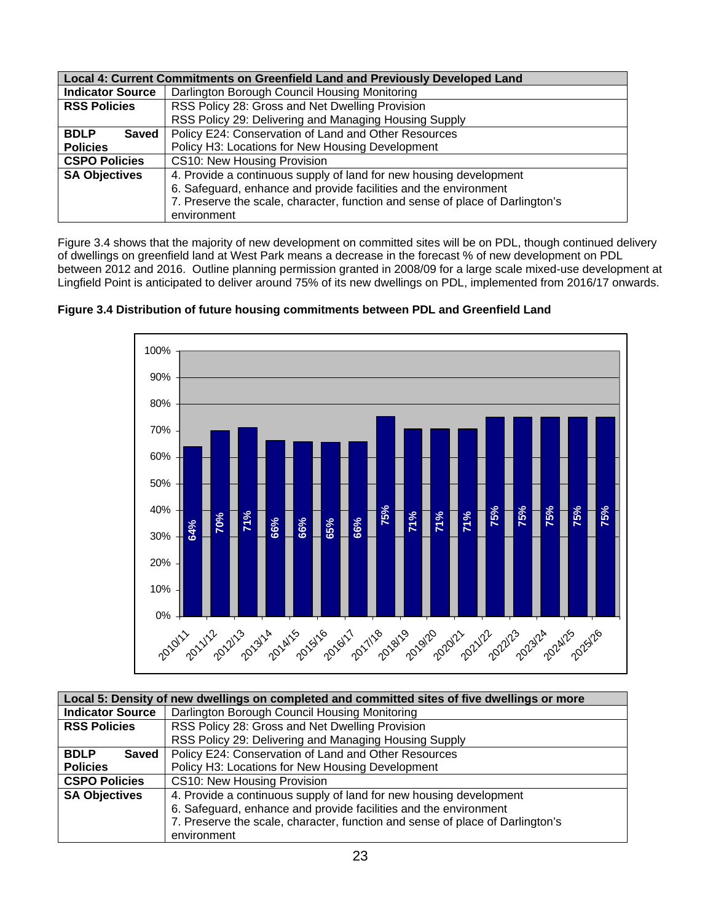| Local 4: Current Commitments on Greenfield Land and Previously Developed Land | |
|---|---|
| **Indicator Source** | Darlington Borough Council Housing Monitoring |
| **RSS Policies** | RSS Policy 28: Gross and Net Dwelling Provision<br>RSS Policy 29: Delivering and Managing Housing Supply |
| **BDLP Saved Policies** | Policy E24: Conservation of Land and Other Resources<br>Policy H3: Locations for New Housing Development |
| **CSPO Policies** | CS10: New Housing Provision |
| **SA Objectives** | 4. Provide a continuous supply of land for new housing development<br>6. Safeguard, enhance and provide facilities and the environment<br>7. Preserve the scale, character, function and sense of place of Darlington's environment |

Figure 3.4 shows that the majority of new development on committed sites will be on PDL, though continued delivery of dwellings on greenfield land at West Park means a decrease in the forecast % of new development on PDL between 2012 and 2016. Outline planning permission granted in 2008/09 for a large scale mixed-use development at Lingfield Point is anticipated to deliver around 75% of its new dwellings on PDL, implemented from 2016/17 onwards.

**Figure 3.4 Distribution of future housing commitments between PDL and Greenfield Land**

| Year | % on PDL |
|---|---|
| 2010/11 | 64% |
| 2011/12 | 70% |
| 2012/13 | 71% |
| 2013/14 | 66% |
| 2014/15 | 66% |
| 2015/16 | 65% |
| 2016/17 | 66% |
| 2017/18 | 75% |
| 2018/19 | 71% |
| 2019/20 | 71% |
| 2020/21 | 71% |
| 2021/22 | 75% |
| 2022/23 | 75% |
| 2023/24 | 75% |
| 2024/25 | 75% |
| 2025/26 | 75% |

| Local 5: Density of new dwellings on completed and committed sites of five dwellings or more | |
|---|---|
| **Indicator Source** | Darlington Borough Council Housing Monitoring |
| **RSS Policies** | RSS Policy 28: Gross and Net Dwelling Provision<br>RSS Policy 29: Delivering and Managing Housing Supply |
| **BDLP Saved Policies** | Policy E24: Conservation of Land and Other Resources<br>Policy H3: Locations for New Housing Development |
| **CSPO Policies** | CS10: New Housing Provision |
| **SA Objectives** | 4. Provide a continuous supply of land for new housing development<br>6. Safeguard, enhance and provide facilities and the environment<br>7. Preserve the scale, character, function and sense of place of Darlington's environment |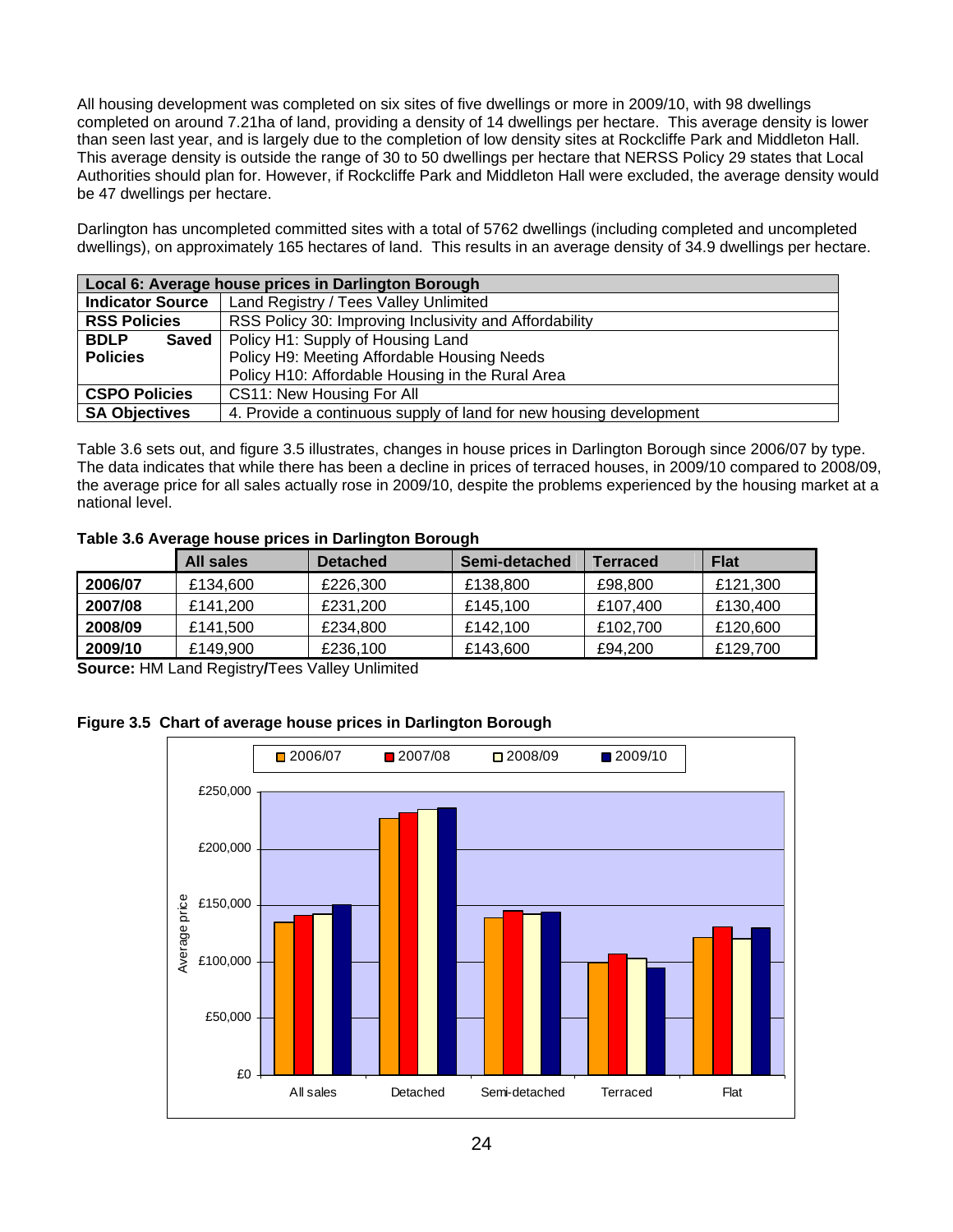All housing development was completed on six sites of five dwellings or more in 2009/10, with 98 dwellings completed on around 7.21ha of land, providing a density of 14 dwellings per hectare. This average density is lower than seen last year, and is largely due to the completion of low density sites at Rockcliffe Park and Middleton Hall. This average density is outside the range of 30 to 50 dwellings per hectare that NERSS Policy 29 states that Local Authorities should plan for. However, if Rockcliffe Park and Middleton Hall were excluded, the average density would be 47 dwellings per hectare.

Darlington has uncompleted committed sites with a total of 5762 dwellings (including completed and uncompleted dwellings), on approximately 165 hectares of land. This results in an average density of 34.9 dwellings per hectare.

| **Local 6: Average house prices in Darlington Borough** | |
|---|---|
| **Indicator Source** | Land Registry / Tees Valley Unlimited |
| **RSS Policies** | RSS Policy 30: Improving Inclusivity and Affordability |
| **BDLP Saved Policies** | Policy H1: Supply of Housing Land<br>Policy H9: Meeting Affordable Housing Needs<br>Policy H10: Affordable Housing in the Rural Area |
| **CSPO Policies** | CS11: New Housing For All |
| **SA Objectives** | 4. Provide a continuous supply of land for new housing development |

Table 3.6 sets out, and figure 3.5 illustrates, changes in house prices in Darlington Borough since 2006/07 by type. The data indicates that while there has been a decline in prices of terraced houses, in 2009/10 compared to 2008/09, the average price for all sales actually rose in 2009/10, despite the problems experienced by the housing market at a national level.

**Table 3.6 Average house prices in Darlington Borough**

| | All sales | Detached | Semi-detached | Terraced | Flat |
|---|---|---|---|---|---|
| **2006/07** | £134,600 | £226,300 | £138,800 | £98,800 | £121,300 |
| **2007/08** | £141,200 | £231,200 | £145,100 | £107,400 | £130,400 |
| **2008/09** | £141,500 | £234,800 | £142,100 | £102,700 | £120,600 |
| **2009/10** | £149,900 | £236,100 | £143,600 | £94,200 | £129,700 |

**Source:** HM Land Registry/Tees Valley Unlimited

**Figure 3.5 Chart of average house prices in Darlington Borough**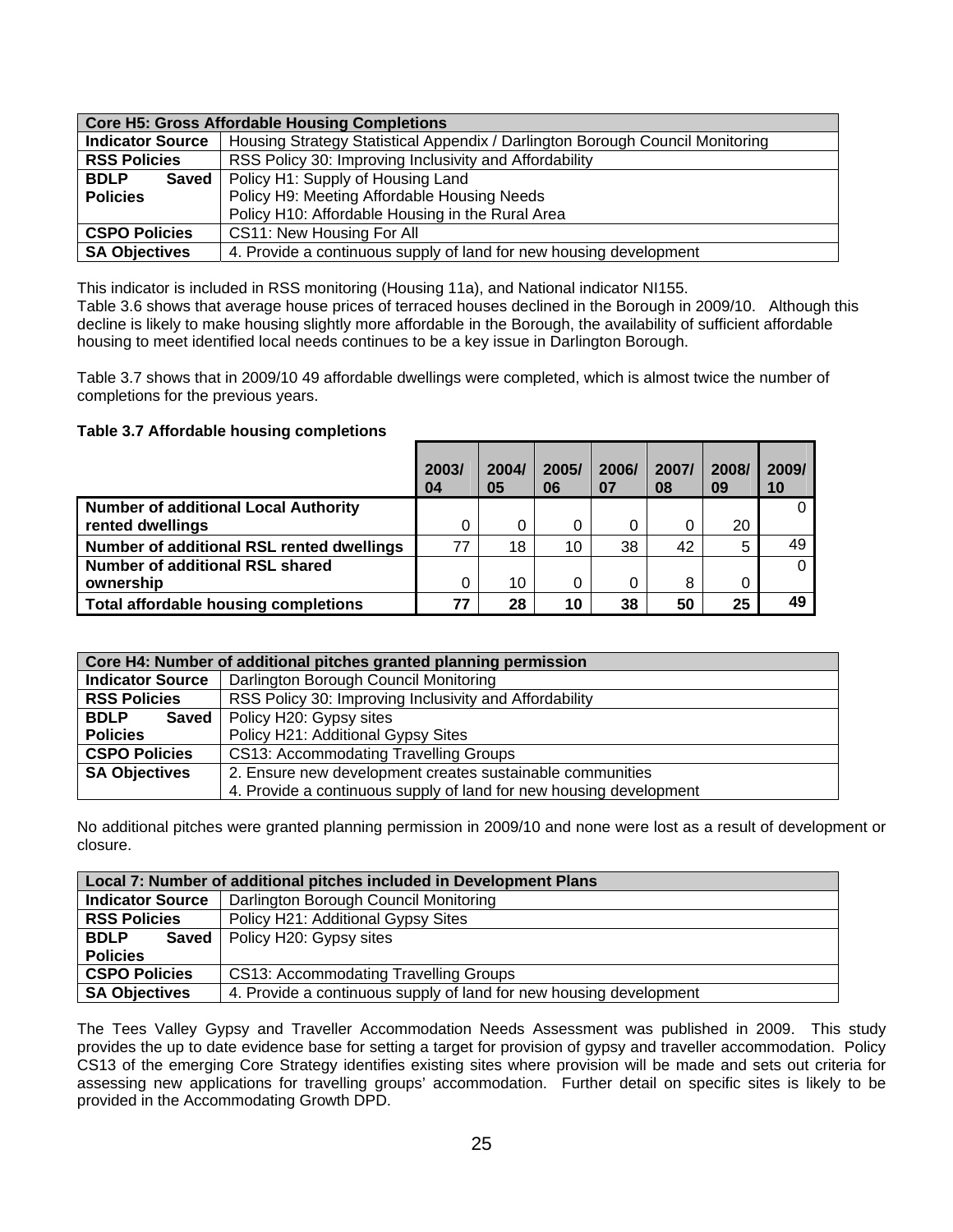| Core H5: Gross Affordable Housing Completions | |
|---|---|
| **Indicator Source** | Housing Strategy Statistical Appendix / Darlington Borough Council Monitoring |
| **RSS Policies** | RSS Policy 30: Improving Inclusivity and Affordability |
| **BDLP Saved Policies** | Policy H1: Supply of Housing Land<br>Policy H9: Meeting Affordable Housing Needs<br>Policy H10: Affordable Housing in the Rural Area |
| **CSPO Policies** | CS11: New Housing For All |
| **SA Objectives** | 4. Provide a continuous supply of land for new housing development |

This indicator is included in RSS monitoring (Housing 11a), and National indicator NI155.
Table 3.6 shows that average house prices of terraced houses declined in the Borough in 2009/10. Although this decline is likely to make housing slightly more affordable in the Borough, the availability of sufficient affordable housing to meet identified local needs continues to be a key issue in Darlington Borough.

Table 3.7 shows that in 2009/10 49 affordable dwellings were completed, which is almost twice the number of completions for the previous years.

**Table 3.7 Affordable housing completions**

| | 2003/04 | 2004/05 | 2005/06 | 2006/07 | 2007/08 | 2008/09 | 2009/10 |
|---|---|---|---|---|---|---|---|
| **Number of additional Local Authority rented dwellings** | 0 | 0 | 0 | 0 | 0 | 20 | 0 |
| **Number of additional RSL rented dwellings** | 77 | 18 | 10 | 38 | 42 | 5 | 49 |
| **Number of additional RSL shared ownership** | 0 | 10 | 0 | 0 | 8 | 0 | 0 |
| **Total affordable housing completions** | **77** | **28** | **10** | **38** | **50** | **25** | **49** |

| Core H4: Number of additional pitches granted planning permission | |
|---|---|
| **Indicator Source** | Darlington Borough Council Monitoring |
| **RSS Policies** | RSS Policy 30: Improving Inclusivity and Affordability |
| **BDLP Saved Policies** | Policy H20: Gypsy sites<br>Policy H21: Additional Gypsy Sites |
| **CSPO Policies** | CS13: Accommodating Travelling Groups |
| **SA Objectives** | 2. Ensure new development creates sustainable communities<br>4. Provide a continuous supply of land for new housing development |

No additional pitches were granted planning permission in 2009/10 and none were lost as a result of development or closure.

| Local 7: Number of additional pitches included in Development Plans | |
|---|---|
| **Indicator Source** | Darlington Borough Council Monitoring |
| **RSS Policies** | Policy H21: Additional Gypsy Sites |
| **BDLP Saved Policies** | Policy H20: Gypsy sites |
| **CSPO Policies** | CS13: Accommodating Travelling Groups |
| **SA Objectives** | 4. Provide a continuous supply of land for new housing development |

The Tees Valley Gypsy and Traveller Accommodation Needs Assessment was published in 2009. This study provides the up to date evidence base for setting a target for provision of gypsy and traveller accommodation. Policy CS13 of the emerging Core Strategy identifies existing sites where provision will be made and sets out criteria for assessing new applications for travelling groups' accommodation. Further detail on specific sites is likely to be provided in the Accommodating Growth DPD.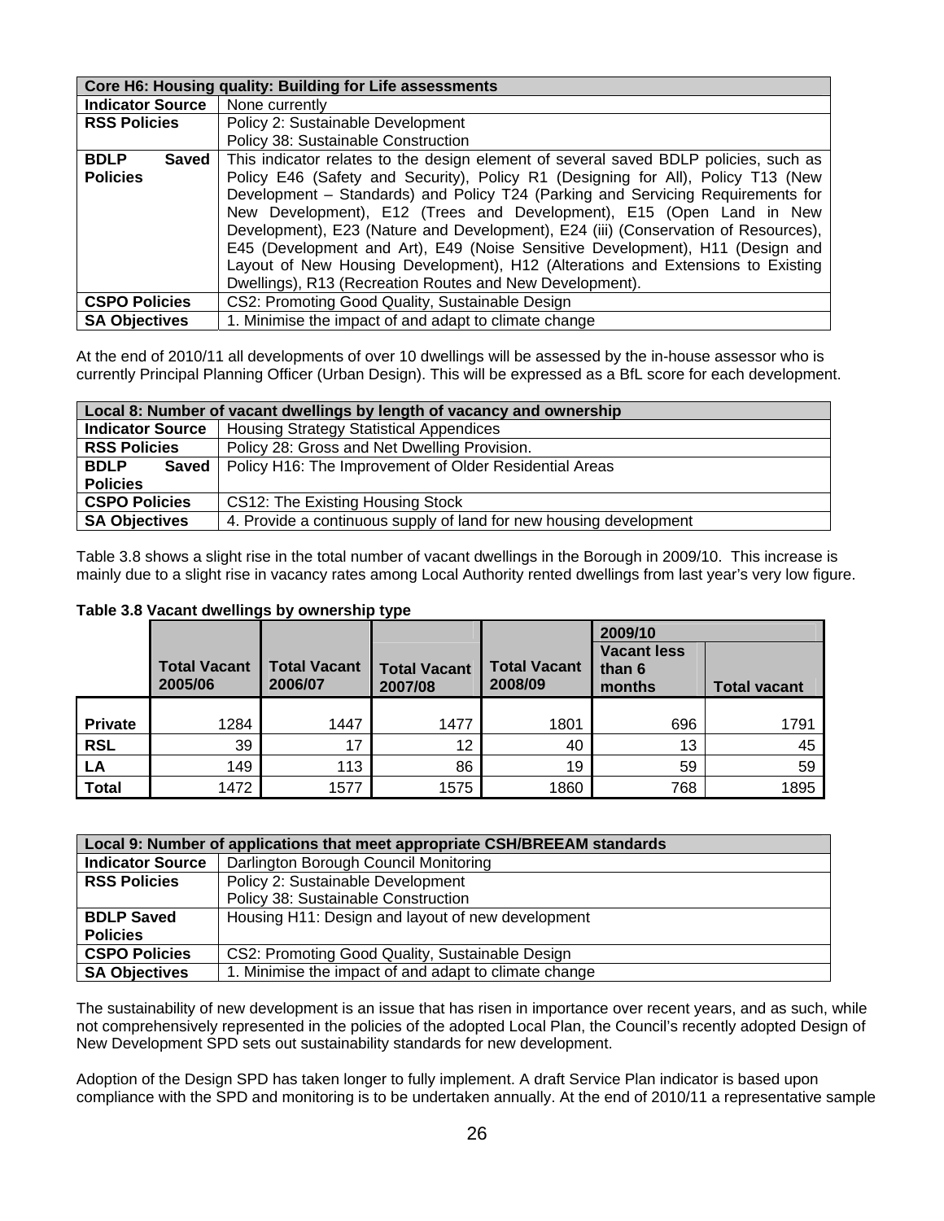| Core H6: Housing quality: Building for Life assessments | |
|---|---|
| **Indicator Source** | None currently |
| **RSS Policies** | Policy 2: Sustainable Development<br>Policy 38: Sustainable Construction |
| **BDLP Saved Policies** | This indicator relates to the design element of several saved BDLP policies, such as Policy E46 (Safety and Security), Policy R1 (Designing for All), Policy T13 (New Development – Standards) and Policy T24 (Parking and Servicing Requirements for New Development), E12 (Trees and Development), E15 (Open Land in New Development), E23 (Nature and Development), E24 (iii) (Conservation of Resources), E45 (Development and Art), E49 (Noise Sensitive Development), H11 (Design and Layout of New Housing Development), H12 (Alterations and Extensions to Existing Dwellings), R13 (Recreation Routes and New Development). |
| **CSPO Policies** | CS2: Promoting Good Quality, Sustainable Design |
| **SA Objectives** | 1. Minimise the impact of and adapt to climate change |

At the end of 2010/11 all developments of over 10 dwellings will be assessed by the in-house assessor who is currently Principal Planning Officer (Urban Design). This will be expressed as a BfL score for each development.

| Local 8: Number of vacant dwellings by length of vacancy and ownership | |
|---|---|
| **Indicator Source** | Housing Strategy Statistical Appendices |
| **RSS Policies** | Policy 28: Gross and Net Dwelling Provision. |
| **BDLP Saved Policies** | Policy H16: The Improvement of Older Residential Areas |
| **CSPO Policies** | CS12: The Existing Housing Stock |
| **SA Objectives** | 4. Provide a continuous supply of land for new housing development |

Table 3.8 shows a slight rise in the total number of vacant dwellings in the Borough in 2009/10. This increase is mainly due to a slight rise in vacancy rates among Local Authority rented dwellings from last year's very low figure.

**Table 3.8 Vacant dwellings by ownership type**

| | | | | | 2009/10 | |
|---|---|---|---|---|---|---|
| | **Total Vacant 2005/06** | **Total Vacant 2006/07** | **Total Vacant 2007/08** | **Total Vacant 2008/09** | **Vacant less than 6 months** | **Total vacant** |
| **Private** | 1284 | 1447 | 1477 | 1801 | 696 | 1791 |
| **RSL** | 39 | 17 | 12 | 40 | 13 | 45 |
| **LA** | 149 | 113 | 86 | 19 | 59 | 59 |
| **Total** | 1472 | 1577 | 1575 | 1860 | 768 | 1895 |

| Local 9: Number of applications that meet appropriate CSH/BREEAM standards | |
|---|---|
| **Indicator Source** | Darlington Borough Council Monitoring |
| **RSS Policies** | Policy 2: Sustainable Development<br>Policy 38: Sustainable Construction |
| **BDLP Saved Policies** | Housing H11: Design and layout of new development |
| **CSPO Policies** | CS2: Promoting Good Quality, Sustainable Design |
| **SA Objectives** | 1. Minimise the impact of and adapt to climate change |

The sustainability of new development is an issue that has risen in importance over recent years, and as such, while not comprehensively represented in the policies of the adopted Local Plan, the Council's recently adopted Design of New Development SPD sets out sustainability standards for new development.

Adoption of the Design SPD has taken longer to fully implement. A draft Service Plan indicator is based upon compliance with the SPD and monitoring is to be undertaken annually. At the end of 2010/11 a representative sample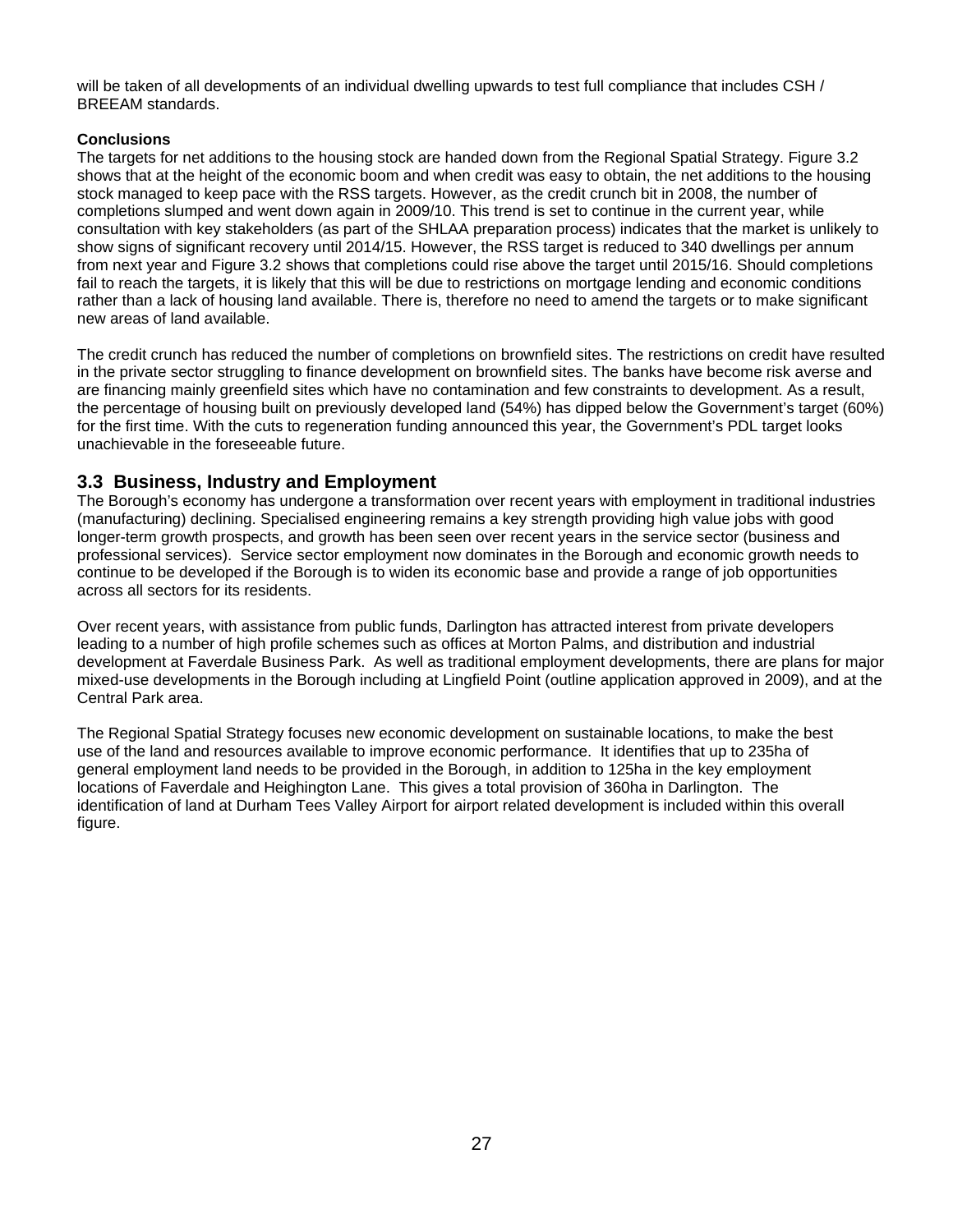will be taken of all developments of an individual dwelling upwards to test full compliance that includes CSH / BREEAM standards.

**Conclusions**

The targets for net additions to the housing stock are handed down from the Regional Spatial Strategy. Figure 3.2 shows that at the height of the economic boom and when credit was easy to obtain, the net additions to the housing stock managed to keep pace with the RSS targets. However, as the credit crunch bit in 2008, the number of completions slumped and went down again in 2009/10. This trend is set to continue in the current year, while consultation with key stakeholders (as part of the SHLAA preparation process) indicates that the market is unlikely to show signs of significant recovery until 2014/15. However, the RSS target is reduced to 340 dwellings per annum from next year and Figure 3.2 shows that completions could rise above the target until 2015/16. Should completions fail to reach the targets, it is likely that this will be due to restrictions on mortgage lending and economic conditions rather than a lack of housing land available. There is, therefore no need to amend the targets or to make significant new areas of land available.

The credit crunch has reduced the number of completions on brownfield sites. The restrictions on credit have resulted in the private sector struggling to finance development on brownfield sites. The banks have become risk averse and are financing mainly greenfield sites which have no contamination and few constraints to development. As a result, the percentage of housing built on previously developed land (54%) has dipped below the Government's target (60%) for the first time. With the cuts to regeneration funding announced this year, the Government's PDL target looks unachievable in the foreseeable future.

## 3.3 Business, Industry and Employment

The Borough's economy has undergone a transformation over recent years with employment in traditional industries (manufacturing) declining. Specialised engineering remains a key strength providing high value jobs with good longer-term growth prospects, and growth has been seen over recent years in the service sector (business and professional services). Service sector employment now dominates in the Borough and economic growth needs to continue to be developed if the Borough is to widen its economic base and provide a range of job opportunities across all sectors for its residents.

Over recent years, with assistance from public funds, Darlington has attracted interest from private developers leading to a number of high profile schemes such as offices at Morton Palms, and distribution and industrial development at Faverdale Business Park. As well as traditional employment developments, there are plans for major mixed-use developments in the Borough including at Lingfield Point (outline application approved in 2009), and at the Central Park area.

The Regional Spatial Strategy focuses new economic development on sustainable locations, to make the best use of the land and resources available to improve economic performance. It identifies that up to 235ha of general employment land needs to be provided in the Borough, in addition to 125ha in the key employment locations of Faverdale and Heighington Lane. This gives a total provision of 360ha in Darlington. The identification of land at Durham Tees Valley Airport for airport related development is included within this overall figure.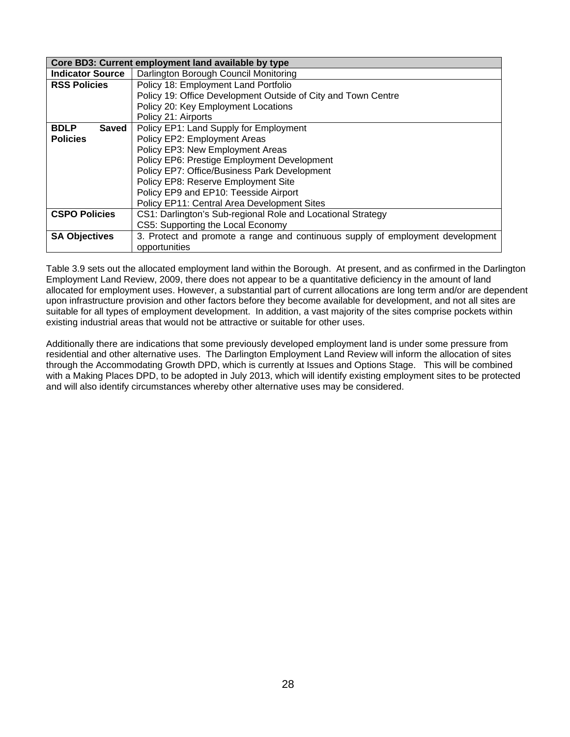| Core BD3: Current employment land available by type | |
|---|---|
| **Indicator Source** | Darlington Borough Council Monitoring |
| **RSS Policies** | Policy 18: Employment Land Portfolio<br>Policy 19: Office Development Outside of City and Town Centre<br>Policy 20: Key Employment Locations<br>Policy 21: Airports |
| **BDLP Saved Policies** | Policy EP1: Land Supply for Employment<br>Policy EP2: Employment Areas<br>Policy EP3: New Employment Areas<br>Policy EP6: Prestige Employment Development<br>Policy EP7: Office/Business Park Development<br>Policy EP8: Reserve Employment Site<br>Policy EP9 and EP10: Teesside Airport<br>Policy EP11: Central Area Development Sites |
| **CSPO Policies** | CS1: Darlington's Sub-regional Role and Locational Strategy<br>CS5: Supporting the Local Economy |
| **SA Objectives** | 3. Protect and promote a range and continuous supply of employment development opportunities |

Table 3.9 sets out the allocated employment land within the Borough. At present, and as confirmed in the Darlington Employment Land Review, 2009, there does not appear to be a quantitative deficiency in the amount of land allocated for employment uses. However, a substantial part of current allocations are long term and/or are dependent upon infrastructure provision and other factors before they become available for development, and not all sites are suitable for all types of employment development. In addition, a vast majority of the sites comprise pockets within existing industrial areas that would not be attractive or suitable for other uses.

Additionally there are indications that some previously developed employment land is under some pressure from residential and other alternative uses. The Darlington Employment Land Review will inform the allocation of sites through the Accommodating Growth DPD, which is currently at Issues and Options Stage. This will be combined with a Making Places DPD, to be adopted in July 2013, which will identify existing employment sites to be protected and will also identify circumstances whereby other alternative uses may be considered.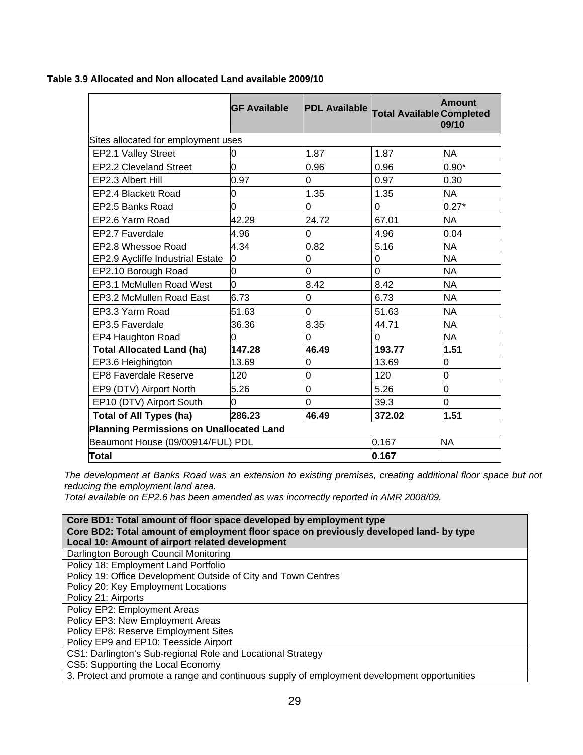**Table 3.9 Allocated and Non allocated Land available 2009/10**

| | GF Available | PDL Available | Total Available | Amount Completed 09/10 |
|---|---|---|---|---|
| Sites allocated for employment uses | | | | |
| EP2.1 Valley Street | 0 | 1.87 | 1.87 | NA |
| EP2.2 Cleveland Street | 0 | 0.96 | 0.96 | 0.90* |
| EP2.3 Albert Hill | 0.97 | 0 | 0.97 | 0.30 |
| EP2.4 Blackett Road | 0 | 1.35 | 1.35 | NA |
| EP2.5 Banks Road | 0 | 0 | 0 | 0.27* |
| EP2.6 Yarm Road | 42.29 | 24.72 | 67.01 | NA |
| EP2.7 Faverdale | 4.96 | 0 | 4.96 | 0.04 |
| EP2.8 Whessoe Road | 4.34 | 0.82 | 5.16 | NA |
| EP2.9 Aycliffe Industrial Estate | 0 | 0 | 0 | NA |
| EP2.10 Borough Road | 0 | 0 | 0 | NA |
| EP3.1 McMullen Road West | 0 | 8.42 | 8.42 | NA |
| EP3.2 McMullen Road East | 6.73 | 0 | 6.73 | NA |
| EP3.3 Yarm Road | 51.63 | 0 | 51.63 | NA |
| EP3.5 Faverdale | 36.36 | 8.35 | 44.71 | NA |
| EP4 Haughton Road | 0 | 0 | 0 | NA |
| **Total Allocated Land (ha)** | **147.28** | **46.49** | **193.77** | **1.51** |
| EP3.6 Heighington | 13.69 | 0 | 13.69 | 0 |
| EP8 Faverdale Reserve | 120 | 0 | 120 | 0 |
| EP9 (DTV) Airport North | 5.26 | 0 | 5.26 | 0 |
| EP10 (DTV) Airport South | 0 | 0 | 39.3 | 0 |
| **Total of All Types (ha)** | **286.23** | **46.49** | **372.02** | **1.51** |
| **Planning Permissions on Unallocated Land** | | | | |
| Beaumont House (09/00914/FUL) PDL | | | 0.167 | NA |
| **Total** | | | **0.167** | |

*The development at Banks Road was an extension to existing premises, creating additional floor space but not reducing the employment land area.*
*Total available on EP2.6 has been amended as was incorrectly reported in AMR 2008/09.*

| **Core BD1: Total amount of floor space developed by employment type**<br>**Core BD2: Total amount of employment floor space on previously developed land- by type**<br>**Local 10: Amount of airport related development** |
|---|
| Darlington Borough Council Monitoring |
| Policy 18: Employment Land Portfolio<br>Policy 19: Office Development Outside of City and Town Centres<br>Policy 20: Key Employment Locations<br>Policy 21: Airports |
| Policy EP2: Employment Areas<br>Policy EP3: New Employment Areas<br>Policy EP8: Reserve Employment Sites<br>Policy EP9 and EP10: Teesside Airport |
| CS1: Darlington's Sub-regional Role and Locational Strategy<br>CS5: Supporting the Local Economy |
| 3. Protect and promote a range and continuous supply of employment development opportunities |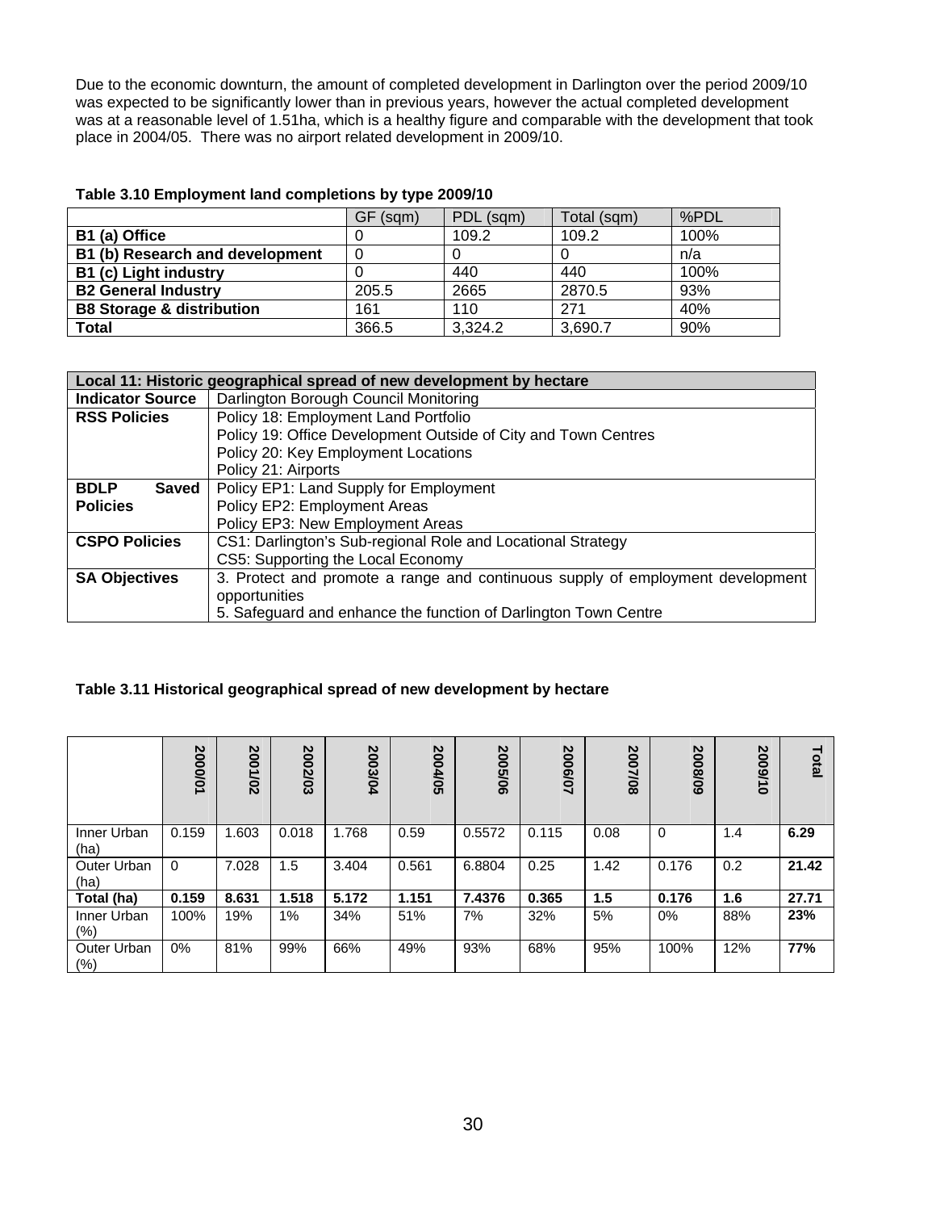Due to the economic downturn, the amount of completed development in Darlington over the period 2009/10 was expected to be significantly lower than in previous years, however the actual completed development was at a reasonable level of 1.51ha, which is a healthy figure and comparable with the development that took place in 2004/05. There was no airport related development in 2009/10.

**Table 3.10 Employment land completions by type 2009/10**

| | GF (sqm) | PDL (sqm) | Total (sqm) | %PDL |
|---|---|---|---|---|
| **B1 (a) Office** | 0 | 109.2 | 109.2 | 100% |
| **B1 (b) Research and development** | 0 | 0 | 0 | n/a |
| **B1 (c) Light industry** | 0 | 440 | 440 | 100% |
| **B2 General Industry** | 205.5 | 2665 | 2870.5 | 93% |
| **B8 Storage & distribution** | 161 | 110 | 271 | 40% |
| **Total** | 366.5 | 3,324.2 | 3,690.7 | 90% |

| **Local 11: Historic geographical spread of new development by hectare** | |
|---|---|
| **Indicator Source** | Darlington Borough Council Monitoring |
| **RSS Policies** | Policy 18: Employment Land Portfolio<br>Policy 19: Office Development Outside of City and Town Centres<br>Policy 20: Key Employment Locations<br>Policy 21: Airports |
| **BDLP Saved Policies** | Policy EP1: Land Supply for Employment<br>Policy EP2: Employment Areas<br>Policy EP3: New Employment Areas |
| **CSPO Policies** | CS1: Darlington's Sub-regional Role and Locational Strategy<br>CS5: Supporting the Local Economy |
| **SA Objectives** | 3. Protect and promote a range and continuous supply of employment development opportunities<br>5. Safeguard and enhance the function of Darlington Town Centre |

**Table 3.11 Historical geographical spread of new development by hectare**

| | **2000/01** | **2001/02** | **2002/03** | **2003/04** | **2004/05** | **2005/06** | **2006/07** | **2007/08** | **2008/09** | **2009/10** | **Total** |
|---|---|---|---|---|---|---|---|---|---|---|---|
| Inner Urban (ha) | 0.159 | 1.603 | 0.018 | 1.768 | 0.59 | 0.5572 | 0.115 | 0.08 | 0 | 1.4 | **6.29** |
| Outer Urban (ha) | 0 | 7.028 | 1.5 | 3.404 | 0.561 | 6.8804 | 0.25 | 1.42 | 0.176 | 0.2 | **21.42** |
| **Total (ha)** | **0.159** | **8.631** | **1.518** | **5.172** | **1.151** | **7.4376** | **0.365** | **1.5** | **0.176** | **1.6** | **27.71** |
| Inner Urban (%) | 100% | 19% | 1% | 34% | 51% | 7% | 32% | 5% | 0% | 88% | **23%** |
| Outer Urban (%) | 0% | 81% | 99% | 66% | 49% | 93% | 68% | 95% | 100% | 12% | **77%** |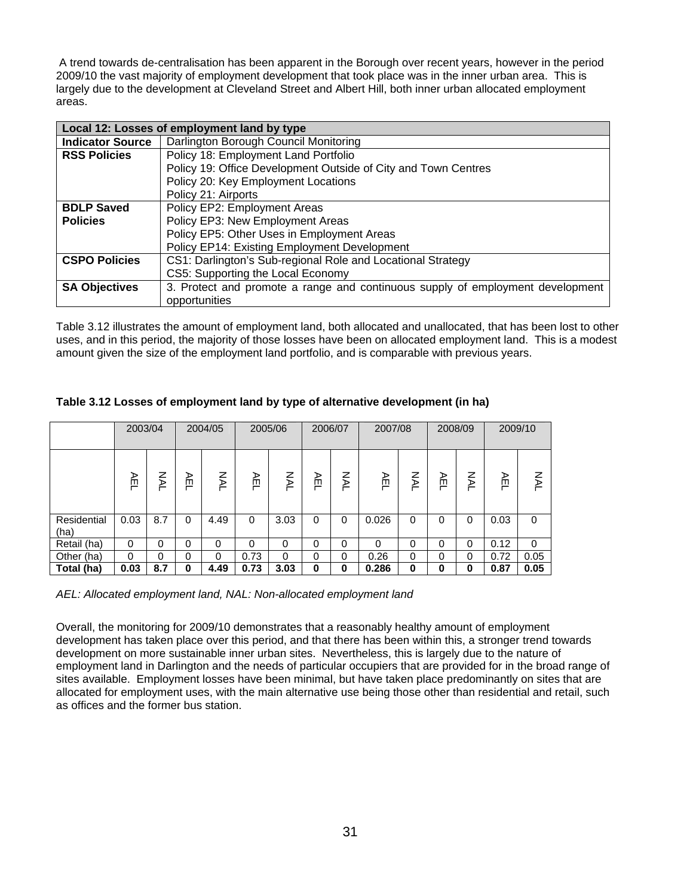A trend towards de-centralisation has been apparent in the Borough over recent years, however in the period 2009/10 the vast majority of employment development that took place was in the inner urban area. This is largely due to the development at Cleveland Street and Albert Hill, both inner urban allocated employment areas.

| Local 12: Losses of employment land by type | |
|---|---|
| **Indicator Source** | Darlington Borough Council Monitoring |
| **RSS Policies** | Policy 18: Employment Land Portfolio<br>Policy 19: Office Development Outside of City and Town Centres<br>Policy 20: Key Employment Locations<br>Policy 21: Airports |
| **BDLP Saved Policies** | Policy EP2: Employment Areas<br>Policy EP3: New Employment Areas<br>Policy EP5: Other Uses in Employment Areas<br>Policy EP14: Existing Employment Development |
| **CSPO Policies** | CS1: Darlington's Sub-regional Role and Locational Strategy<br>CS5: Supporting the Local Economy |
| **SA Objectives** | 3. Protect and promote a range and continuous supply of employment development opportunities |

Table 3.12 illustrates the amount of employment land, both allocated and unallocated, that has been lost to other uses, and in this period, the majority of those losses have been on allocated employment land. This is a modest amount given the size of the employment land portfolio, and is comparable with previous years.

**Table 3.12 Losses of employment land by type of alternative development (in ha)**

| | 2003/04 | | 2004/05 | | 2005/06 | | 2006/07 | | 2007/08 | | 2008/09 | | 2009/10 | |
|---|---|---|---|---|---|---|---|---|---|---|---|---|---|---|
| | AEL | NAL | AEL | NAL | AEL | NAL | AEL | NAL | AEL | NAL | AEL | NAL | AEL | NAL |
| Residential (ha) | 0.03 | 8.7 | 0 | 4.49 | 0 | 3.03 | 0 | 0 | 0.026 | 0 | 0 | 0 | 0.03 | 0 |
| Retail (ha) | 0 | 0 | 0 | 0 | 0 | 0 | 0 | 0 | 0 | 0 | 0 | 0 | 0.12 | 0 |
| Other (ha) | 0 | 0 | 0 | 0 | 0.73 | 0 | 0 | 0 | 0.26 | 0 | 0 | 0 | 0.72 | 0.05 |
| **Total (ha)** | **0.03** | **8.7** | **0** | **4.49** | **0.73** | **3.03** | **0** | **0** | **0.286** | **0** | **0** | **0** | **0.87** | **0.05** |

*AEL: Allocated employment land, NAL: Non-allocated employment land*

Overall, the monitoring for 2009/10 demonstrates that a reasonably healthy amount of employment development has taken place over this period, and that there has been within this, a stronger trend towards development on more sustainable inner urban sites. Nevertheless, this is largely due to the nature of employment land in Darlington and the needs of particular occupiers that are provided for in the broad range of sites available. Employment losses have been minimal, but have taken place predominantly on sites that are allocated for employment uses, with the main alternative use being those other than residential and retail, such as offices and the former bus station.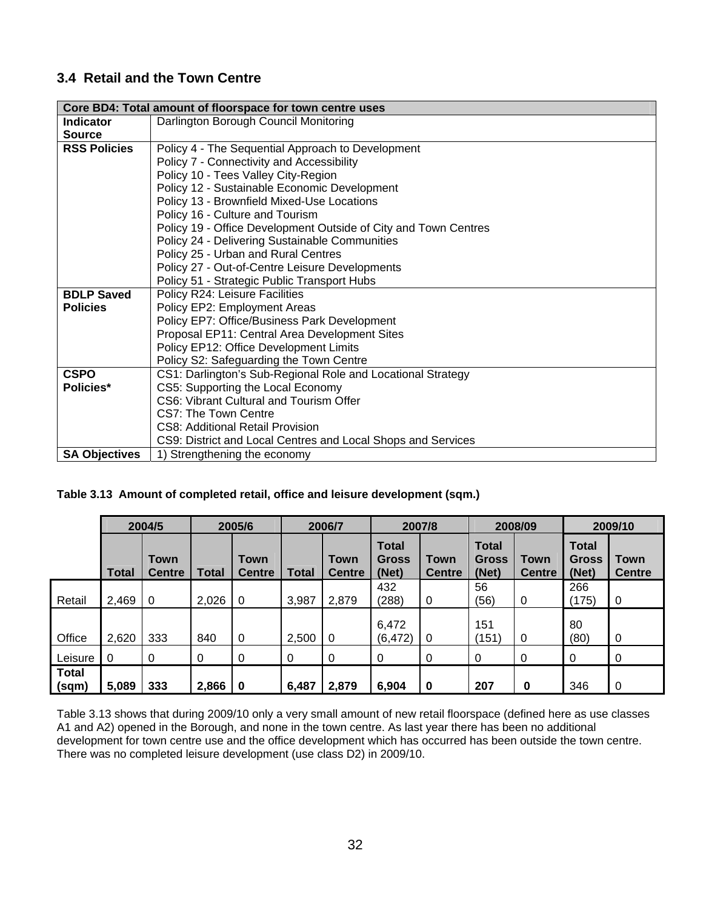## 3.4 Retail and the Town Centre

| Core BD4: Total amount of floorspace for town centre uses | |
|---|---|
| **Indicator Source** | Darlington Borough Council Monitoring |
| **RSS Policies** | Policy 4 - The Sequential Approach to Development<br>Policy 7 - Connectivity and Accessibility<br>Policy 10 - Tees Valley City-Region<br>Policy 12 - Sustainable Economic Development<br>Policy 13 - Brownfield Mixed-Use Locations<br>Policy 16 - Culture and Tourism<br>Policy 19 - Office Development Outside of City and Town Centres<br>Policy 24 - Delivering Sustainable Communities<br>Policy 25 - Urban and Rural Centres<br>Policy 27 - Out-of-Centre Leisure Developments<br>Policy 51 - Strategic Public Transport Hubs |
| **BDLP Saved Policies** | Policy R24: Leisure Facilities<br>Policy EP2: Employment Areas<br>Policy EP7: Office/Business Park Development<br>Proposal EP11: Central Area Development Sites<br>Policy EP12: Office Development Limits<br>Policy S2: Safeguarding the Town Centre |
| **CSPO Policies*** | CS1: Darlington's Sub-Regional Role and Locational Strategy<br>CS5: Supporting the Local Economy<br>CS6: Vibrant Cultural and Tourism Offer<br>CS7: The Town Centre<br>CS8: Additional Retail Provision<br>CS9: District and Local Centres and Local Shops and Services |
| **SA Objectives** | 1) Strengthening the economy |

**Table 3.13 Amount of completed retail, office and leisure development (sqm.)**

| | 2004/5 | | 2005/6 | | 2006/7 | | 2007/8 | | 2008/09 | | 2009/10 | |
|---|---|---|---|---|---|---|---|---|---|---|---|---|
| | **Total** | **Town Centre** | **Total** | **Town Centre** | **Total** | **Town Centre** | **Total Gross (Net)** | **Town Centre** | **Total Gross (Net)** | **Town Centre** | **Total Gross (Net)** | **Town Centre** |
| Retail | 2,469 | 0 | 2,026 | 0 | 3,987 | 2,879 | 432 (288) | 0 | 56 (56) | 0 | 266 (175) | 0 |
| Office | 2,620 | 333 | 840 | 0 | 2,500 | 0 | 6,472 (6,472) | 0 | 151 (151) | 0 | 80 (80) | 0 |
| Leisure | 0 | 0 | 0 | 0 | 0 | 0 | 0 | 0 | 0 | 0 | 0 | 0 |
| **Total (sqm)** | **5,089** | **333** | **2,866** | **0** | **6,487** | **2,879** | **6,904** | **0** | **207** | **0** | 346 | 0 |

Table 3.13 shows that during 2009/10 only a very small amount of new retail floorspace (defined here as use classes A1 and A2) opened in the Borough, and none in the town centre. As last year there has been no additional development for town centre use and the office development which has occurred has been outside the town centre. There was no completed leisure development (use class D2) in 2009/10.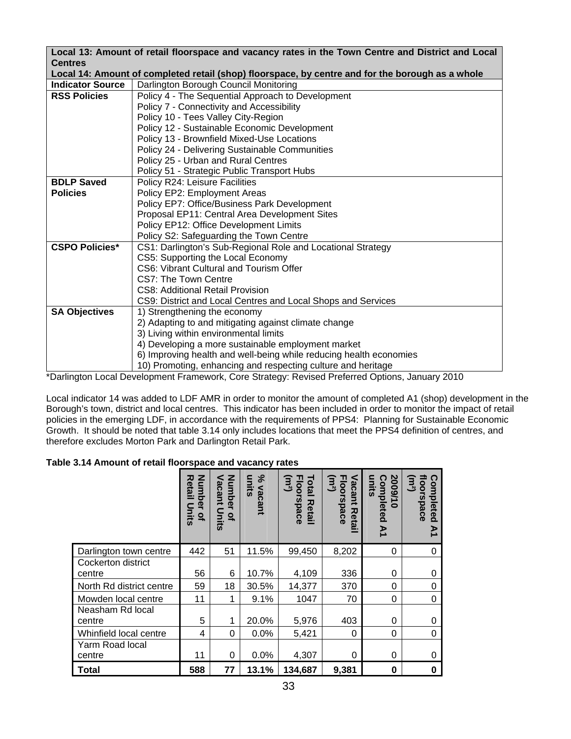| Local 13: Amount of retail floorspace and vacancy rates in the Town Centre and District and Local Centres<br>Local 14: Amount of completed retail (shop) floorspace, by centre and for the borough as a whole | |
|---|---|
| **Indicator Source** | Darlington Borough Council Monitoring |
| **RSS Policies** | Policy 4 - The Sequential Approach to Development<br>Policy 7 - Connectivity and Accessibility<br>Policy 10 - Tees Valley City-Region<br>Policy 12 - Sustainable Economic Development<br>Policy 13 - Brownfield Mixed-Use Locations<br>Policy 24 - Delivering Sustainable Communities<br>Policy 25 - Urban and Rural Centres<br>Policy 51 - Strategic Public Transport Hubs |
| **BDLP Saved Policies** | Policy R24: Leisure Facilities<br>Policy EP2: Employment Areas<br>Policy EP7: Office/Business Park Development<br>Proposal EP11: Central Area Development Sites<br>Policy EP12: Office Development Limits<br>Policy S2: Safeguarding the Town Centre |
| **CSPO Policies*** | CS1: Darlington's Sub-Regional Role and Locational Strategy<br>CS5: Supporting the Local Economy<br>CS6: Vibrant Cultural and Tourism Offer<br>CS7: The Town Centre<br>CS8: Additional Retail Provision<br>CS9: District and Local Centres and Local Shops and Services |
| **SA Objectives** | 1) Strengthening the economy<br>2) Adapting to and mitigating against climate change<br>3) Living within environmental limits<br>4) Developing a more sustainable employment market<br>6) Improving health and well-being while reducing health economies<br>10) Promoting, enhancing and respecting culture and heritage |

*Darlington Local Development Framework, Core Strategy: Revised Preferred Options, January 2010

Local indicator 14 was added to LDF AMR in order to monitor the amount of completed A1 (shop) development in the Borough's town, district and local centres. This indicator has been included in order to monitor the impact of retail policies in the emerging LDF, in accordance with the requirements of PPS4: Planning for Sustainable Economic Growth. It should be noted that table 3.14 only includes locations that meet the PPS4 definition of centres, and therefore excludes Morton Park and Darlington Retail Park.

**Table 3.14 Amount of retail floorspace and vacancy rates**

| | Number of Retail Units | Number of Vacant Units | % vacant units | Total Retail Floorspace (m²) | Vacant Retail Floorspace (m²) | 2009/10 Completed A1 units | Completed A1 floorspace (m²) |
|---|---|---|---|---|---|---|---|
| Darlington town centre | 442 | 51 | 11.5% | 99,450 | 8,202 | 0 | 0 |
| Cockerton district centre | 56 | 6 | 10.7% | 4,109 | 336 | 0 | 0 |
| North Rd district centre | 59 | 18 | 30.5% | 14,377 | 370 | 0 | 0 |
| Mowden local centre | 11 | 1 | 9.1% | 1047 | 70 | 0 | 0 |
| Neasham Rd local centre | 5 | 1 | 20.0% | 5,976 | 403 | 0 | 0 |
| Whinfield local centre | 4 | 0 | 0.0% | 5,421 | 0 | 0 | 0 |
| Yarm Road local centre | 11 | 0 | 0.0% | 4,307 | 0 | 0 | 0 |
| **Total** | **588** | **77** | **13.1%** | **134,687** | **9,381** | **0** | **0** |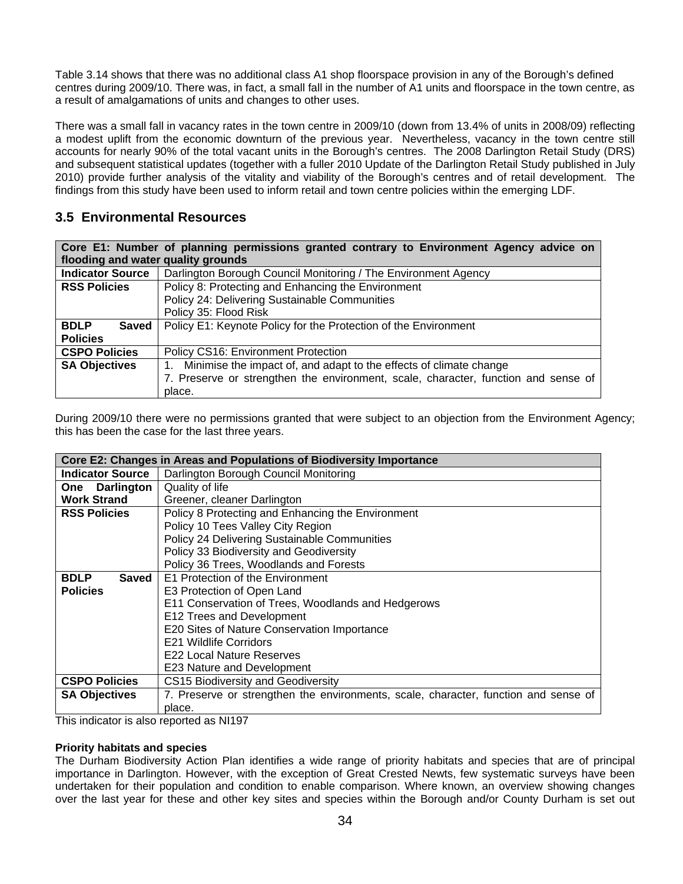Table 3.14 shows that there was no additional class A1 shop floorspace provision in any of the Borough's defined centres during 2009/10. There was, in fact, a small fall in the number of A1 units and floorspace in the town centre, as a result of amalgamations of units and changes to other uses.

There was a small fall in vacancy rates in the town centre in 2009/10 (down from 13.4% of units in 2008/09) reflecting a modest uplift from the economic downturn of the previous year. Nevertheless, vacancy in the town centre still accounts for nearly 90% of the total vacant units in the Borough's centres. The 2008 Darlington Retail Study (DRS) and subsequent statistical updates (together with a fuller 2010 Update of the Darlington Retail Study published in July 2010) provide further analysis of the vitality and viability of the Borough's centres and of retail development. The findings from this study have been used to inform retail and town centre policies within the emerging LDF.

## 3.5 Environmental Resources

| **Core E1: Number of planning permissions granted contrary to Environment Agency advice on flooding and water quality grounds** | |
|---|---|
| **Indicator Source** | Darlington Borough Council Monitoring / The Environment Agency |
| **RSS Policies** | Policy 8: Protecting and Enhancing the Environment<br>Policy 24: Delivering Sustainable Communities<br>Policy 35: Flood Risk |
| **BDLP Saved Policies** | Policy E1: Keynote Policy for the Protection of the Environment |
| **CSPO Policies** | Policy CS16: Environment Protection |
| **SA Objectives** | 1. Minimise the impact of, and adapt to the effects of climate change<br>7. Preserve or strengthen the environment, scale, character, function and sense of place. |

During 2009/10 there were no permissions granted that were subject to an objection from the Environment Agency; this has been the case for the last three years.

| **Core E2: Changes in Areas and Populations of Biodiversity Importance** | |
|---|---|
| **Indicator Source** | Darlington Borough Council Monitoring |
| **One Darlington Work Strand** | Quality of life<br>Greener, cleaner Darlington |
| **RSS Policies** | Policy 8 Protecting and Enhancing the Environment<br>Policy 10 Tees Valley City Region<br>Policy 24 Delivering Sustainable Communities<br>Policy 33 Biodiversity and Geodiversity<br>Policy 36 Trees, Woodlands and Forests |
| **BDLP Saved Policies** | E1 Protection of the Environment<br>E3 Protection of Open Land<br>E11 Conservation of Trees, Woodlands and Hedgerows<br>E12 Trees and Development<br>E20 Sites of Nature Conservation Importance<br>E21 Wildlife Corridors<br>E22 Local Nature Reserves<br>E23 Nature and Development |
| **CSPO Policies** | CS15 Biodiversity and Geodiversity |
| **SA Objectives** | 7. Preserve or strengthen the environments, scale, character, function and sense of place. |

This indicator is also reported as NI197

**Priority habitats and species**

The Durham Biodiversity Action Plan identifies a wide range of priority habitats and species that are of principal importance in Darlington. However, with the exception of Great Crested Newts, few systematic surveys have been undertaken for their population and condition to enable comparison. Where known, an overview showing changes over the last year for these and other key sites and species within the Borough and/or County Durham is set out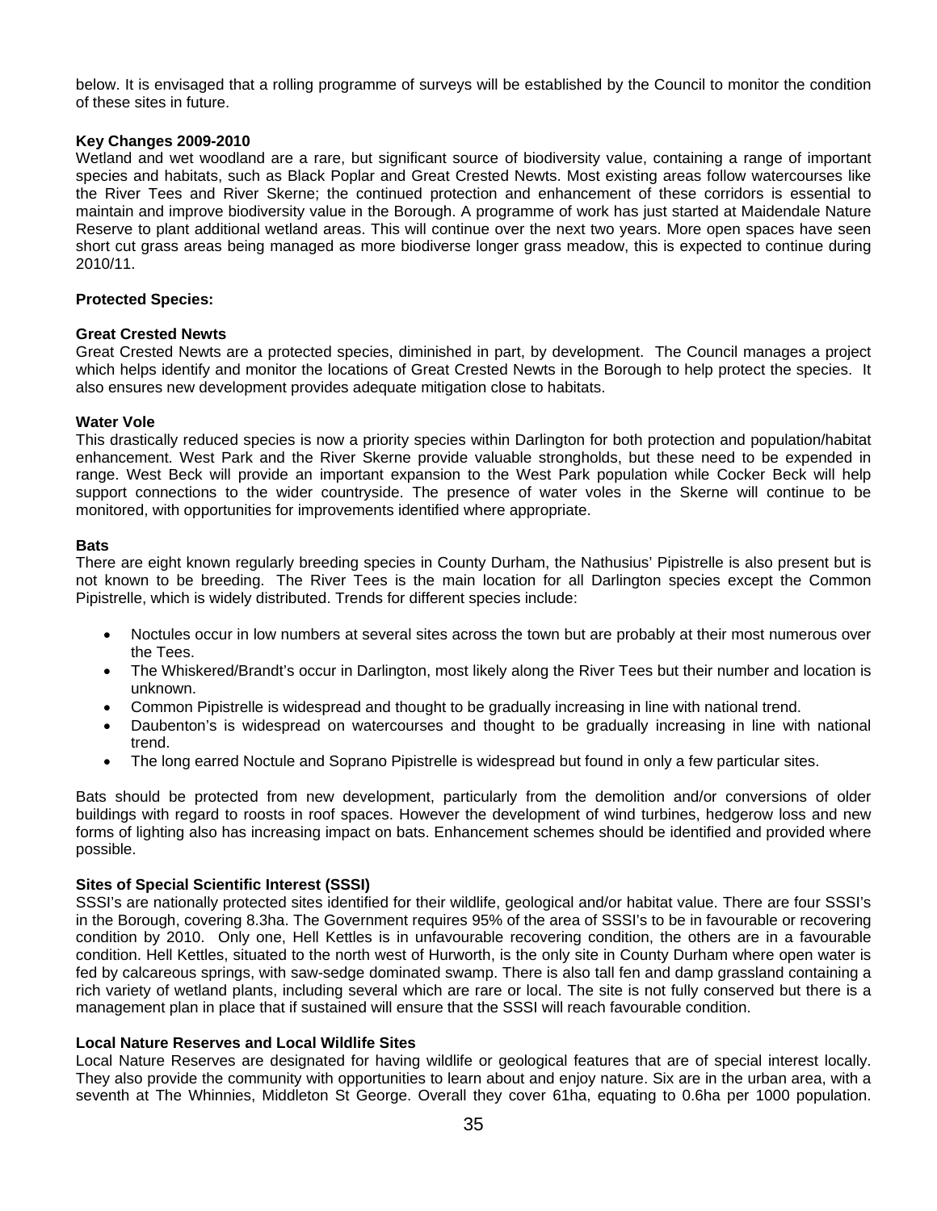below. It is envisaged that a rolling programme of surveys will be established by the Council to monitor the condition of these sites in future.

**Key Changes 2009-2010**

Wetland and wet woodland are a rare, but significant source of biodiversity value, containing a range of important species and habitats, such as Black Poplar and Great Crested Newts. Most existing areas follow watercourses like the River Tees and River Skerne; the continued protection and enhancement of these corridors is essential to maintain and improve biodiversity value in the Borough. A programme of work has just started at Maidendale Nature Reserve to plant additional wetland areas. This will continue over the next two years. More open spaces have seen short cut grass areas being managed as more biodiverse longer grass meadow, this is expected to continue during 2010/11.

**Protected Species:**

**Great Crested Newts**

Great Crested Newts are a protected species, diminished in part, by development. The Council manages a project which helps identify and monitor the locations of Great Crested Newts in the Borough to help protect the species. It also ensures new development provides adequate mitigation close to habitats.

**Water Vole**

This drastically reduced species is now a priority species within Darlington for both protection and population/habitat enhancement. West Park and the River Skerne provide valuable strongholds, but these need to be expended in range. West Beck will provide an important expansion to the West Park population while Cocker Beck will help support connections to the wider countryside. The presence of water voles in the Skerne will continue to be monitored, with opportunities for improvements identified where appropriate.

**Bats**

There are eight known regularly breeding species in County Durham, the Nathusius' Pipistrelle is also present but is not known to be breeding. The River Tees is the main location for all Darlington species except the Common Pipistrelle, which is widely distributed. Trends for different species include:

- Noctules occur in low numbers at several sites across the town but are probably at their most numerous over the Tees.
- The Whiskered/Brandt's occur in Darlington, most likely along the River Tees but their number and location is unknown.
- Common Pipistrelle is widespread and thought to be gradually increasing in line with national trend.
- Daubenton's is widespread on watercourses and thought to be gradually increasing in line with national trend.
- The long earred Noctule and Soprano Pipistrelle is widespread but found in only a few particular sites.

Bats should be protected from new development, particularly from the demolition and/or conversions of older buildings with regard to roosts in roof spaces. However the development of wind turbines, hedgerow loss and new forms of lighting also has increasing impact on bats. Enhancement schemes should be identified and provided where possible.

**Sites of Special Scientific Interest (SSSI)**

SSSI's are nationally protected sites identified for their wildlife, geological and/or habitat value. There are four SSSI's in the Borough, covering 8.3ha. The Government requires 95% of the area of SSSI's to be in favourable or recovering condition by 2010. Only one, Hell Kettles is in unfavourable recovering condition, the others are in a favourable condition. Hell Kettles, situated to the north west of Hurworth, is the only site in County Durham where open water is fed by calcareous springs, with saw-sedge dominated swamp. There is also tall fen and damp grassland containing a rich variety of wetland plants, including several which are rare or local. The site is not fully conserved but there is a management plan in place that if sustained will ensure that the SSSI will reach favourable condition.

**Local Nature Reserves and Local Wildlife Sites**

Local Nature Reserves are designated for having wildlife or geological features that are of special interest locally. They also provide the community with opportunities to learn about and enjoy nature. Six are in the urban area, with a seventh at The Whinnies, Middleton St George. Overall they cover 61ha, equating to 0.6ha per 1000 population.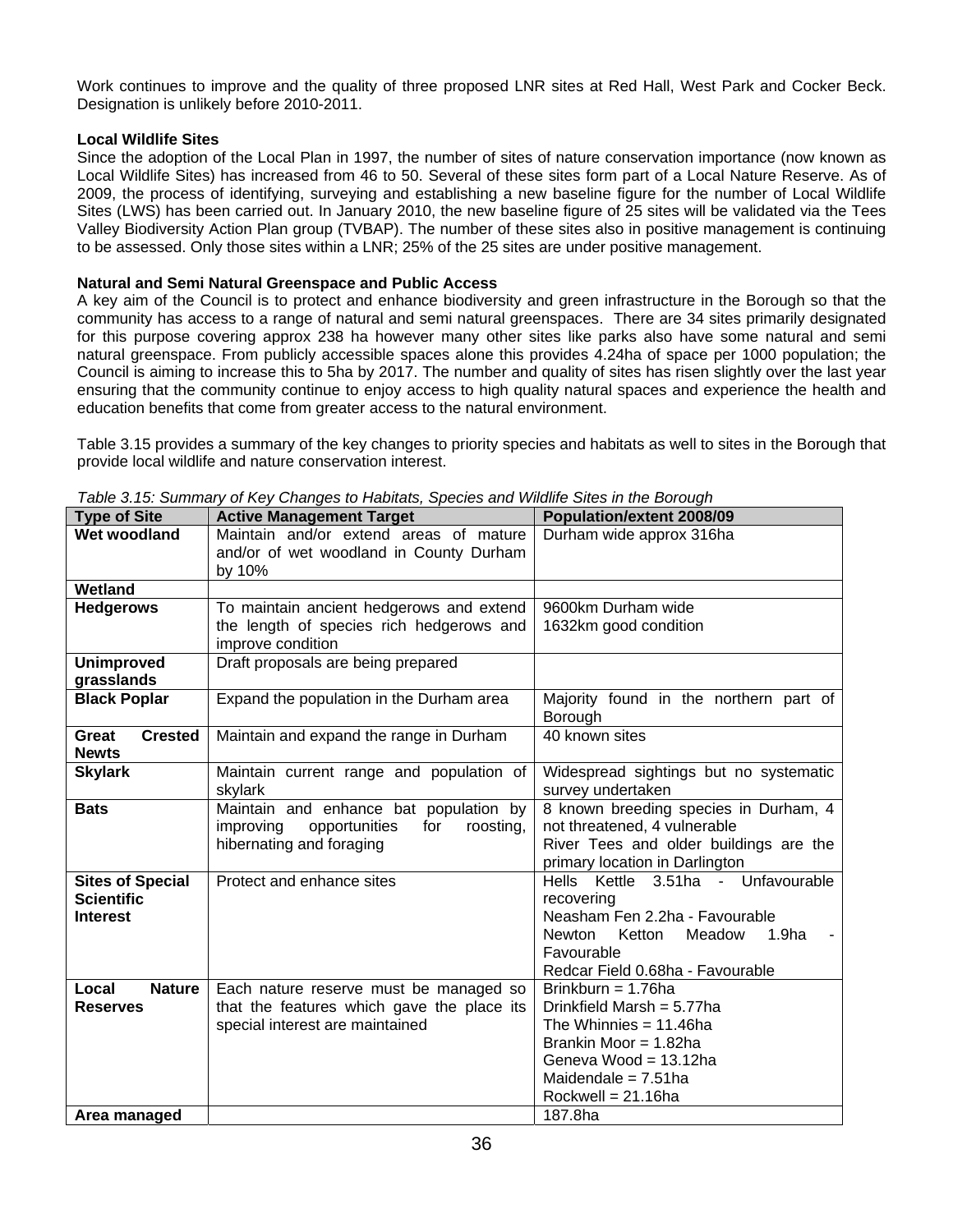Work continues to improve and the quality of three proposed LNR sites at Red Hall, West Park and Cocker Beck. Designation is unlikely before 2010-2011.

**Local Wildlife Sites**

Since the adoption of the Local Plan in 1997, the number of sites of nature conservation importance (now known as Local Wildlife Sites) has increased from 46 to 50. Several of these sites form part of a Local Nature Reserve. As of 2009, the process of identifying, surveying and establishing a new baseline figure for the number of Local Wildlife Sites (LWS) has been carried out. In January 2010, the new baseline figure of 25 sites will be validated via the Tees Valley Biodiversity Action Plan group (TVBAP). The number of these sites also in positive management is continuing to be assessed. Only those sites within a LNR; 25% of the 25 sites are under positive management.

**Natural and Semi Natural Greenspace and Public Access**

A key aim of the Council is to protect and enhance biodiversity and green infrastructure in the Borough so that the community has access to a range of natural and semi natural greenspaces. There are 34 sites primarily designated for this purpose covering approx 238 ha however many other sites like parks also have some natural and semi natural greenspace. From publicly accessible spaces alone this provides 4.24ha of space per 1000 population; the Council is aiming to increase this to 5ha by 2017. The number and quality of sites has risen slightly over the last year ensuring that the community continue to enjoy access to high quality natural spaces and experience the health and education benefits that come from greater access to the natural environment.

Table 3.15 provides a summary of the key changes to priority species and habitats as well to sites in the Borough that provide local wildlife and nature conservation interest.

*Table 3.15: Summary of Key Changes to Habitats, Species and Wildlife Sites in the Borough*

| Type of Site | Active Management Target | Population/extent 2008/09 |
|---|---|---|
| **Wet woodland** | Maintain and/or extend areas of mature and/or of wet woodland in County Durham by 10% | Durham wide approx 316ha |
| **Wetland** | | |
| **Hedgerows** | To maintain ancient hedgerows and extend the length of species rich hedgerows and improve condition | 9600km Durham wide<br>1632km good condition |
| **Unimproved grasslands** | Draft proposals are being prepared | |
| **Black Poplar** | Expand the population in the Durham area | Majority found in the northern part of Borough |
| **Great Crested Newts** | Maintain and expand the range in Durham | 40 known sites |
| **Skylark** | Maintain current range and population of skylark | Widespread sightings but no systematic survey undertaken |
| **Bats** | Maintain and enhance bat population by improving opportunities for roosting, hibernating and foraging | 8 known breeding species in Durham, 4 not threatened, 4 vulnerable<br>River Tees and older buildings are the primary location in Darlington |
| **Sites of Special Scientific Interest** | Protect and enhance sites | Hells Kettle 3.51ha - Unfavourable recovering<br>Neasham Fen 2.2ha - Favourable<br>Newton Ketton Meadow 1.9ha - Favourable<br>Redcar Field 0.68ha - Favourable |
| **Local Nature Reserves** | Each nature reserve must be managed so that the features which gave the place its special interest are maintained | Brinkburn = 1.76ha<br>Drinkfield Marsh = 5.77ha<br>The Whinnies = 11.46ha<br>Brankin Moor = 1.82ha<br>Geneva Wood = 13.12ha<br>Maidendale = 7.51ha<br>Rockwell = 21.16ha |
| **Area managed** | | 187.8ha |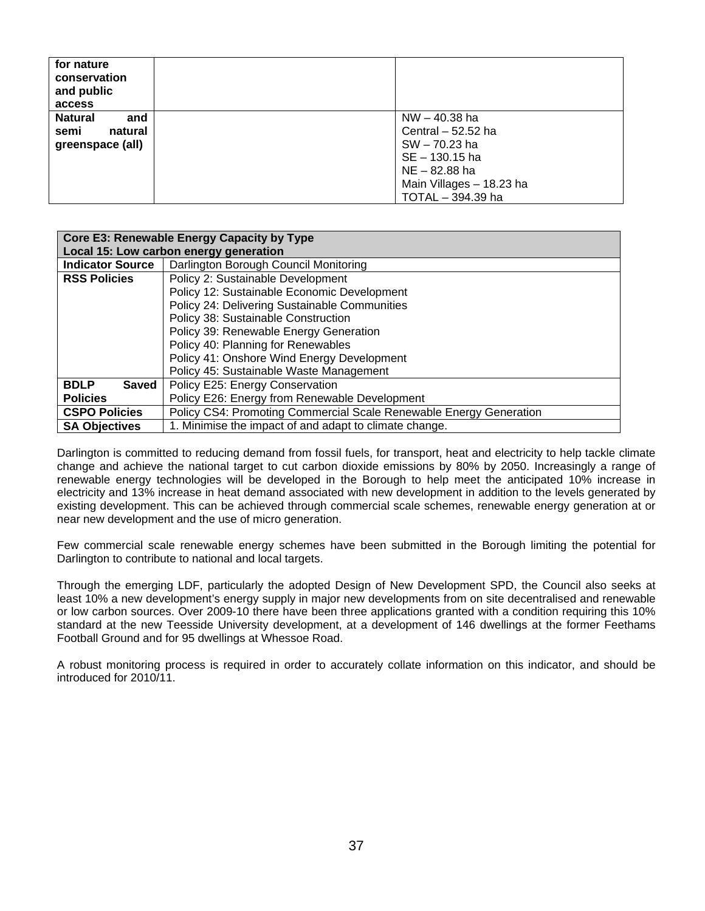| for nature conservation and public access | | |
|---|---|---|
| **Natural and semi natural greenspace (all)** | | NW – 40.38 ha<br>Central – 52.52 ha<br>SW – 70.23 ha<br>SE – 130.15 ha<br>NE – 82.88 ha<br>Main Villages – 18.23 ha<br>TOTAL – 394.39 ha |

| **Core E3: Renewable Energy Capacity by Type**<br>**Local 15: Low carbon energy generation** | |
|---|---|
| **Indicator Source** | Darlington Borough Council Monitoring |
| **RSS Policies** | Policy 2: Sustainable Development<br>Policy 12: Sustainable Economic Development<br>Policy 24: Delivering Sustainable Communities<br>Policy 38: Sustainable Construction<br>Policy 39: Renewable Energy Generation<br>Policy 40: Planning for Renewables<br>Policy 41: Onshore Wind Energy Development<br>Policy 45: Sustainable Waste Management |
| **BDLP Saved Policies** | Policy E25: Energy Conservation<br>Policy E26: Energy from Renewable Development |
| **CSPO Policies** | Policy CS4: Promoting Commercial Scale Renewable Energy Generation |
| **SA Objectives** | 1. Minimise the impact of and adapt to climate change. |

Darlington is committed to reducing demand from fossil fuels, for transport, heat and electricity to help tackle climate change and achieve the national target to cut carbon dioxide emissions by 80% by 2050. Increasingly a range of renewable energy technologies will be developed in the Borough to help meet the anticipated 10% increase in electricity and 13% increase in heat demand associated with new development in addition to the levels generated by existing development. This can be achieved through commercial scale schemes, renewable energy generation at or near new development and the use of micro generation.

Few commercial scale renewable energy schemes have been submitted in the Borough limiting the potential for Darlington to contribute to national and local targets.

Through the emerging LDF, particularly the adopted Design of New Development SPD, the Council also seeks at least 10% a new development's energy supply in major new developments from on site decentralised and renewable or low carbon sources. Over 2009-10 there have been three applications granted with a condition requiring this 10% standard at the new Teesside University development, at a development of 146 dwellings at the former Feethams Football Ground and for 95 dwellings at Whessoe Road.

A robust monitoring process is required in order to accurately collate information on this indicator, and should be introduced for 2010/11.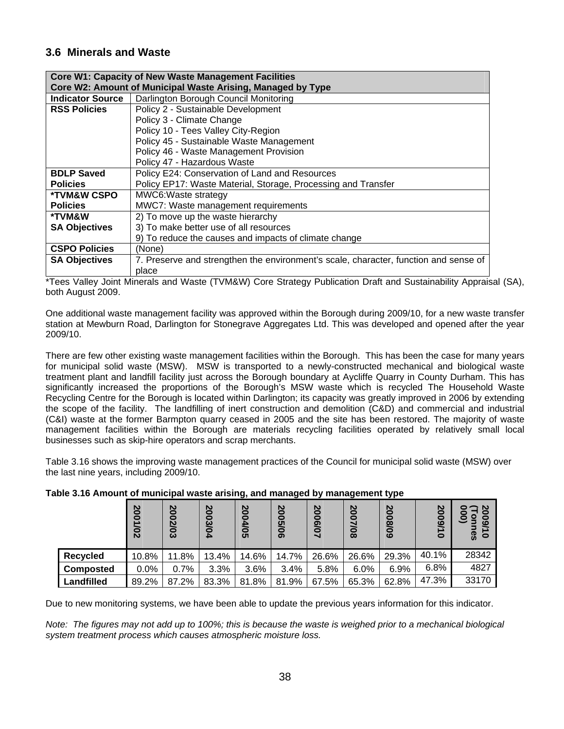## 3.6 Minerals and Waste

| **Core W1: Capacity of New Waste Management Facilities<br>Core W2: Amount of Municipal Waste Arising, Managed by Type** | |
|---|---|
| **Indicator Source** | Darlington Borough Council Monitoring |
| **RSS Policies** | Policy 2 - Sustainable Development<br>Policy 3 - Climate Change<br>Policy 10 - Tees Valley City-Region<br>Policy 45 - Sustainable Waste Management<br>Policy 46 - Waste Management Provision<br>Policy 47 - Hazardous Waste |
| **BDLP Saved Policies** | Policy E24: Conservation of Land and Resources<br>Policy EP17: Waste Material, Storage, Processing and Transfer |
| **\*TVM&W CSPO Policies** | MWC6:Waste strategy<br>MWC7: Waste management requirements |
| **\*TVM&W SA Objectives** | 2) To move up the waste hierarchy<br>3) To make better use of all resources<br>9) To reduce the causes and impacts of climate change |
| **CSPO Policies** | (None) |
| **SA Objectives** | 7. Preserve and strengthen the environment's scale, character, function and sense of place |

*Tees Valley Joint Minerals and Waste (TVM&W) Core Strategy Publication Draft and Sustainability Appraisal (SA), both August 2009.

One additional waste management facility was approved within the Borough during 2009/10, for a new waste transfer station at Mewburn Road, Darlington for Stonegrave Aggregates Ltd. This was developed and opened after the year 2009/10.

There are few other existing waste management facilities within the Borough. This has been the case for many years for municipal solid waste (MSW). MSW is transported to a newly-constructed mechanical and biological waste treatment plant and landfill facility just across the Borough boundary at Aycliffe Quarry in County Durham. This has significantly increased the proportions of the Borough's MSW waste which is recycled The Household Waste Recycling Centre for the Borough is located within Darlington; its capacity was greatly improved in 2006 by extending the scope of the facility. The landfilling of inert construction and demolition (C&D) and commercial and industrial (C&I) waste at the former Barmpton quarry ceased in 2005 and the site has been restored. The majority of waste management facilities within the Borough are materials recycling facilities operated by relatively small local businesses such as skip-hire operators and scrap merchants.

Table 3.16 shows the improving waste management practices of the Council for municipal solid waste (MSW) over the last nine years, including 2009/10.

**Table 3.16 Amount of municipal waste arising, and managed by management type**

| | 2001/02 | 2002/03 | 2003/04 | 2004/05 | 2005/06 | 2006/07 | 2007/08 | 2008/09 | 2009/10 | 2009/10 (Tonnes 000) |
|---|---|---|---|---|---|---|---|---|---|---|
| **Recycled** | 10.8% | 11.8% | 13.4% | 14.6% | 14.7% | 26.6% | 26.6% | 29.3% | 40.1% | 28342 |
| **Composted** | 0.0% | 0.7% | 3.3% | 3.6% | 3.4% | 5.8% | 6.0% | 6.9% | 6.8% | 4827 |
| **Landfilled** | 89.2% | 87.2% | 83.3% | 81.8% | 81.9% | 67.5% | 65.3% | 62.8% | 47.3% | 33170 |

Due to new monitoring systems, we have been able to update the previous years information for this indicator.

*Note: The figures may not add up to 100%; this is because the waste is weighed prior to a mechanical biological system treatment process which causes atmospheric moisture loss.*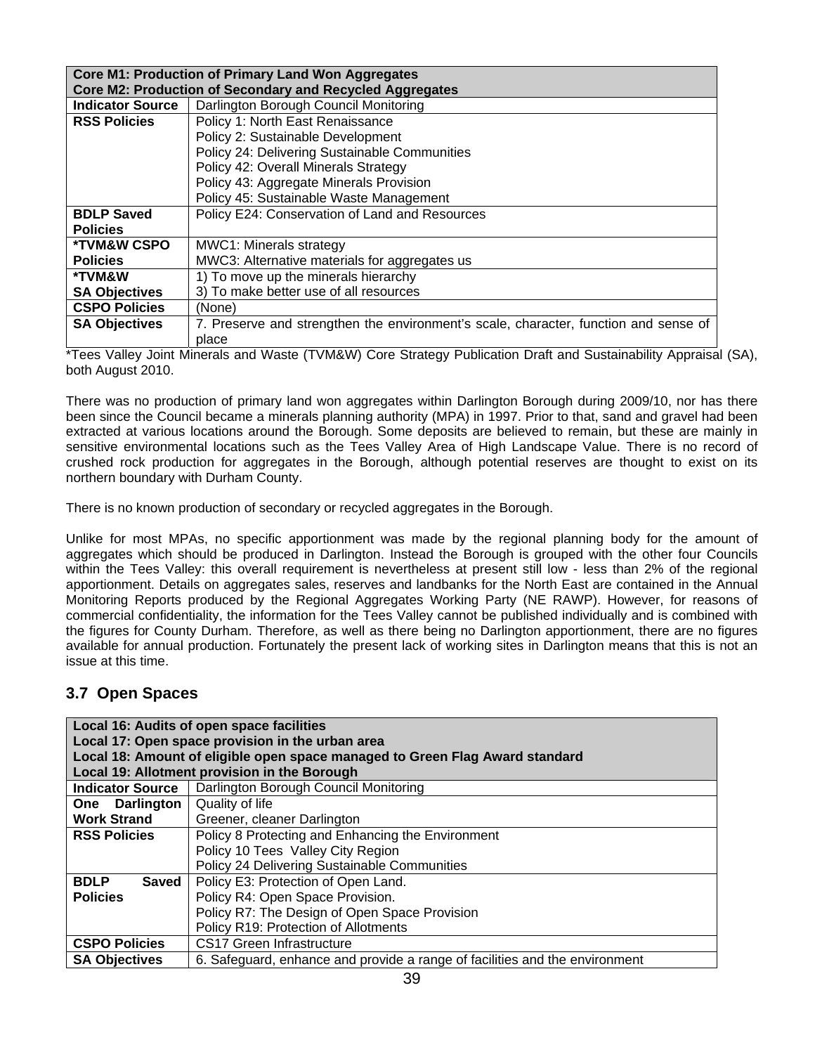| Core M1: Production of Primary Land Won Aggregates<br>Core M2: Production of Secondary and Recycled Aggregates | |
|---|---|
| **Indicator Source** | Darlington Borough Council Monitoring |
| **RSS Policies** | Policy 1: North East Renaissance<br>Policy 2: Sustainable Development<br>Policy 24: Delivering Sustainable Communities<br>Policy 42: Overall Minerals Strategy<br>Policy 43: Aggregate Minerals Provision<br>Policy 45: Sustainable Waste Management |
| **BDLP Saved Policies** | Policy E24: Conservation of Land and Resources |
| ***TVM&W CSPO Policies** | MWC1: Minerals strategy<br>MWC3: Alternative materials for aggregates us |
| ***TVM&W SA Objectives** | 1) To move up the minerals hierarchy<br>3) To make better use of all resources |
| **CSPO Policies** | (None) |
| **SA Objectives** | 7. Preserve and strengthen the environment's scale, character, function and sense of place |

*Tees Valley Joint Minerals and Waste (TVM&W) Core Strategy Publication Draft and Sustainability Appraisal (SA), both August 2010.

There was no production of primary land won aggregates within Darlington Borough during 2009/10, nor has there been since the Council became a minerals planning authority (MPA) in 1997. Prior to that, sand and gravel had been extracted at various locations around the Borough. Some deposits are believed to remain, but these are mainly in sensitive environmental locations such as the Tees Valley Area of High Landscape Value. There is no record of crushed rock production for aggregates in the Borough, although potential reserves are thought to exist on its northern boundary with Durham County.

There is no known production of secondary or recycled aggregates in the Borough.

Unlike for most MPAs, no specific apportionment was made by the regional planning body for the amount of aggregates which should be produced in Darlington. Instead the Borough is grouped with the other four Councils within the Tees Valley: this overall requirement is nevertheless at present still low - less than 2% of the regional apportionment. Details on aggregates sales, reserves and landbanks for the North East are contained in the Annual Monitoring Reports produced by the Regional Aggregates Working Party (NE RAWP). However, for reasons of commercial confidentiality, the information for the Tees Valley cannot be published individually and is combined with the figures for County Durham. Therefore, as well as there being no Darlington apportionment, there are no figures available for annual production. Fortunately the present lack of working sites in Darlington means that this is not an issue at this time.

## 3.7 Open Spaces

| Local 16: Audits of open space facilities<br>Local 17: Open space provision in the urban area<br>Local 18: Amount of eligible open space managed to Green Flag Award standard<br>Local 19: Allotment provision in the Borough | |
|---|---|
| **Indicator Source** | Darlington Borough Council Monitoring |
| **One Darlington Work Strand** | Quality of life<br>Greener, cleaner Darlington |
| **RSS Policies** | Policy 8 Protecting and Enhancing the Environment<br>Policy 10 Tees Valley City Region<br>Policy 24 Delivering Sustainable Communities |
| **BDLP Saved Policies** | Policy E3: Protection of Open Land.<br>Policy R4: Open Space Provision.<br>Policy R7: The Design of Open Space Provision<br>Policy R19: Protection of Allotments |
| **CSPO Policies** | CS17 Green Infrastructure |
| **SA Objectives** | 6. Safeguard, enhance and provide a range of facilities and the environment |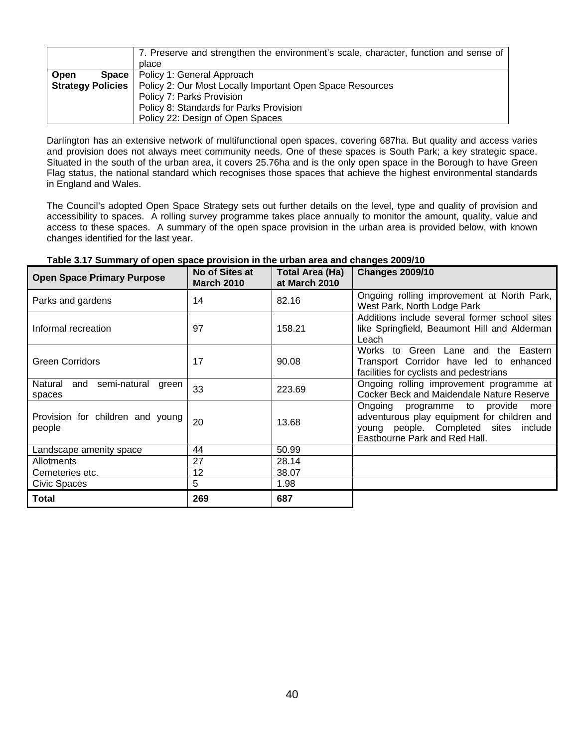| | |
|---|---|
| | 7. Preserve and strengthen the environment's scale, character, function and sense of place |
| **Open Space Strategy Policies** | Policy 1: General Approach<br>Policy 2: Our Most Locally Important Open Space Resources<br>Policy 7: Parks Provision<br>Policy 8: Standards for Parks Provision<br>Policy 22: Design of Open Spaces |

Darlington has an extensive network of multifunctional open spaces, covering 687ha. But quality and access varies and provision does not always meet community needs. One of these spaces is South Park; a key strategic space. Situated in the south of the urban area, it covers 25.76ha and is the only open space in the Borough to have Green Flag status, the national standard which recognises those spaces that achieve the highest environmental standards in England and Wales.

The Council's adopted Open Space Strategy sets out further details on the level, type and quality of provision and accessibility to spaces. A rolling survey programme takes place annually to monitor the amount, quality, value and access to these spaces. A summary of the open space provision in the urban area is provided below, with known changes identified for the last year.

**Table 3.17 Summary of open space provision in the urban area and changes 2009/10**

| Open Space Primary Purpose | No of Sites at March 2010 | Total Area (Ha) at March 2010 | Changes 2009/10 |
|---|---|---|---|
| Parks and gardens | 14 | 82.16 | Ongoing rolling improvement at North Park, West Park, North Lodge Park |
| Informal recreation | 97 | 158.21 | Additions include several former school sites like Springfield, Beaumont Hill and Alderman Leach |
| Green Corridors | 17 | 90.08 | Works to Green Lane and the Eastern Transport Corridor have led to enhanced facilities for cyclists and pedestrians |
| Natural and semi-natural green spaces | 33 | 223.69 | Ongoing rolling improvement programme at Cocker Beck and Maidendale Nature Reserve |
| Provision for children and young people | 20 | 13.68 | Ongoing programme to provide more adventurous play equipment for children and young people. Completed sites include Eastbourne Park and Red Hall. |
| Landscape amenity space | 44 | 50.99 | |
| Allotments | 27 | 28.14 | |
| Cemeteries etc. | 12 | 38.07 | |
| Civic Spaces | 5 | 1.98 | |
| **Total** | **269** | **687** | |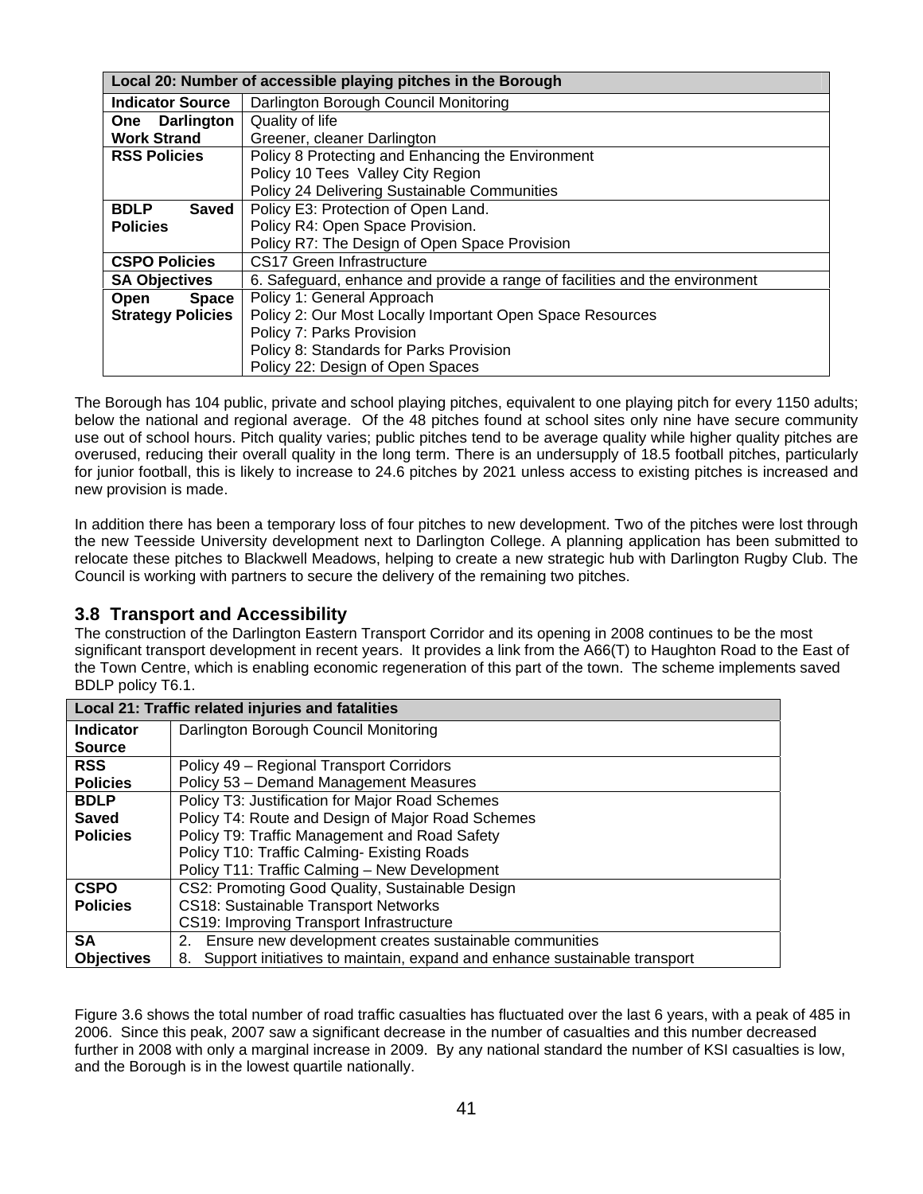| Local 20: Number of accessible playing pitches in the Borough | |
|---|---|
| **Indicator Source** | Darlington Borough Council Monitoring |
| **One Darlington Work Strand** | Quality of life<br>Greener, cleaner Darlington |
| **RSS Policies** | Policy 8 Protecting and Enhancing the Environment<br>Policy 10 Tees Valley City Region<br>Policy 24 Delivering Sustainable Communities |
| **BDLP Saved Policies** | Policy E3: Protection of Open Land.<br>Policy R4: Open Space Provision.<br>Policy R7: The Design of Open Space Provision |
| **CSPO Policies** | CS17 Green Infrastructure |
| **SA Objectives** | 6. Safeguard, enhance and provide a range of facilities and the environment |
| **Open Space Strategy Policies** | Policy 1: General Approach<br>Policy 2: Our Most Locally Important Open Space Resources<br>Policy 7: Parks Provision<br>Policy 8: Standards for Parks Provision<br>Policy 22: Design of Open Spaces |

The Borough has 104 public, private and school playing pitches, equivalent to one playing pitch for every 1150 adults; below the national and regional average. Of the 48 pitches found at school sites only nine have secure community use out of school hours. Pitch quality varies; public pitches tend to be average quality while higher quality pitches are overused, reducing their overall quality in the long term. There is an undersupply of 18.5 football pitches, particularly for junior football, this is likely to increase to 24.6 pitches by 2021 unless access to existing pitches is increased and new provision is made.

In addition there has been a temporary loss of four pitches to new development. Two of the pitches were lost through the new Teesside University development next to Darlington College. A planning application has been submitted to relocate these pitches to Blackwell Meadows, helping to create a new strategic hub with Darlington Rugby Club. The Council is working with partners to secure the delivery of the remaining two pitches.

## 3.8 Transport and Accessibility

The construction of the Darlington Eastern Transport Corridor and its opening in 2008 continues to be the most significant transport development in recent years. It provides a link from the A66(T) to Haughton Road to the East of the Town Centre, which is enabling economic regeneration of this part of the town. The scheme implements saved BDLP policy T6.1.

| Local 21: Traffic related injuries and fatalities | |
|---|---|
| **Indicator Source** | Darlington Borough Council Monitoring |
| **RSS Policies** | Policy 49 – Regional Transport Corridors<br>Policy 53 – Demand Management Measures |
| **BDLP Saved Policies** | Policy T3: Justification for Major Road Schemes<br>Policy T4: Route and Design of Major Road Schemes<br>Policy T9: Traffic Management and Road Safety<br>Policy T10: Traffic Calming- Existing Roads<br>Policy T11: Traffic Calming – New Development |
| **CSPO Policies** | CS2: Promoting Good Quality, Sustainable Design<br>CS18: Sustainable Transport Networks<br>CS19: Improving Transport Infrastructure |
| **SA Objectives** | 2. Ensure new development creates sustainable communities<br>8. Support initiatives to maintain, expand and enhance sustainable transport |

Figure 3.6 shows the total number of road traffic casualties has fluctuated over the last 6 years, with a peak of 485 in 2006. Since this peak, 2007 saw a significant decrease in the number of casualties and this number decreased further in 2008 with only a marginal increase in 2009. By any national standard the number of KSI casualties is low, and the Borough is in the lowest quartile nationally.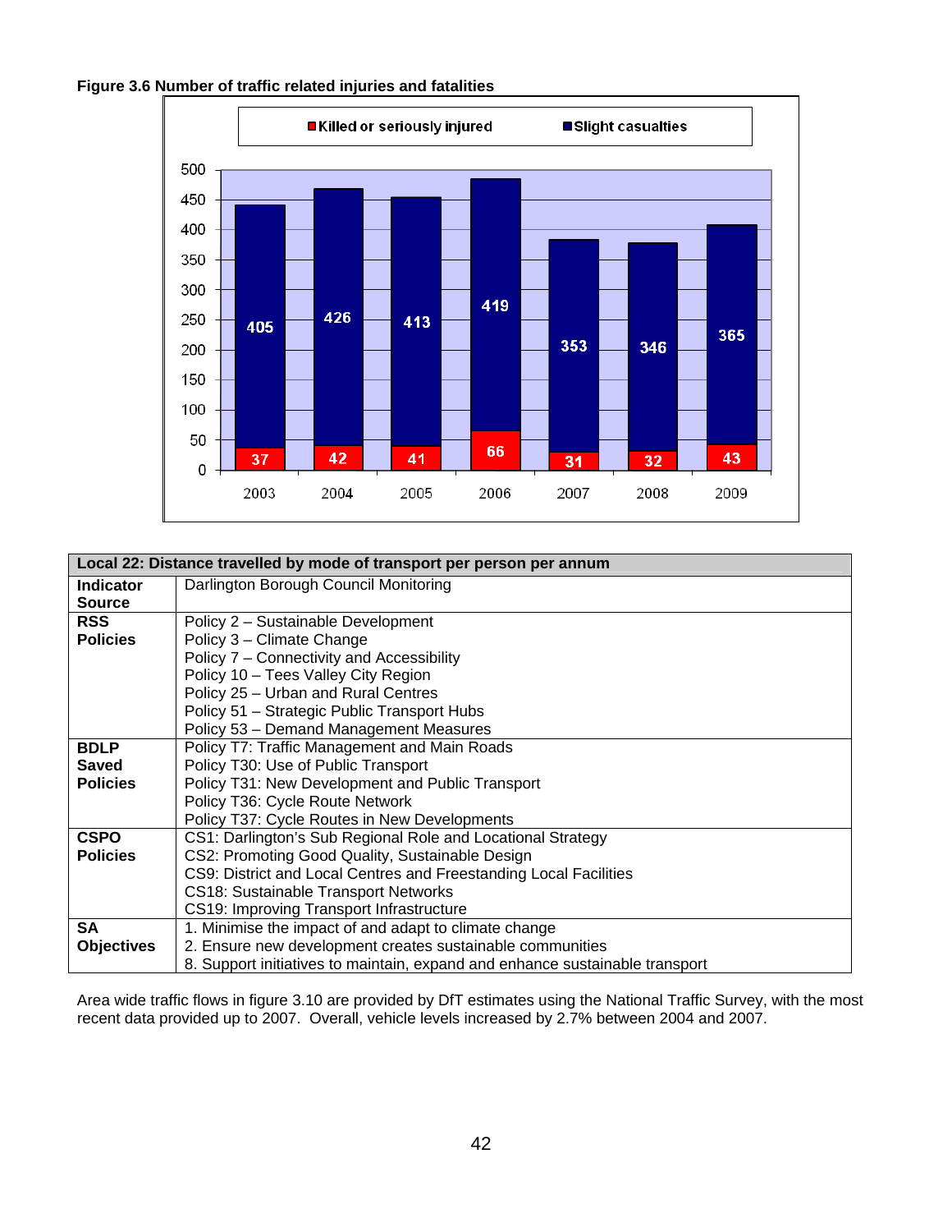**Figure 3.6 Number of traffic related injuries and fatalities**

| Year | Killed or seriously injured | Slight casualties |
|---|---|---|
| 2003 | 37 | 405 |
| 2004 | 42 | 426 |
| 2005 | 41 | 413 |
| 2006 | 66 | 419 |
| 2007 | 31 | 353 |
| 2008 | 32 | 346 |
| 2009 | 43 | 365 |

| Local 22: Distance travelled by mode of transport per person per annum | |
|---|---|
| **Indicator Source** | Darlington Borough Council Monitoring |
| **RSS Policies** | Policy 2 – Sustainable Development<br>Policy 3 – Climate Change<br>Policy 7 – Connectivity and Accessibility<br>Policy 10 – Tees Valley City Region<br>Policy 25 – Urban and Rural Centres<br>Policy 51 – Strategic Public Transport Hubs<br>Policy 53 – Demand Management Measures |
| **BDLP Saved Policies** | Policy T7: Traffic Management and Main Roads<br>Policy T30: Use of Public Transport<br>Policy T31: New Development and Public Transport<br>Policy T36: Cycle Route Network<br>Policy T37: Cycle Routes in New Developments |
| **CSPO Policies** | CS1: Darlington's Sub Regional Role and Locational Strategy<br>CS2: Promoting Good Quality, Sustainable Design<br>CS9: District and Local Centres and Freestanding Local Facilities<br>CS18: Sustainable Transport Networks<br>CS19: Improving Transport Infrastructure |
| **SA Objectives** | 1. Minimise the impact of and adapt to climate change<br>2. Ensure new development creates sustainable communities<br>8. Support initiatives to maintain, expand and enhance sustainable transport |

Area wide traffic flows in figure 3.10 are provided by DfT estimates using the National Traffic Survey, with the most recent data provided up to 2007. Overall, vehicle levels increased by 2.7% between 2004 and 2007.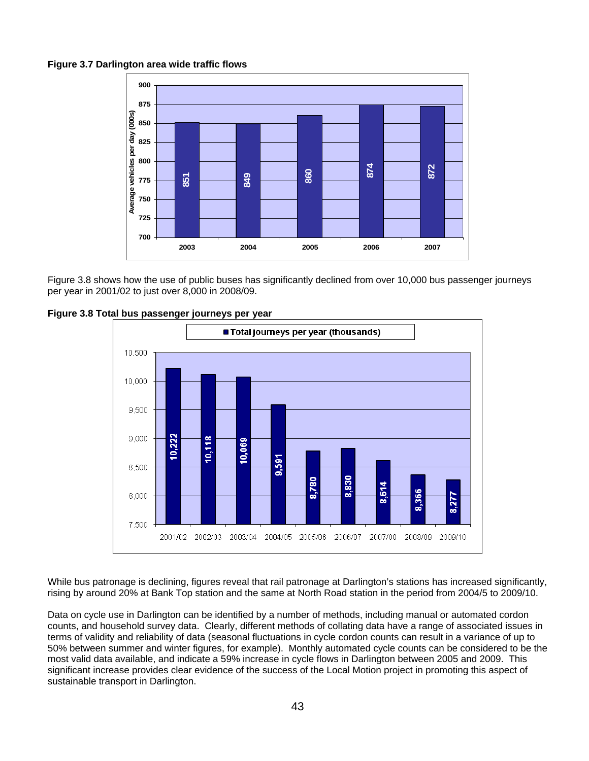**Figure 3.7 Darlington area wide traffic flows**

| Year | Average vehicles per day (000s) |
|---|---|
| 2003 | 851 |
| 2004 | 849 |
| 2005 | 860 |
| 2006 | 874 |
| 2007 | 872 |

Figure 3.8 shows how the use of public buses has significantly declined from over 10,000 bus passenger journeys per year in 2001/02 to just over 8,000 in 2008/09.

**Figure 3.8 Total bus passenger journeys per year**

| Year | Total journeys per year (thousands) |
|---|---|
| 2001/02 | 10,222 |
| 2002/03 | 10,118 |
| 2003/04 | 10,069 |
| 2004/05 | 9,591 |
| 2005/06 | 8,780 |
| 2006/07 | 8,830 |
| 2007/08 | 8,614 |
| 2008/09 | 8,366 |
| 2009/10 | 8,277 |

While bus patronage is declining, figures reveal that rail patronage at Darlington's stations has increased significantly, rising by around 20% at Bank Top station and the same at North Road station in the period from 2004/5 to 2009/10.

Data on cycle use in Darlington can be identified by a number of methods, including manual or automated cordon counts, and household survey data. Clearly, different methods of collating data have a range of associated issues in terms of validity and reliability of data (seasonal fluctuations in cycle cordon counts can result in a variance of up to 50% between summer and winter figures, for example). Monthly automated cycle counts can be considered to be the most valid data available, and indicate a 59% increase in cycle flows in Darlington between 2005 and 2009. This significant increase provides clear evidence of the success of the Local Motion project in promoting this aspect of sustainable transport in Darlington.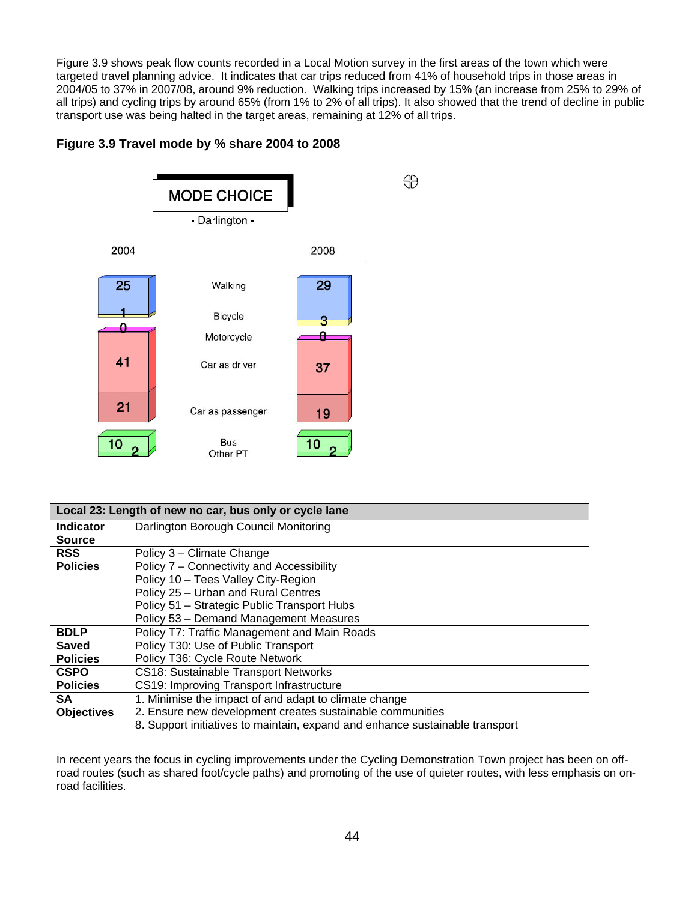Figure 3.9 shows peak flow counts recorded in a Local Motion survey in the first areas of the town which were targeted travel planning advice. It indicates that car trips reduced from 41% of household trips in those areas in 2004/05 to 37% in 2007/08, around 9% reduction. Walking trips increased by 15% (an increase from 25% to 29% of all trips) and cycling trips by around 65% (from 1% to 2% of all trips). It also showed that the trend of decline in public transport use was being halted in the target areas, remaining at 12% of all trips.

**Figure 3.9 Travel mode by % share 2004 to 2008**

MODE CHOICE

- Darlington -

| 2004 | Mode | 2008 |
|---|---|---|
| 25 | Walking | 29 |
| 1 | Bicycle | 3 |
| 0 | Motorcycle | 0 |
| 41 | Car as driver | 37 |
| 21 | Car as passenger | 19 |
| 10 | Bus | 10 |
| 2 | Other PT | 2 |

| **Local 23: Length of new no car, bus only or cycle lane** | |
|---|---|
| **Indicator Source** | Darlington Borough Council Monitoring |
| **RSS Policies** | Policy 3 – Climate Change<br>Policy 7 – Connectivity and Accessibility<br>Policy 10 – Tees Valley City-Region<br>Policy 25 – Urban and Rural Centres<br>Policy 51 – Strategic Public Transport Hubs<br>Policy 53 – Demand Management Measures |
| **BDLP Saved Policies** | Policy T7: Traffic Management and Main Roads<br>Policy T30: Use of Public Transport<br>Policy T36: Cycle Route Network |
| **CSPO Policies** | CS18: Sustainable Transport Networks<br>CS19: Improving Transport Infrastructure |
| **SA Objectives** | 1. Minimise the impact of and adapt to climate change<br>2. Ensure new development creates sustainable communities<br>8. Support initiatives to maintain, expand and enhance sustainable transport |

In recent years the focus in cycling improvements under the Cycling Demonstration Town project has been on off-road routes (such as shared foot/cycle paths) and promoting of the use of quieter routes, with less emphasis on on-road facilities.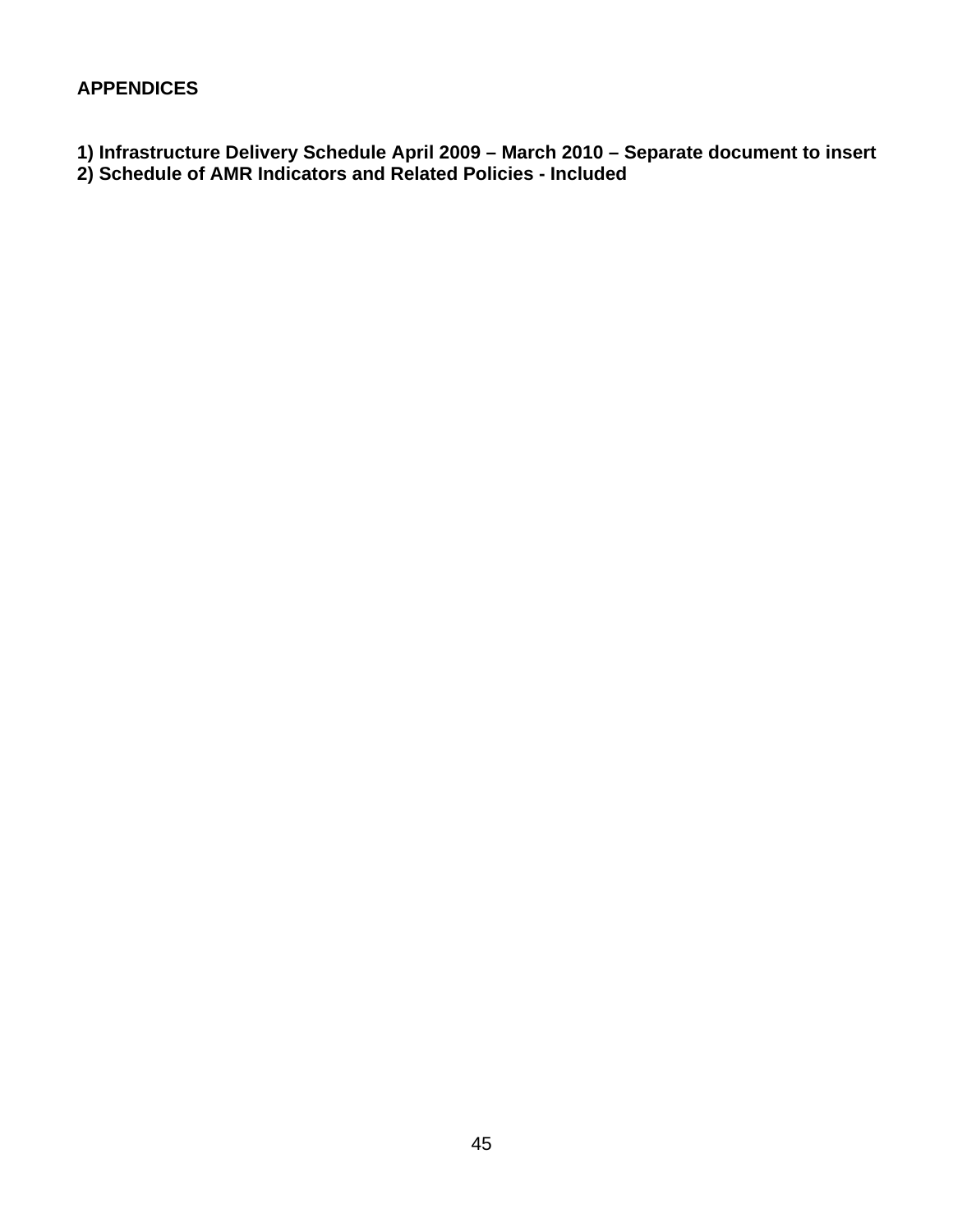**APPENDICES**

**1) Infrastructure Delivery Schedule April 2009 – March 2010 – Separate document to insert**
**2) Schedule of AMR Indicators and Related Policies - Included**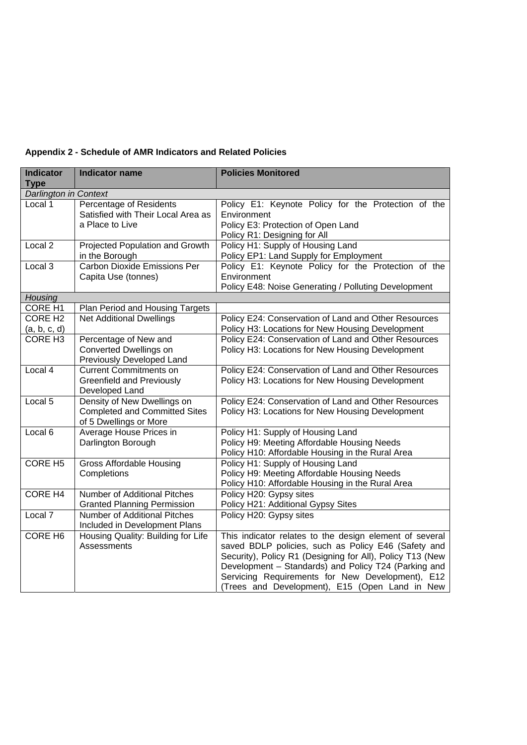**Appendix 2 - Schedule of AMR Indicators and Related Policies**

| Indicator Type | Indicator name | Policies Monitored |
|---|---|---|
| *Darlington in Context* | | |
| Local 1 | Percentage of Residents Satisfied with Their Local Area as a Place to Live | Policy E1: Keynote Policy for the Protection of the Environment<br>Policy E3: Protection of Open Land<br>Policy R1: Designing for All |
| Local 2 | Projected Population and Growth in the Borough | Policy H1: Supply of Housing Land<br>Policy EP1: Land Supply for Employment |
| Local 3 | Carbon Dioxide Emissions Per Capita Use (tonnes) | Policy E1: Keynote Policy for the Protection of the Environment<br>Policy E48: Noise Generating / Polluting Development |
| *Housing* | | |
| CORE H1 | Plan Period and Housing Targets | |
| CORE H2 (a, b, c, d) | Net Additional Dwellings | Policy E24: Conservation of Land and Other Resources<br>Policy H3: Locations for New Housing Development |
| CORE H3 | Percentage of New and Converted Dwellings on Previously Developed Land | Policy E24: Conservation of Land and Other Resources<br>Policy H3: Locations for New Housing Development |
| Local 4 | Current Commitments on Greenfield and Previously Developed Land | Policy E24: Conservation of Land and Other Resources<br>Policy H3: Locations for New Housing Development |
| Local 5 | Density of New Dwellings on Completed and Committed Sites of 5 Dwellings or More | Policy E24: Conservation of Land and Other Resources<br>Policy H3: Locations for New Housing Development |
| Local 6 | Average House Prices in Darlington Borough | Policy H1: Supply of Housing Land<br>Policy H9: Meeting Affordable Housing Needs<br>Policy H10: Affordable Housing in the Rural Area |
| CORE H5 | Gross Affordable Housing Completions | Policy H1: Supply of Housing Land<br>Policy H9: Meeting Affordable Housing Needs<br>Policy H10: Affordable Housing in the Rural Area |
| CORE H4 | Number of Additional Pitches Granted Planning Permission | Policy H20: Gypsy sites<br>Policy H21: Additional Gypsy Sites |
| Local 7 | Number of Additional Pitches Included in Development Plans | Policy H20: Gypsy sites |
| CORE H6 | Housing Quality: Building for Life Assessments | This indicator relates to the design element of several saved BDLP policies, such as Policy E46 (Safety and Security), Policy R1 (Designing for All), Policy T13 (New Development – Standards) and Policy T24 (Parking and Servicing Requirements for New Development), E12 (Trees and Development), E15 (Open Land in New |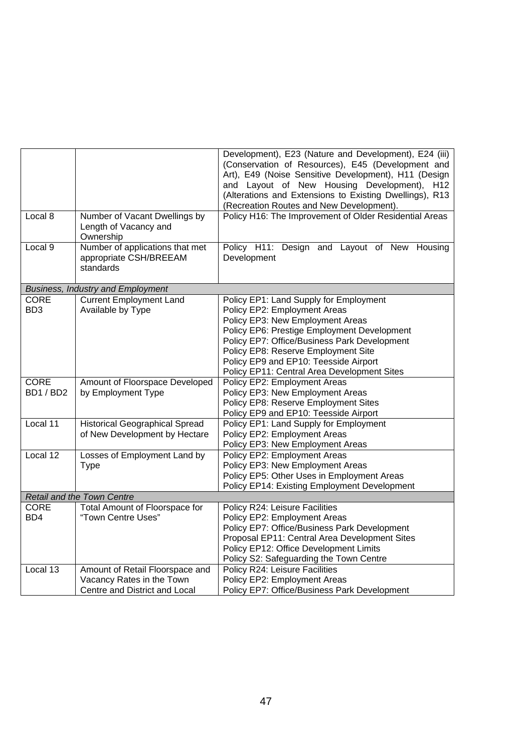| | | |
|---|---|---|
| | | Development), E23 (Nature and Development), E24 (iii) (Conservation of Resources), E45 (Development and Art), E49 (Noise Sensitive Development), H11 (Design and Layout of New Housing Development), H12 (Alterations and Extensions to Existing Dwellings), R13 (Recreation Routes and New Development). |
| Local 8 | Number of Vacant Dwellings by Length of Vacancy and Ownership | Policy H16: The Improvement of Older Residential Areas |
| Local 9 | Number of applications that met appropriate CSH/BREEAM standards | Policy H11: Design and Layout of New Housing Development |
| *Business, Industry and Employment* | | |
| CORE BD3 | Current Employment Land Available by Type | Policy EP1: Land Supply for Employment<br>Policy EP2: Employment Areas<br>Policy EP3: New Employment Areas<br>Policy EP6: Prestige Employment Development<br>Policy EP7: Office/Business Park Development<br>Policy EP8: Reserve Employment Site<br>Policy EP9 and EP10: Teesside Airport<br>Policy EP11: Central Area Development Sites |
| CORE BD1 / BD2 | Amount of Floorspace Developed by Employment Type | Policy EP2: Employment Areas<br>Policy EP3: New Employment Areas<br>Policy EP8: Reserve Employment Sites<br>Policy EP9 and EP10: Teesside Airport |
| Local 11 | Historical Geographical Spread of New Development by Hectare | Policy EP1: Land Supply for Employment<br>Policy EP2: Employment Areas<br>Policy EP3: New Employment Areas |
| Local 12 | Losses of Employment Land by Type | Policy EP2: Employment Areas<br>Policy EP3: New Employment Areas<br>Policy EP5: Other Uses in Employment Areas<br>Policy EP14: Existing Employment Development |
| *Retail and the Town Centre* | | |
| CORE BD4 | Total Amount of Floorspace for "Town Centre Uses" | Policy R24: Leisure Facilities<br>Policy EP2: Employment Areas<br>Policy EP7: Office/Business Park Development<br>Proposal EP11: Central Area Development Sites<br>Policy EP12: Office Development Limits<br>Policy S2: Safeguarding the Town Centre |
| Local 13 | Amount of Retail Floorspace and Vacancy Rates in the Town Centre and District and Local | Policy R24: Leisure Facilities<br>Policy EP2: Employment Areas<br>Policy EP7: Office/Business Park Development |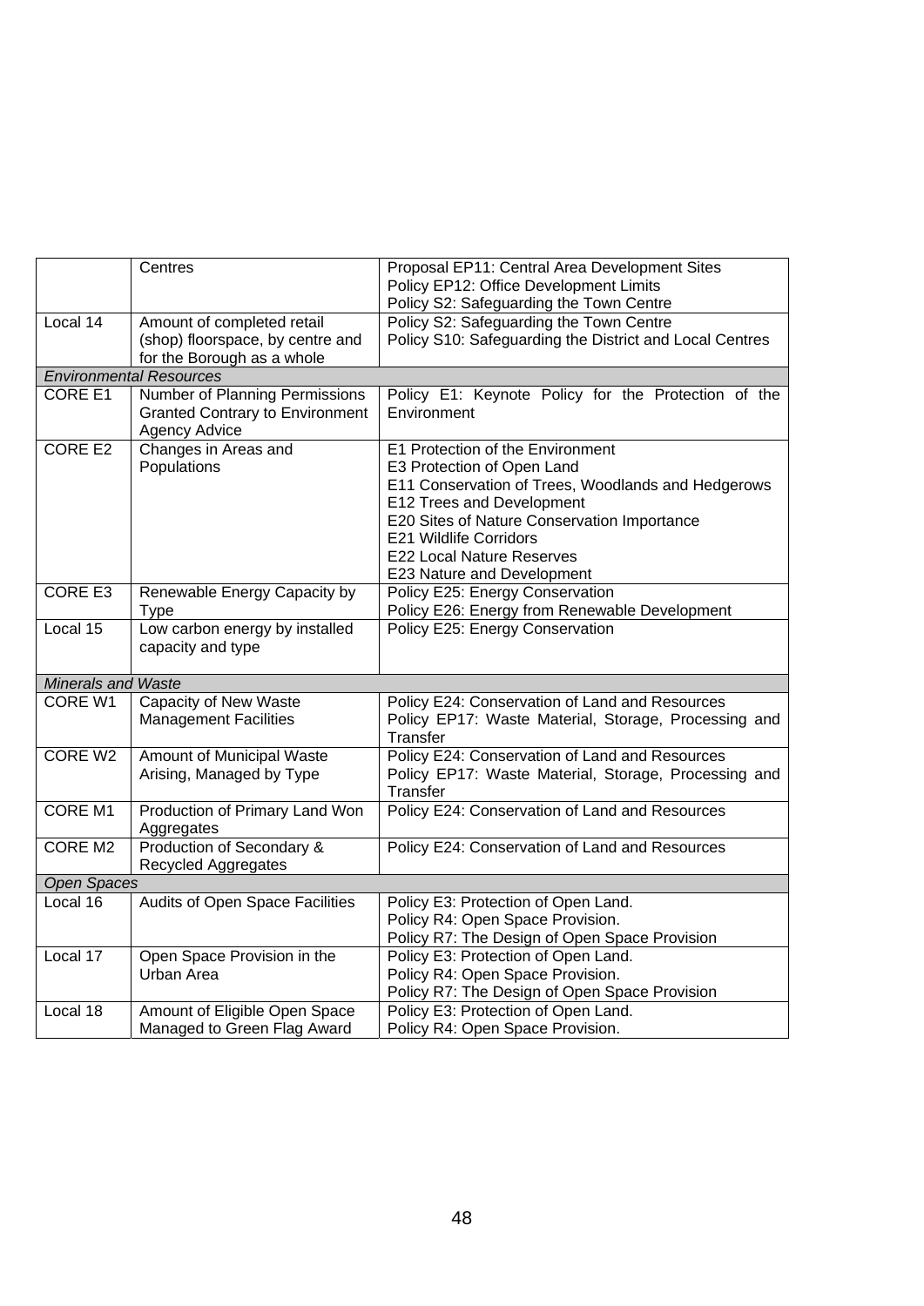| | | |
|---|---|---|
| | Centres | Proposal EP11: Central Area Development Sites<br>Policy EP12: Office Development Limits<br>Policy S2: Safeguarding the Town Centre |
| Local 14 | Amount of completed retail (shop) floorspace, by centre and for the Borough as a whole | Policy S2: Safeguarding the Town Centre<br>Policy S10: Safeguarding the District and Local Centres |
| *Environmental Resources* | | |
| CORE E1 | Number of Planning Permissions Granted Contrary to Environment Agency Advice | Policy E1: Keynote Policy for the Protection of the Environment |
| CORE E2 | Changes in Areas and Populations | E1 Protection of the Environment<br>E3 Protection of Open Land<br>E11 Conservation of Trees, Woodlands and Hedgerows<br>E12 Trees and Development<br>E20 Sites of Nature Conservation Importance<br>E21 Wildlife Corridors<br>E22 Local Nature Reserves<br>E23 Nature and Development |
| CORE E3 | Renewable Energy Capacity by Type | Policy E25: Energy Conservation<br>Policy E26: Energy from Renewable Development |
| Local 15 | Low carbon energy by installed capacity and type | Policy E25: Energy Conservation |
| *Minerals and Waste* | | |
| CORE W1 | Capacity of New Waste Management Facilities | Policy E24: Conservation of Land and Resources<br>Policy EP17: Waste Material, Storage, Processing and Transfer |
| CORE W2 | Amount of Municipal Waste Arising, Managed by Type | Policy E24: Conservation of Land and Resources<br>Policy EP17: Waste Material, Storage, Processing and Transfer |
| CORE M1 | Production of Primary Land Won Aggregates | Policy E24: Conservation of Land and Resources |
| CORE M2 | Production of Secondary & Recycled Aggregates | Policy E24: Conservation of Land and Resources |
| *Open Spaces* | | |
| Local 16 | Audits of Open Space Facilities | Policy E3: Protection of Open Land.<br>Policy R4: Open Space Provision.<br>Policy R7: The Design of Open Space Provision |
| Local 17 | Open Space Provision in the Urban Area | Policy E3: Protection of Open Land.<br>Policy R4: Open Space Provision.<br>Policy R7: The Design of Open Space Provision |
| Local 18 | Amount of Eligible Open Space Managed to Green Flag Award | Policy E3: Protection of Open Land.<br>Policy R4: Open Space Provision. |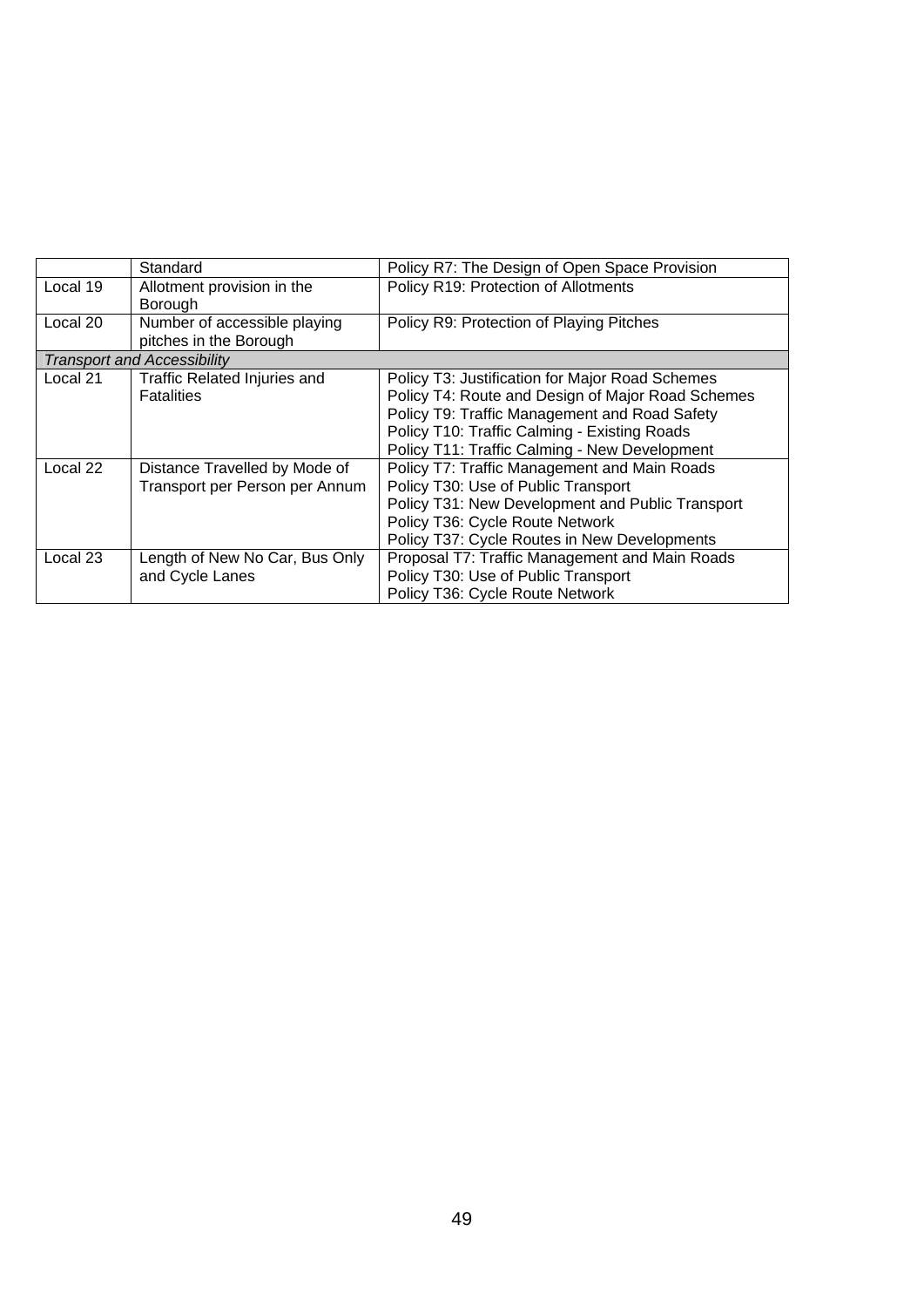| | | |
|---|---|---|
| | Standard | Policy R7: The Design of Open Space Provision |
| Local 19 | Allotment provision in the Borough | Policy R19: Protection of Allotments |
| Local 20 | Number of accessible playing pitches in the Borough | Policy R9: Protection of Playing Pitches |
| *Transport and Accessibility* | | |
| Local 21 | Traffic Related Injuries and Fatalities | Policy T3: Justification for Major Road Schemes<br>Policy T4: Route and Design of Major Road Schemes<br>Policy T9: Traffic Management and Road Safety<br>Policy T10: Traffic Calming - Existing Roads<br>Policy T11: Traffic Calming - New Development |
| Local 22 | Distance Travelled by Mode of Transport per Person per Annum | Policy T7: Traffic Management and Main Roads<br>Policy T30: Use of Public Transport<br>Policy T31: New Development and Public Transport<br>Policy T36: Cycle Route Network<br>Policy T37: Cycle Routes in New Developments |
| Local 23 | Length of New No Car, Bus Only and Cycle Lanes | Proposal T7: Traffic Management and Main Roads<br>Policy T30: Use of Public Transport<br>Policy T36: Cycle Route Network |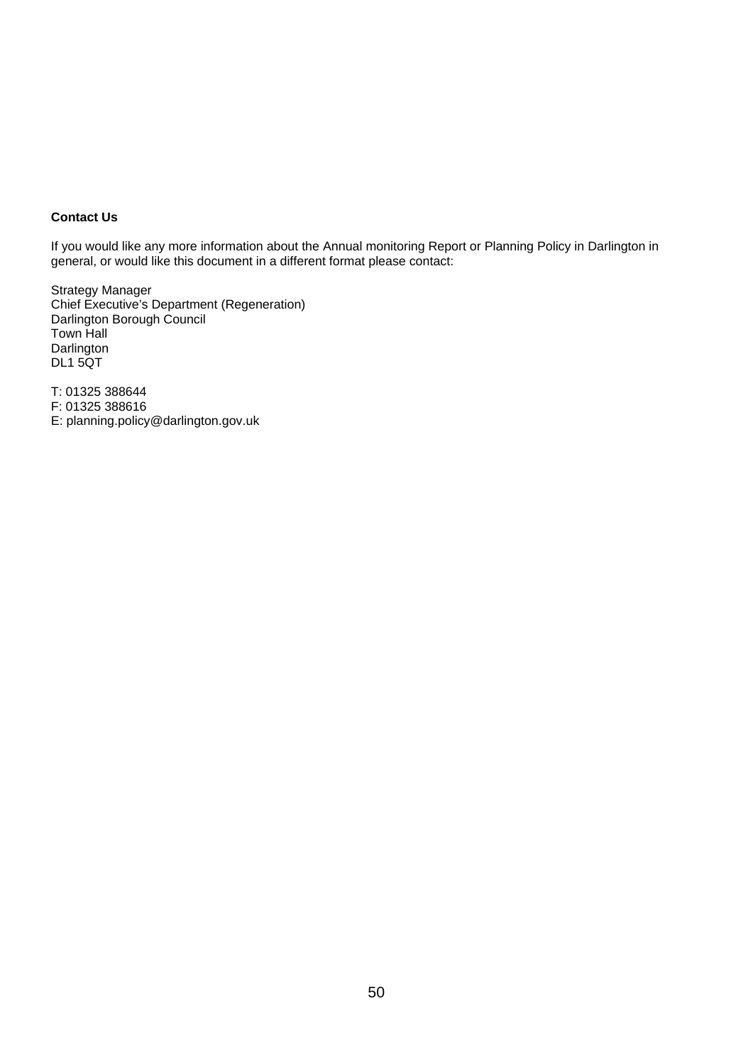**Contact Us**

If you would like any more information about the Annual monitoring Report or Planning Policy in Darlington in general, or would like this document in a different format please contact:

Strategy Manager
Chief Executive's Department (Regeneration)
Darlington Borough Council
Town Hall
Darlington
DL1 5QT

T: 01325 388644
F: 01325 388616
E: planning.policy@darlington.gov.uk